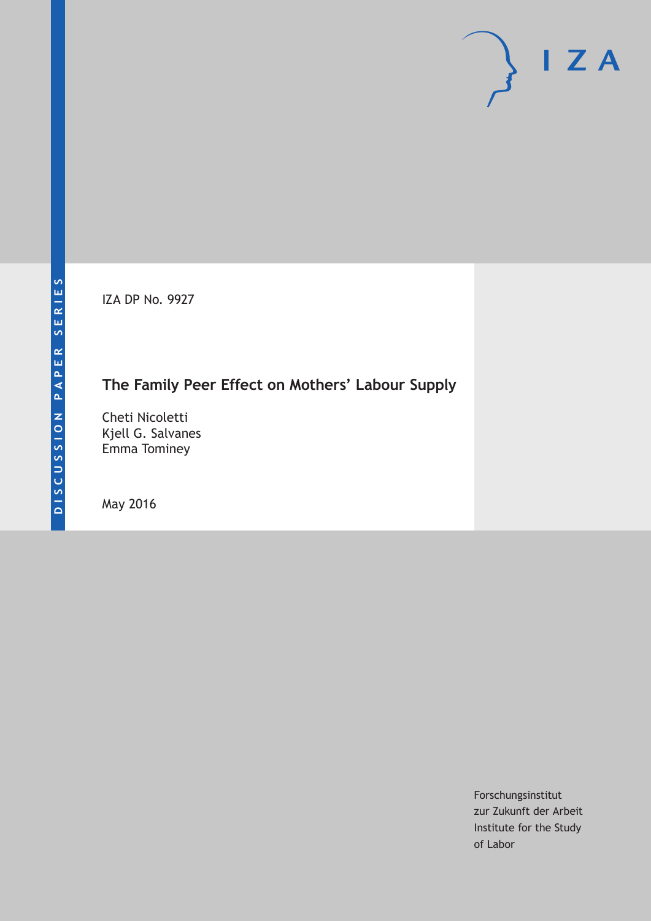DISCUSSION PAPER SERIES

IZA DP No. 9927

# The Family Peer Effect on Mothers' Labour Supply

Cheti Nicoletti
Kjell G. Salvanes
Emma Tominey

May 2016

IZA

Forschungsinstitut
zur Zukunft der Arbeit
Institute for the Study
of Labor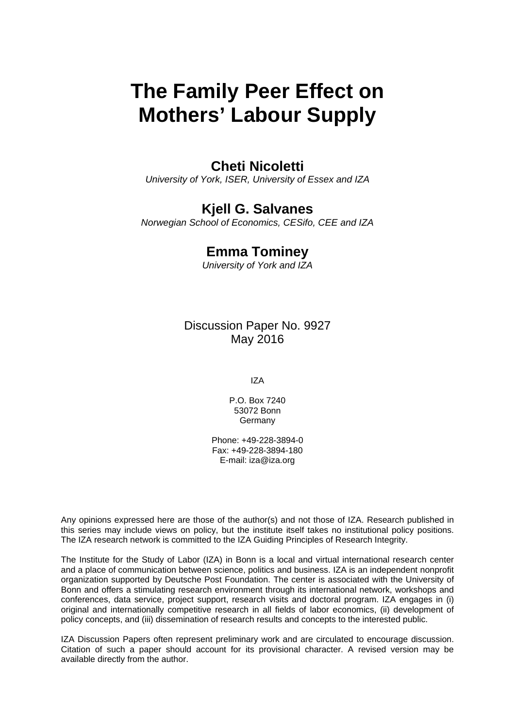# The Family Peer Effect on Mothers' Labour Supply

**Cheti Nicoletti**
*University of York, ISER, University of Essex and IZA*

**Kjell G. Salvanes**
*Norwegian School of Economics, CESifo, CEE and IZA*

**Emma Tominey**
*University of York and IZA*

Discussion Paper No. 9927
May 2016

IZA

P.O. Box 7240
53072 Bonn
Germany

Phone: +49-228-3894-0
Fax: +49-228-3894-180
E-mail: iza@iza.org

Any opinions expressed here are those of the author(s) and not those of IZA. Research published in this series may include views on policy, but the institute itself takes no institutional policy positions. The IZA research network is committed to the IZA Guiding Principles of Research Integrity.

The Institute for the Study of Labor (IZA) in Bonn is a local and virtual international research center and a place of communication between science, politics and business. IZA is an independent nonprofit organization supported by Deutsche Post Foundation. The center is associated with the University of Bonn and offers a stimulating research environment through its international network, workshops and conferences, data service, project support, research visits and doctoral program. IZA engages in (i) original and internationally competitive research in all fields of labor economics, (ii) development of policy concepts, and (iii) dissemination of research results and concepts to the interested public.

IZA Discussion Papers often represent preliminary work and are circulated to encourage discussion. Citation of such a paper should account for its provisional character. A revised version may be available directly from the author.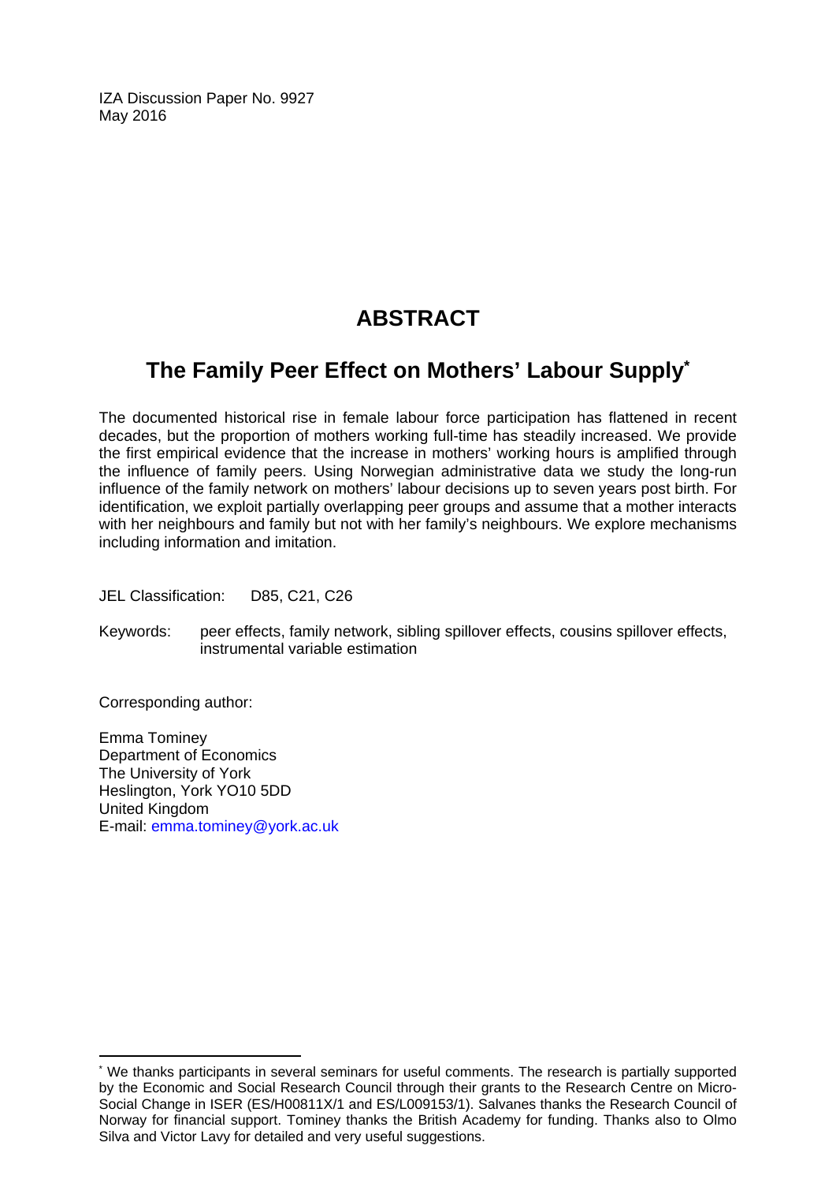IZA Discussion Paper No. 9927
May 2016

# ABSTRACT

## The Family Peer Effect on Mothers' Labour Supply*

The documented historical rise in female labour force participation has flattened in recent decades, but the proportion of mothers working full-time has steadily increased. We provide the first empirical evidence that the increase in mothers' working hours is amplified through the influence of family peers. Using Norwegian administrative data we study the long-run influence of the family network on mothers' labour decisions up to seven years post birth. For identification, we exploit partially overlapping peer groups and assume that a mother interacts with her neighbours and family but not with her family's neighbours. We explore mechanisms including information and imitation.

JEL Classification: D85, C21, C26

Keywords: peer effects, family network, sibling spillover effects, cousins spillover effects, instrumental variable estimation

Corresponding author:

Emma Tominey
Department of Economics
The University of York
Heslington, York YO10 5DD
United Kingdom
E-mail: emma.tominey@york.ac.uk

---

* We thanks participants in several seminars for useful comments. The research is partially supported by the Economic and Social Research Council through their grants to the Research Centre on Micro-Social Change in ISER (ES/H00811X/1 and ES/L009153/1). Salvanes thanks the Research Council of Norway for financial support. Tominey thanks the British Academy for funding. Thanks also to Olmo Silva and Victor Lavy for detailed and very useful suggestions.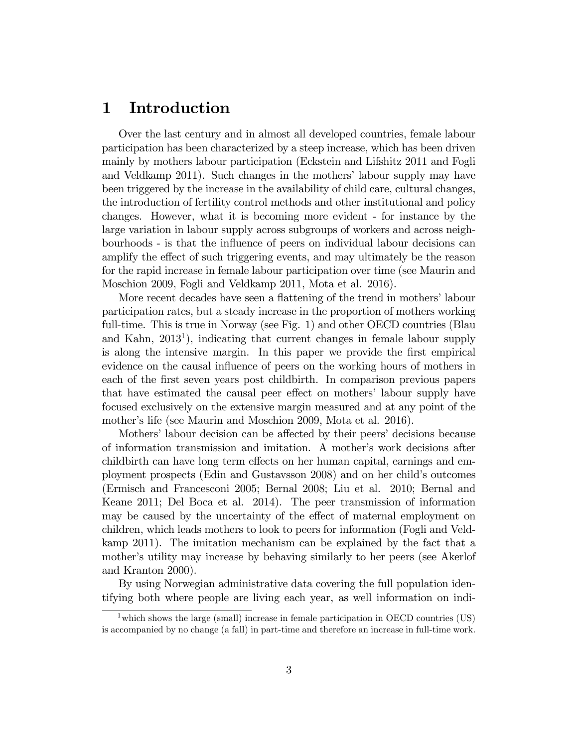# 1 Introduction

Over the last century and in almost all developed countries, female labour participation has been characterized by a steep increase, which has been driven mainly by mothers labour participation (Eckstein and Lifshitz 2011 and Fogli and Veldkamp 2011). Such changes in the mothers' labour supply may have been triggered by the increase in the availability of child care, cultural changes, the introduction of fertility control methods and other institutional and policy changes. However, what it is becoming more evident - for instance by the large variation in labour supply across subgroups of workers and across neighbourhoods - is that the influence of peers on individual labour decisions can amplify the effect of such triggering events, and may ultimately be the reason for the rapid increase in female labour participation over time (see Maurin and Moschion 2009, Fogli and Veldkamp 2011, Mota et al. 2016).

More recent decades have seen a flattening of the trend in mothers' labour participation rates, but a steady increase in the proportion of mothers working full-time. This is true in Norway (see Fig. 1) and other OECD countries (Blau and Kahn, 2013[1]), indicating that current changes in female labour supply is along the intensive margin. In this paper we provide the first empirical evidence on the causal influence of peers on the working hours of mothers in each of the first seven years post childbirth. In comparison previous papers that have estimated the causal peer effect on mothers' labour supply have focused exclusively on the extensive margin measured and at any point of the mother's life (see Maurin and Moschion 2009, Mota et al. 2016).

Mothers' labour decision can be affected by their peers' decisions because of information transmission and imitation. A mother's work decisions after childbirth can have long term effects on her human capital, earnings and employment prospects (Edin and Gustavsson 2008) and on her child's outcomes (Ermisch and Francesconi 2005; Bernal 2008; Liu et al. 2010; Bernal and Keane 2011; Del Boca et al. 2014). The peer transmission of information may be caused by the uncertainty of the effect of maternal employment on children, which leads mothers to look to peers for information (Fogli and Veldkamp 2011). The imitation mechanism can be explained by the fact that a mother's utility may increase by behaving similarly to her peers (see Akerlof and Kranton 2000).

By using Norwegian administrative data covering the full population identifying both where people are living each year, as well information on indi-

[1] which shows the large (small) increase in female participation in OECD countries (US) is accompanied by no change (a fall) in part-time and therefore an increase in full-time work.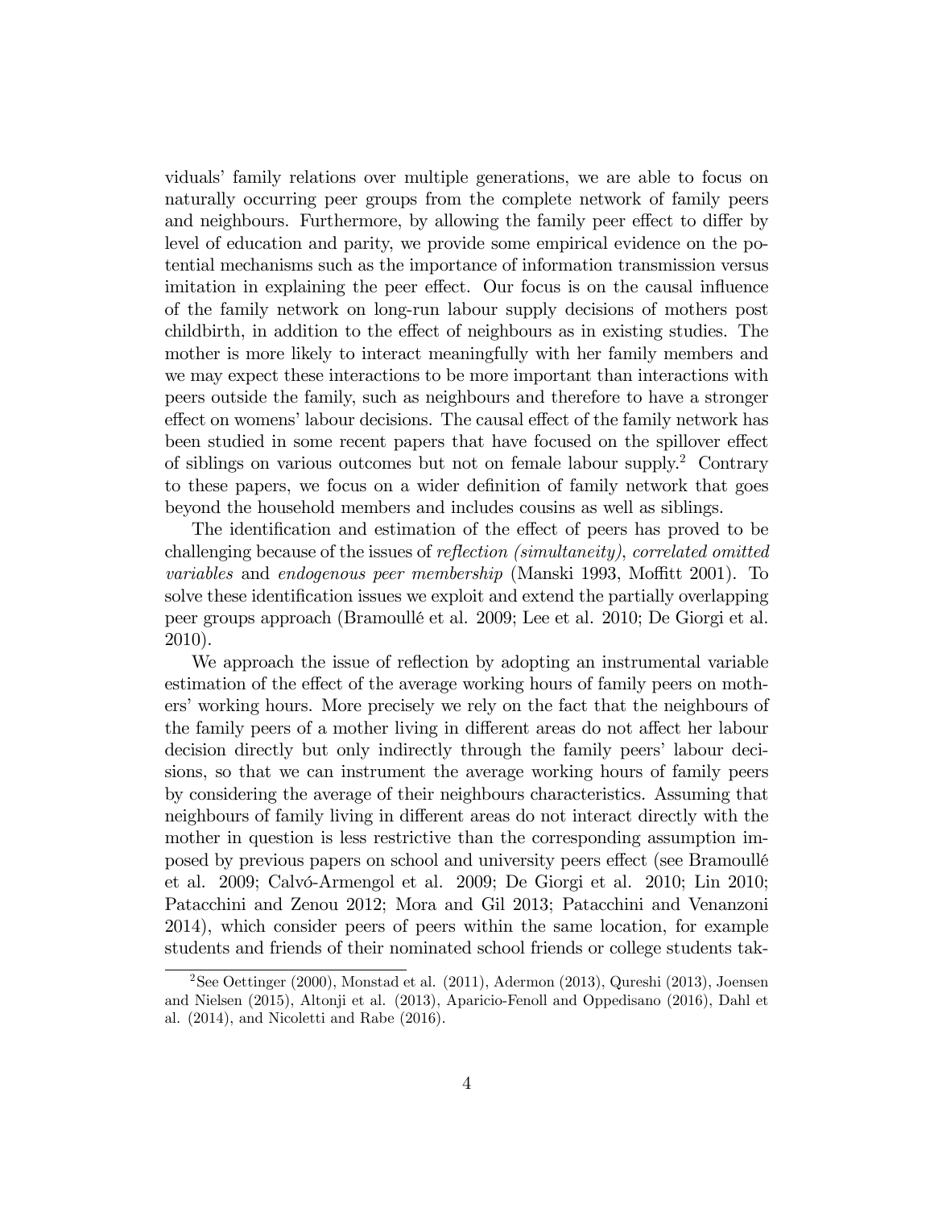viduals' family relations over multiple generations, we are able to focus on naturally occurring peer groups from the complete network of family peers and neighbours. Furthermore, by allowing the family peer effect to differ by level of education and parity, we provide some empirical evidence on the potential mechanisms such as the importance of information transmission versus imitation in explaining the peer effect. Our focus is on the causal influence of the family network on long-run labour supply decisions of mothers post childbirth, in addition to the effect of neighbours as in existing studies. The mother is more likely to interact meaningfully with her family members and we may expect these interactions to be more important than interactions with peers outside the family, such as neighbours and therefore to have a stronger effect on womens' labour decisions. The causal effect of the family network has been studied in some recent papers that have focused on the spillover effect of siblings on various outcomes but not on female labour supply.[2] Contrary to these papers, we focus on a wider definition of family network that goes beyond the household members and includes cousins as well as siblings.

The identification and estimation of the effect of peers has proved to be challenging because of the issues of *reflection (simultaneity)*, *correlated omitted variables* and *endogenous peer membership* (Manski 1993, Moffitt 2001). To solve these identification issues we exploit and extend the partially overlapping peer groups approach (Bramoullé et al. 2009; Lee et al. 2010; De Giorgi et al. 2010).

We approach the issue of reflection by adopting an instrumental variable estimation of the effect of the average working hours of family peers on mothers' working hours. More precisely we rely on the fact that the neighbours of the family peers of a mother living in different areas do not affect her labour decision directly but only indirectly through the family peers' labour decisions, so that we can instrument the average working hours of family peers by considering the average of their neighbours characteristics. Assuming that neighbours of family living in different areas do not interact directly with the mother in question is less restrictive than the corresponding assumption imposed by previous papers on school and university peers effect (see Bramoullé et al. 2009; Calvó-Armengol et al. 2009; De Giorgi et al. 2010; Lin 2010; Patacchini and Zenou 2012; Mora and Gil 2013; Patacchini and Venanzoni 2014), which consider peers of peers within the same location, for example students and friends of their nominated school friends or college students tak-

[2] See Oettinger (2000), Monstad et al. (2011), Adermon (2013), Qureshi (2013), Joensen and Nielsen (2015), Altonji et al. (2013), Aparicio-Fenoll and Oppedisano (2016), Dahl et al. (2014), and Nicoletti and Rabe (2016).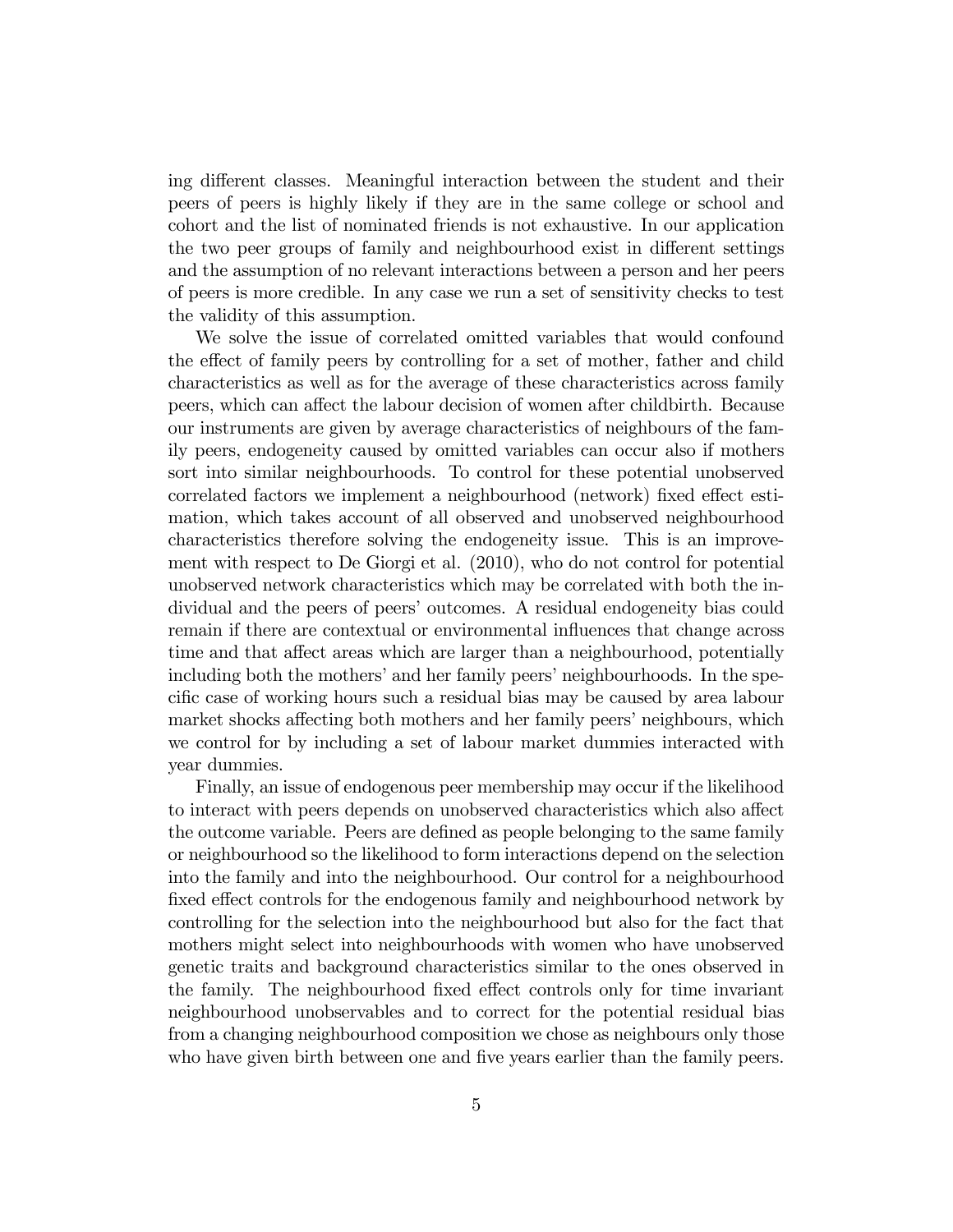ing different classes. Meaningful interaction between the student and their peers of peers is highly likely if they are in the same college or school and cohort and the list of nominated friends is not exhaustive. In our application the two peer groups of family and neighbourhood exist in different settings and the assumption of no relevant interactions between a person and her peers of peers is more credible. In any case we run a set of sensitivity checks to test the validity of this assumption.

We solve the issue of correlated omitted variables that would confound the effect of family peers by controlling for a set of mother, father and child characteristics as well as for the average of these characteristics across family peers, which can affect the labour decision of women after childbirth. Because our instruments are given by average characteristics of neighbours of the family peers, endogeneity caused by omitted variables can occur also if mothers sort into similar neighbourhoods. To control for these potential unobserved correlated factors we implement a neighbourhood (network) fixed effect estimation, which takes account of all observed and unobserved neighbourhood characteristics therefore solving the endogeneity issue. This is an improvement with respect to De Giorgi et al. (2010), who do not control for potential unobserved network characteristics which may be correlated with both the individual and the peers of peers' outcomes. A residual endogeneity bias could remain if there are contextual or environmental influences that change across time and that affect areas which are larger than a neighbourhood, potentially including both the mothers' and her family peers' neighbourhoods. In the specific case of working hours such a residual bias may be caused by area labour market shocks affecting both mothers and her family peers' neighbours, which we control for by including a set of labour market dummies interacted with year dummies.

Finally, an issue of endogenous peer membership may occur if the likelihood to interact with peers depends on unobserved characteristics which also affect the outcome variable. Peers are defined as people belonging to the same family or neighbourhood so the likelihood to form interactions depend on the selection into the family and into the neighbourhood. Our control for a neighbourhood fixed effect controls for the endogenous family and neighbourhood network by controlling for the selection into the neighbourhood but also for the fact that mothers might select into neighbourhoods with women who have unobserved genetic traits and background characteristics similar to the ones observed in the family. The neighbourhood fixed effect controls only for time invariant neighbourhood unobservables and to correct for the potential residual bias from a changing neighbourhood composition we chose as neighbours only those who have given birth between one and five years earlier than the family peers.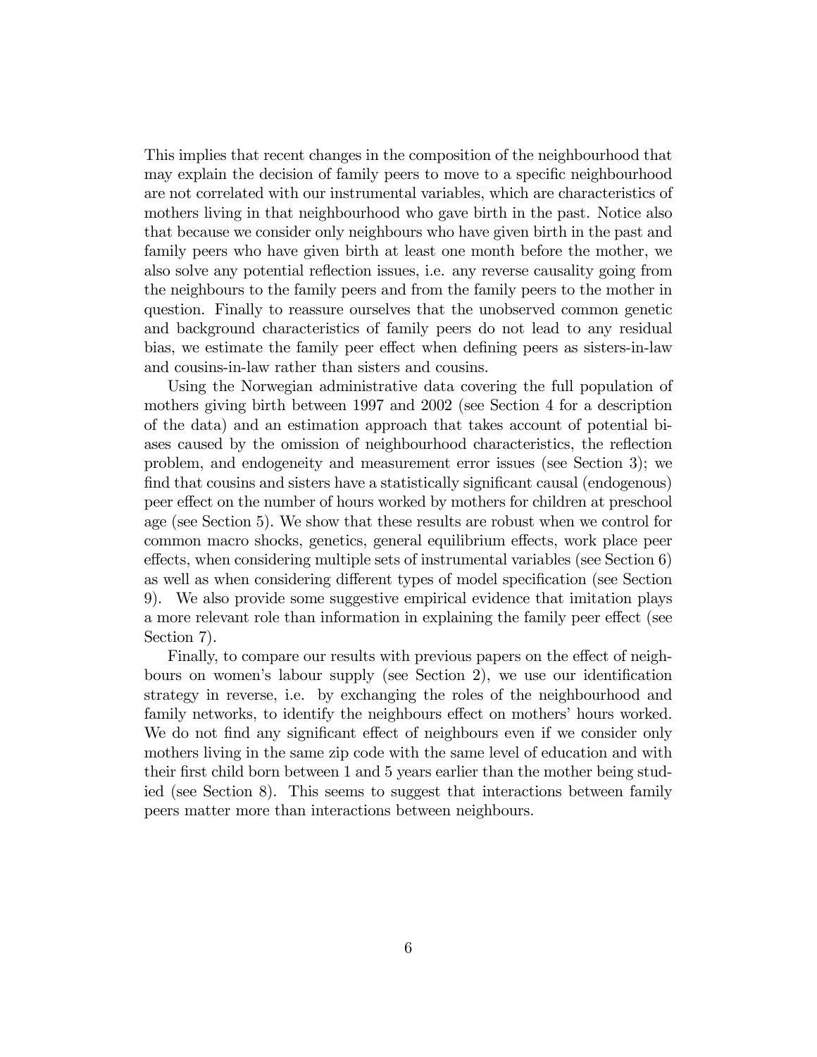This implies that recent changes in the composition of the neighbourhood that may explain the decision of family peers to move to a specific neighbourhood are not correlated with our instrumental variables, which are characteristics of mothers living in that neighbourhood who gave birth in the past. Notice also that because we consider only neighbours who have given birth in the past and family peers who have given birth at least one month before the mother, we also solve any potential reflection issues, i.e. any reverse causality going from the neighbours to the family peers and from the family peers to the mother in question. Finally to reassure ourselves that the unobserved common genetic and background characteristics of family peers do not lead to any residual bias, we estimate the family peer effect when defining peers as sisters-in-law and cousins-in-law rather than sisters and cousins.

Using the Norwegian administrative data covering the full population of mothers giving birth between 1997 and 2002 (see Section 4 for a description of the data) and an estimation approach that takes account of potential biases caused by the omission of neighbourhood characteristics, the reflection problem, and endogeneity and measurement error issues (see Section 3); we find that cousins and sisters have a statistically significant causal (endogenous) peer effect on the number of hours worked by mothers for children at preschool age (see Section 5). We show that these results are robust when we control for common macro shocks, genetics, general equilibrium effects, work place peer effects, when considering multiple sets of instrumental variables (see Section 6) as well as when considering different types of model specification (see Section 9). We also provide some suggestive empirical evidence that imitation plays a more relevant role than information in explaining the family peer effect (see Section 7).

Finally, to compare our results with previous papers on the effect of neighbours on women's labour supply (see Section 2), we use our identification strategy in reverse, i.e. by exchanging the roles of the neighbourhood and family networks, to identify the neighbours effect on mothers' hours worked. We do not find any significant effect of neighbours even if we consider only mothers living in the same zip code with the same level of education and with their first child born between 1 and 5 years earlier than the mother being studied (see Section 8). This seems to suggest that interactions between family peers matter more than interactions between neighbours.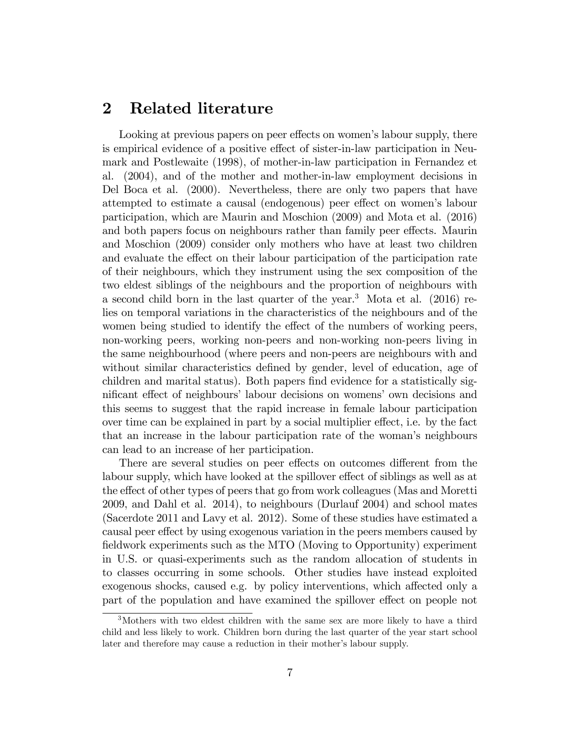## 2 Related literature

Looking at previous papers on peer effects on women's labour supply, there is empirical evidence of a positive effect of sister-in-law participation in Neumark and Postlewaite (1998), of mother-in-law participation in Fernandez et al. (2004), and of the mother and mother-in-law employment decisions in Del Boca et al. (2000). Nevertheless, there are only two papers that have attempted to estimate a causal (endogenous) peer effect on women's labour participation, which are Maurin and Moschion (2009) and Mota et al. (2016) and both papers focus on neighbours rather than family peer effects. Maurin and Moschion (2009) consider only mothers who have at least two children and evaluate the effect on their labour participation of the participation rate of their neighbours, which they instrument using the sex composition of the two eldest siblings of the neighbours and the proportion of neighbours with a second child born in the last quarter of the year.[3] Mota et al. (2016) relies on temporal variations in the characteristics of the neighbours and of the women being studied to identify the effect of the numbers of working peers, non-working peers, working non-peers and non-working non-peers living in the same neighbourhood (where peers and non-peers are neighbours with and without similar characteristics defined by gender, level of education, age of children and marital status). Both papers find evidence for a statistically significant effect of neighbours' labour decisions on womens' own decisions and this seems to suggest that the rapid increase in female labour participation over time can be explained in part by a social multiplier effect, i.e. by the fact that an increase in the labour participation rate of the woman's neighbours can lead to an increase of her participation.

There are several studies on peer effects on outcomes different from the labour supply, which have looked at the spillover effect of siblings as well as at the effect of other types of peers that go from work colleagues (Mas and Moretti 2009, and Dahl et al. 2014), to neighbours (Durlauf 2004) and school mates (Sacerdote 2011 and Lavy et al. 2012). Some of these studies have estimated a causal peer effect by using exogenous variation in the peers members caused by fieldwork experiments such as the MTO (Moving to Opportunity) experiment in U.S. or quasi-experiments such as the random allocation of students in to classes occurring in some schools. Other studies have instead exploited exogenous shocks, caused e.g. by policy interventions, which affected only a part of the population and have examined the spillover effect on people not

[3] Mothers with two eldest children with the same sex are more likely to have a third child and less likely to work. Children born during the last quarter of the year start school later and therefore may cause a reduction in their mother's labour supply.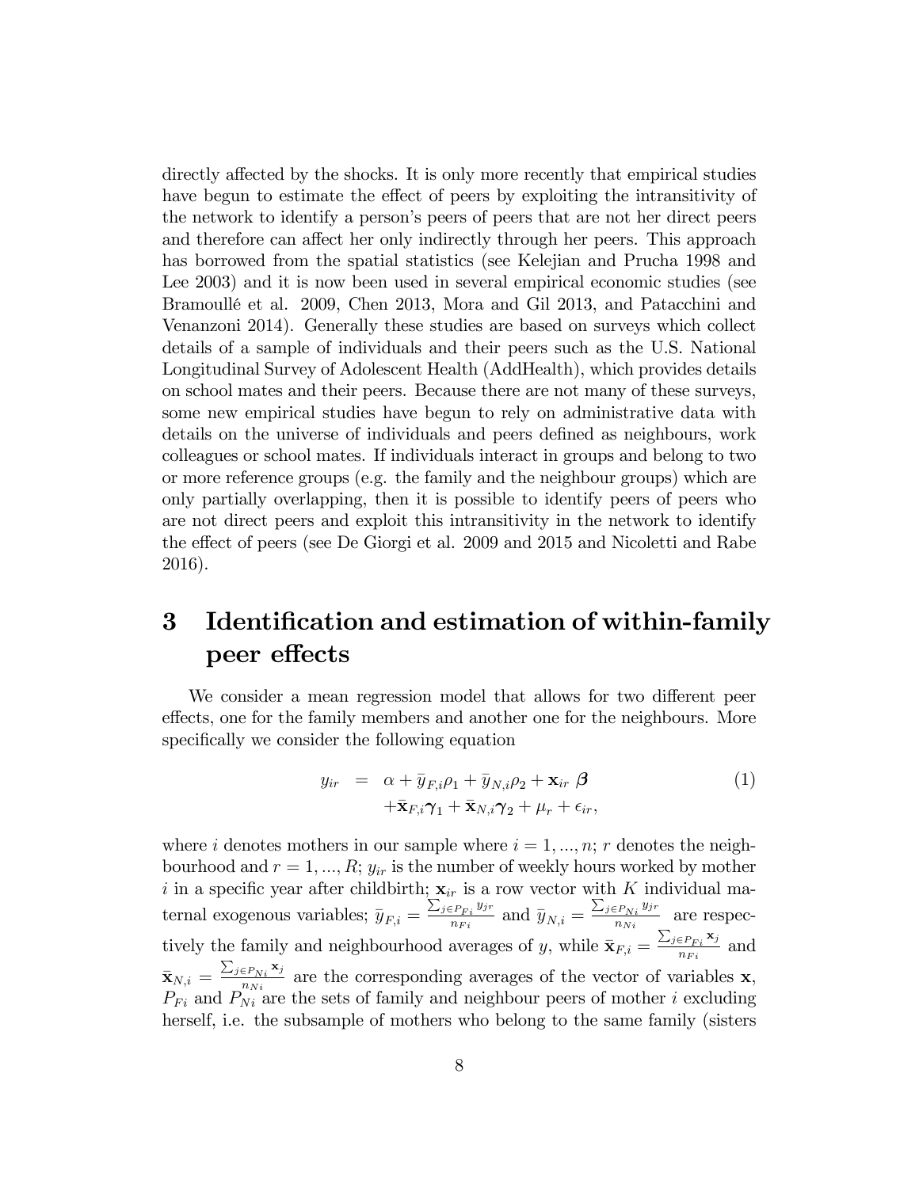directly affected by the shocks. It is only more recently that empirical studies have begun to estimate the effect of peers by exploiting the intransitivity of the network to identify a person's peers of peers that are not her direct peers and therefore can affect her only indirectly through her peers. This approach has borrowed from the spatial statistics (see Kelejian and Prucha 1998 and Lee 2003) and it is now been used in several empirical economic studies (see Bramoullé et al. 2009, Chen 2013, Mora and Gil 2013, and Patacchini and Venanzoni 2014). Generally these studies are based on surveys which collect details of a sample of individuals and their peers such as the U.S. National Longitudinal Survey of Adolescent Health (AddHealth), which provides details on school mates and their peers. Because there are not many of these surveys, some new empirical studies have begun to rely on administrative data with details on the universe of individuals and peers defined as neighbours, work colleagues or school mates. If individuals interact in groups and belong to two or more reference groups (e.g. the family and the neighbour groups) which are only partially overlapping, then it is possible to identify peers of peers who are not direct peers and exploit this intransitivity in the network to identify the effect of peers (see De Giorgi et al. 2009 and 2015 and Nicoletti and Rabe 2016).

# 3 Identification and estimation of within-family peer effects

We consider a mean regression model that allows for two different peer effects, one for the family members and another one for the neighbours. More specifically we consider the following equation

$$
\begin{aligned}
y_{ir} &= \alpha + \bar{y}_{F,i}\rho_1 + \bar{y}_{N,i}\rho_2 + \mathbf{x}_{ir}\,\boldsymbol{\beta} \\
&\quad + \bar{\mathbf{x}}_{F,i}\boldsymbol{\gamma}_1 + \bar{\mathbf{x}}_{N,i}\boldsymbol{\gamma}_2 + \mu_r + \epsilon_{ir},
\end{aligned} \tag{1}
$$

where $i$ denotes mothers in our sample where $i = 1, ..., n$; $r$ denotes the neighbourhood and $r = 1, ..., R$; $y_{ir}$ is the number of weekly hours worked by mother $i$ in a specific year after childbirth; $\mathbf{x}_{ir}$ is a row vector with $K$ individual maternal exogenous variables; $\bar{y}_{F,i} = \frac{\sum_{j \in P_{Fi}} y_{jr}}{n_{Fi}}$ and $\bar{y}_{N,i} = \frac{\sum_{j \in P_{Ni}} y_{jr}}{n_{Ni}}$ are respectively the family and neighbourhood averages of $y$, while $\bar{\mathbf{x}}_{F,i} = \frac{\sum_{j \in P_{Fi}} \mathbf{x}_j}{n_{Fi}}$ and $\bar{\mathbf{x}}_{N,i} = \frac{\sum_{j \in P_{Ni}} \mathbf{x}_j}{n_{Ni}}$ are the corresponding averages of the vector of variables $\mathbf{x}$, $P_{Fi}$ and $P_{Ni}$ are the sets of family and neighbour peers of mother $i$ excluding herself, i.e. the subsample of mothers who belong to the same family (sisters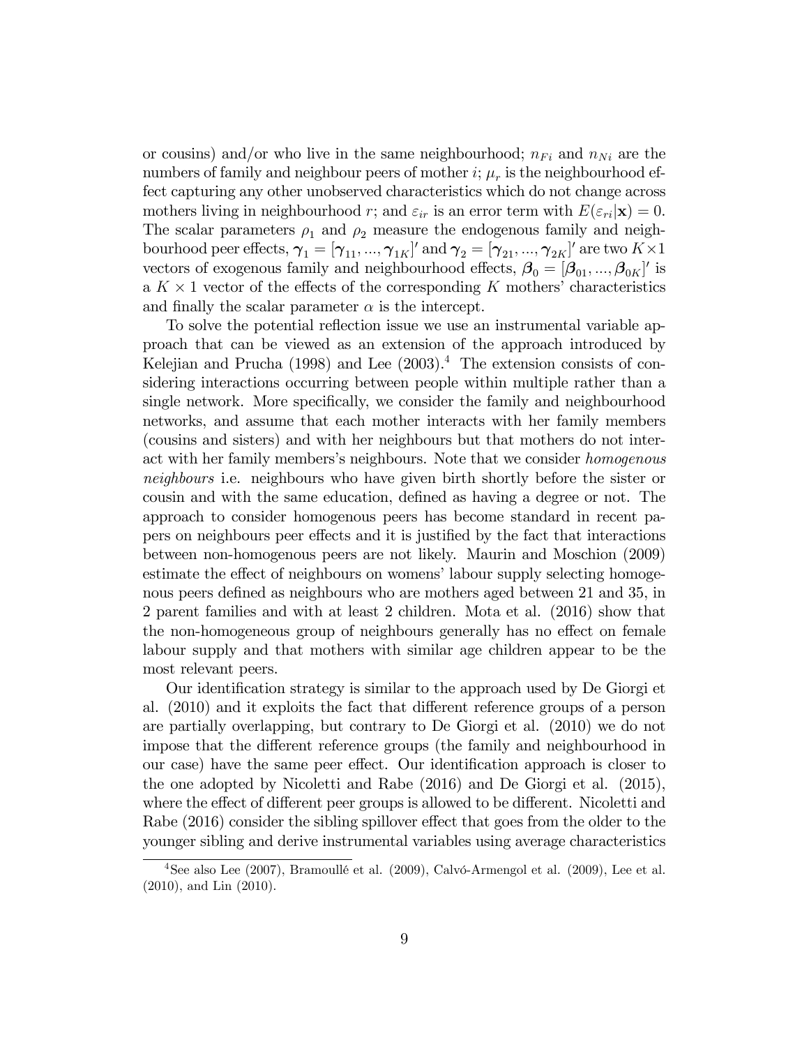or cousins) and/or who live in the same neighbourhood; $n_{Fi}$ and $n_{Ni}$ are the numbers of family and neighbour peers of mother $i$; $\mu_r$ is the neighbourhood effect capturing any other unobserved characteristics which do not change across mothers living in neighbourhood $r$; and $\varepsilon_{ir}$ is an error term with $E(\varepsilon_{ri}|\mathbf{x}) = 0$. The scalar parameters $\rho_1$ and $\rho_2$ measure the endogenous family and neighbourhood peer effects, $\boldsymbol{\gamma}_1 = [\boldsymbol{\gamma}_{11}, ..., \boldsymbol{\gamma}_{1K}]'$ and $\boldsymbol{\gamma}_2 = [\boldsymbol{\gamma}_{21}, ..., \boldsymbol{\gamma}_{2K}]'$ are two $K \times 1$ vectors of exogenous family and neighbourhood effects, $\boldsymbol{\beta}_0 = [\boldsymbol{\beta}_{01}, ..., \boldsymbol{\beta}_{0K}]'$ is a $K \times 1$ vector of the effects of the corresponding $K$ mothers' characteristics and finally the scalar parameter $\alpha$ is the intercept.

To solve the potential reflection issue we use an instrumental variable approach that can be viewed as an extension of the approach introduced by Kelejian and Prucha (1998) and Lee (2003).[4] The extension consists of considering interactions occurring between people within multiple rather than a single network. More specifically, we consider the family and neighbourhood networks, and assume that each mother interacts with her family members (cousins and sisters) and with her neighbours but that mothers do not interact with her family members's neighbours. Note that we consider *homogenous neighbours* i.e. neighbours who have given birth shortly before the sister or cousin and with the same education, defined as having a degree or not. The approach to consider homogenous peers has become standard in recent papers on neighbours peer effects and it is justified by the fact that interactions between non-homogenous peers are not likely. Maurin and Moschion (2009) estimate the effect of neighbours on womens' labour supply selecting homogenous peers defined as neighbours who are mothers aged between 21 and 35, in 2 parent families and with at least 2 children. Mota et al. (2016) show that the non-homogeneous group of neighbours generally has no effect on female labour supply and that mothers with similar age children appear to be the most relevant peers.

Our identification strategy is similar to the approach used by De Giorgi et al. (2010) and it exploits the fact that different reference groups of a person are partially overlapping, but contrary to De Giorgi et al. (2010) we do not impose that the different reference groups (the family and neighbourhood in our case) have the same peer effect. Our identification approach is closer to the one adopted by Nicoletti and Rabe (2016) and De Giorgi et al. (2015), where the effect of different peer groups is allowed to be different. Nicoletti and Rabe (2016) consider the sibling spillover effect that goes from the older to the younger sibling and derive instrumental variables using average characteristics

[4] See also Lee (2007), Bramoullé et al. (2009), Calvó-Armengol et al. (2009), Lee et al. (2010), and Lin (2010).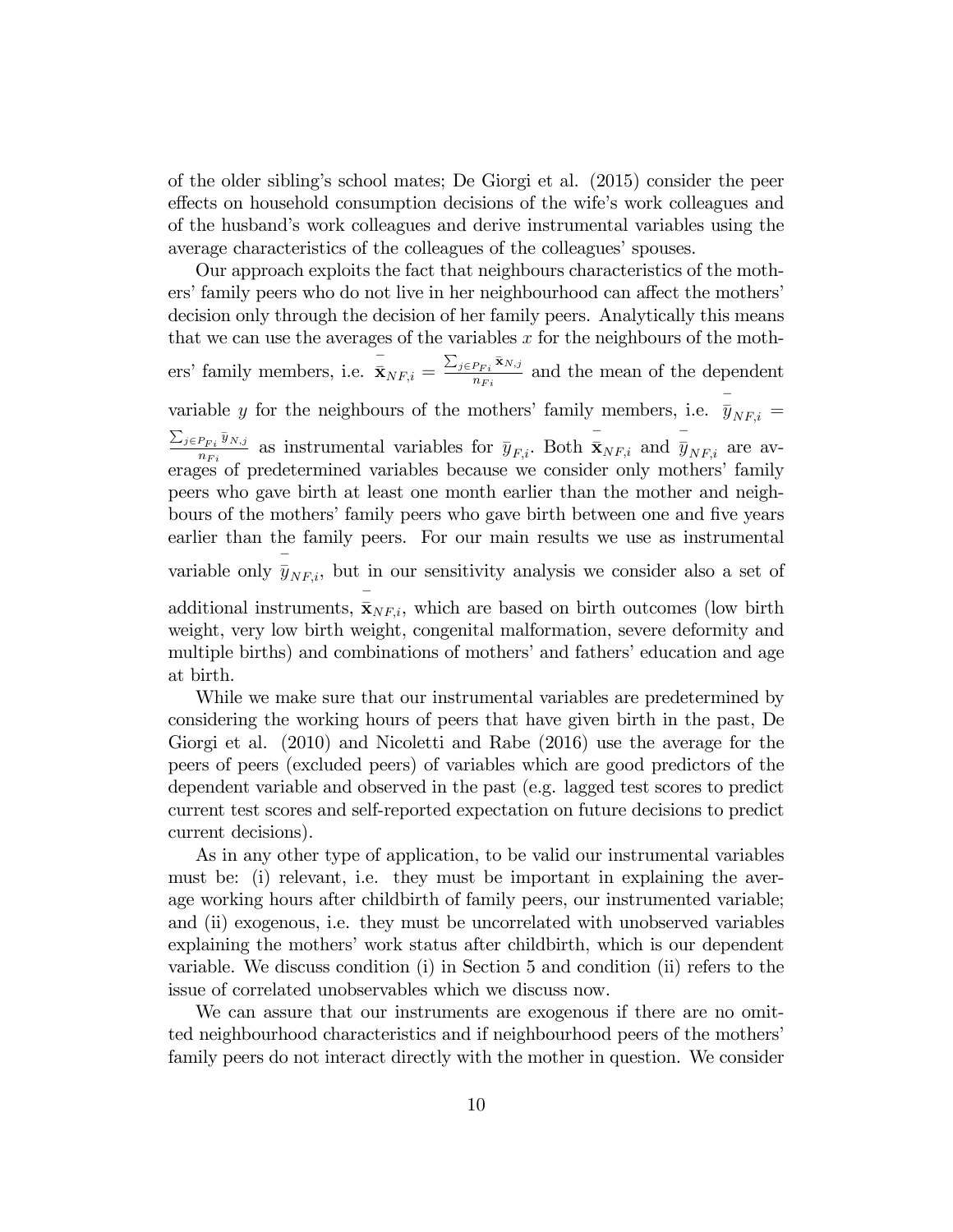of the older sibling's school mates; De Giorgi et al. (2015) consider the peer effects on household consumption decisions of the wife's work colleagues and of the husband's work colleagues and derive instrumental variables using the average characteristics of the colleagues of the colleagues' spouses.

Our approach exploits the fact that neighbours characteristics of the mothers' family peers who do not live in her neighbourhood can affect the mothers' decision only through the decision of her family peers. Analytically this means that we can use the averages of the variables $x$ for the neighbours of the mothers' family members, i.e. $\bar{\bar{\mathbf{x}}}_{NF,i} = \frac{\sum_{j \in P_{Fi}} \bar{\mathbf{x}}_{N,j}}{n_{Fi}}$ and the mean of the dependent variable $y$ for the neighbours of the mothers' family members, i.e. $\bar{\bar{y}}_{NF,i} = \frac{\sum_{j \in P_{Fi}} \bar{y}_{N,j}}{n_{Fi}}$ as instrumental variables for $\bar{y}_{F,i}$. Both $\bar{\bar{\mathbf{x}}}_{NF,i}$ and $\bar{\bar{y}}_{NF,i}$ are averages of predetermined variables because we consider only mothers' family peers who gave birth at least one month earlier than the mother and neighbours of the mothers' family peers who gave birth between one and five years earlier than the family peers. For our main results we use as instrumental variable only $\bar{\bar{y}}_{NF,i}$, but in our sensitivity analysis we consider also a set of additional instruments, $\bar{\bar{\mathbf{x}}}_{NF,i}$, which are based on birth outcomes (low birth weight, very low birth weight, congenital malformation, severe deformity and multiple births) and combinations of mothers' and fathers' education and age at birth.

While we make sure that our instrumental variables are predetermined by considering the working hours of peers that have given birth in the past, De Giorgi et al. (2010) and Nicoletti and Rabe (2016) use the average for the peers of peers (excluded peers) of variables which are good predictors of the dependent variable and observed in the past (e.g. lagged test scores to predict current test scores and self-reported expectation on future decisions to predict current decisions).

As in any other type of application, to be valid our instrumental variables must be: (i) relevant, i.e. they must be important in explaining the average working hours after childbirth of family peers, our instrumented variable; and (ii) exogenous, i.e. they must be uncorrelated with unobserved variables explaining the mothers' work status after childbirth, which is our dependent variable. We discuss condition (i) in Section 5 and condition (ii) refers to the issue of correlated unobservables which we discuss now.

We can assure that our instruments are exogenous if there are no omitted neighbourhood characteristics and if neighbourhood peers of the mothers' family peers do not interact directly with the mother in question. We consider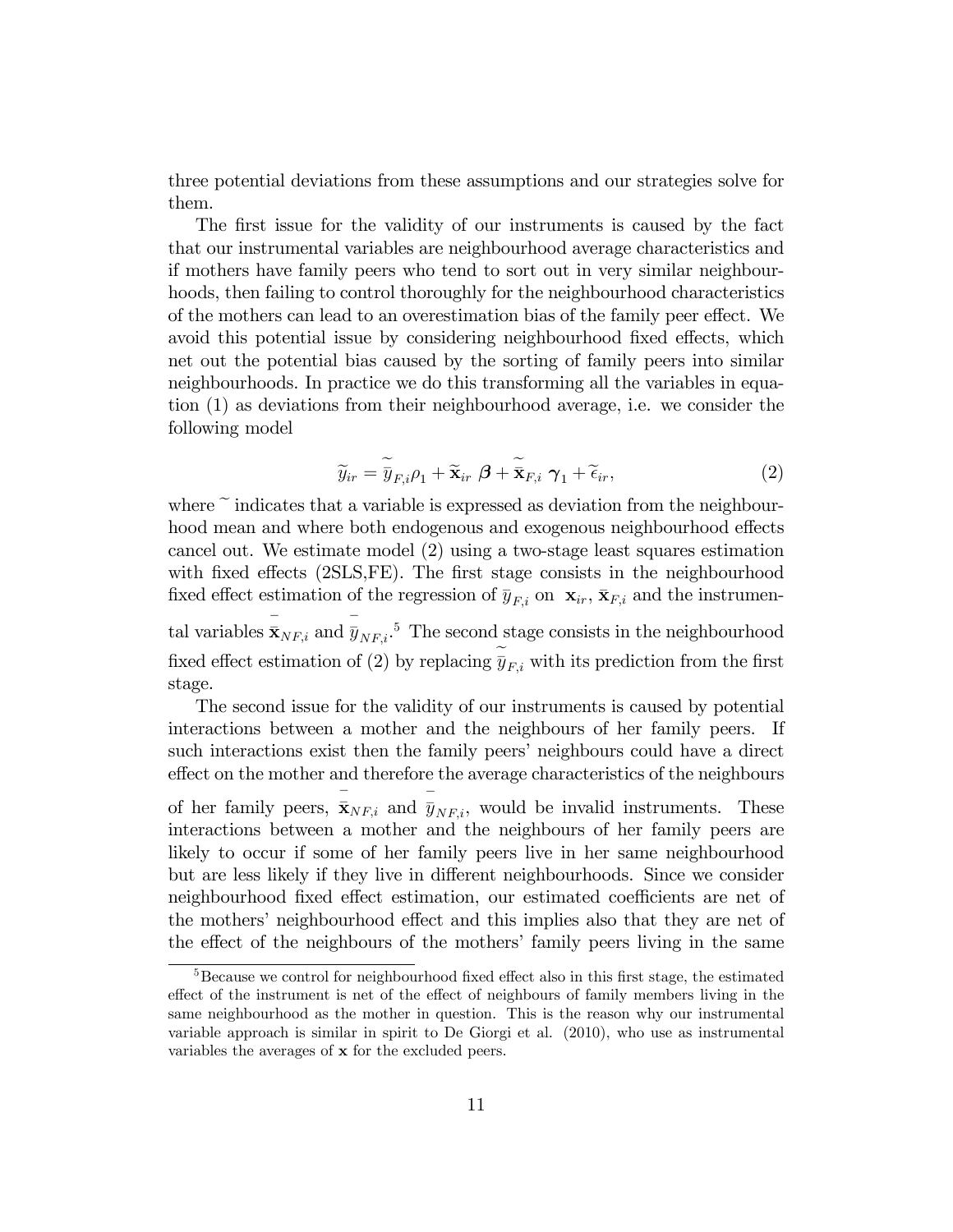three potential deviations from these assumptions and our strategies solve for them.

The first issue for the validity of our instruments is caused by the fact that our instrumental variables are neighbourhood average characteristics and if mothers have family peers who tend to sort out in very similar neighbourhoods, then failing to control thoroughly for the neighbourhood characteristics of the mothers can lead to an overestimation bias of the family peer effect. We avoid this potential issue by considering neighbourhood fixed effects, which net out the potential bias caused by the sorting of family peers into similar neighbourhoods. In practice we do this transforming all the variables in equation (1) as deviations from their neighbourhood average, i.e. we consider the following model

$$\widetilde{y}_{ir} = \widetilde{\bar{y}}_{F,i}\rho_1 + \widetilde{\mathbf{x}}_{ir}\ \boldsymbol{\beta} + \widetilde{\bar{\mathbf{x}}}_{F,i}\ \boldsymbol{\gamma}_1 + \widetilde{\epsilon}_{ir}, \tag{2}$$

where $\widetilde{}$ indicates that a variable is expressed as deviation from the neighbourhood mean and where both endogenous and exogenous neighbourhood effects cancel out. We estimate model (2) using a two-stage least squares estimation with fixed effects (2SLS,FE). The first stage consists in the neighbourhood fixed effect estimation of the regression of $\bar{y}_{F,i}$ on $\mathbf{x}_{ir}$, $\bar{\mathbf{x}}_{F,i}$ and the instrumental variables $\bar{\bar{\mathbf{x}}}_{NF,i}$ and $\bar{\bar{y}}_{NF,i}$.[5] The second stage consists in the neighbourhood fixed effect estimation of (2) by replacing $\widetilde{\bar{y}}_{F,i}$ with its prediction from the first stage.

The second issue for the validity of our instruments is caused by potential interactions between a mother and the neighbours of her family peers. If such interactions exist then the family peers' neighbours could have a direct effect on the mother and therefore the average characteristics of the neighbours of her family peers, $\bar{\bar{\mathbf{x}}}_{NF,i}$ and $\bar{\bar{y}}_{NF,i}$, would be invalid instruments. These interactions between a mother and the neighbours of her family peers are likely to occur if some of her family peers live in her same neighbourhood but are less likely if they live in different neighbourhoods. Since we consider neighbourhood fixed effect estimation, our estimated coefficients are net of the mothers' neighbourhood effect and this implies also that they are net of the effect of the neighbours of the mothers' family peers living in the same

[5] Because we control for neighbourhood fixed effect also in this first stage, the estimated effect of the instrument is net of the effect of neighbours of family members living in the same neighbourhood as the mother in question. This is the reason why our instrumental variable approach is similar in spirit to De Giorgi et al. (2010), who use as instrumental variables the averages of $\mathbf{x}$ for the excluded peers.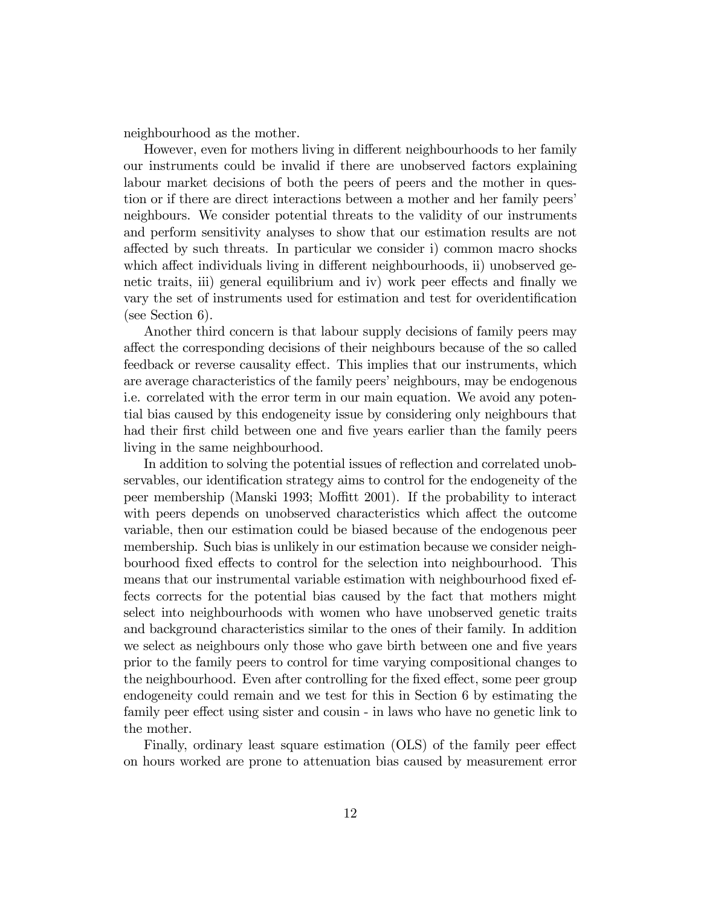neighbourhood as the mother.

However, even for mothers living in different neighbourhoods to her family our instruments could be invalid if there are unobserved factors explaining labour market decisions of both the peers of peers and the mother in question or if there are direct interactions between a mother and her family peers' neighbours. We consider potential threats to the validity of our instruments and perform sensitivity analyses to show that our estimation results are not affected by such threats. In particular we consider i) common macro shocks which affect individuals living in different neighbourhoods, ii) unobserved genetic traits, iii) general equilibrium and iv) work peer effects and finally we vary the set of instruments used for estimation and test for overidentification (see Section 6).

Another third concern is that labour supply decisions of family peers may affect the corresponding decisions of their neighbours because of the so called feedback or reverse causality effect. This implies that our instruments, which are average characteristics of the family peers' neighbours, may be endogenous i.e. correlated with the error term in our main equation. We avoid any potential bias caused by this endogeneity issue by considering only neighbours that had their first child between one and five years earlier than the family peers living in the same neighbourhood.

In addition to solving the potential issues of reflection and correlated unobservables, our identification strategy aims to control for the endogeneity of the peer membership (Manski 1993; Moffitt 2001). If the probability to interact with peers depends on unobserved characteristics which affect the outcome variable, then our estimation could be biased because of the endogenous peer membership. Such bias is unlikely in our estimation because we consider neighbourhood fixed effects to control for the selection into neighbourhood. This means that our instrumental variable estimation with neighbourhood fixed effects corrects for the potential bias caused by the fact that mothers might select into neighbourhoods with women who have unobserved genetic traits and background characteristics similar to the ones of their family. In addition we select as neighbours only those who gave birth between one and five years prior to the family peers to control for time varying compositional changes to the neighbourhood. Even after controlling for the fixed effect, some peer group endogeneity could remain and we test for this in Section 6 by estimating the family peer effect using sister and cousin - in laws who have no genetic link to the mother.

Finally, ordinary least square estimation (OLS) of the family peer effect on hours worked are prone to attenuation bias caused by measurement error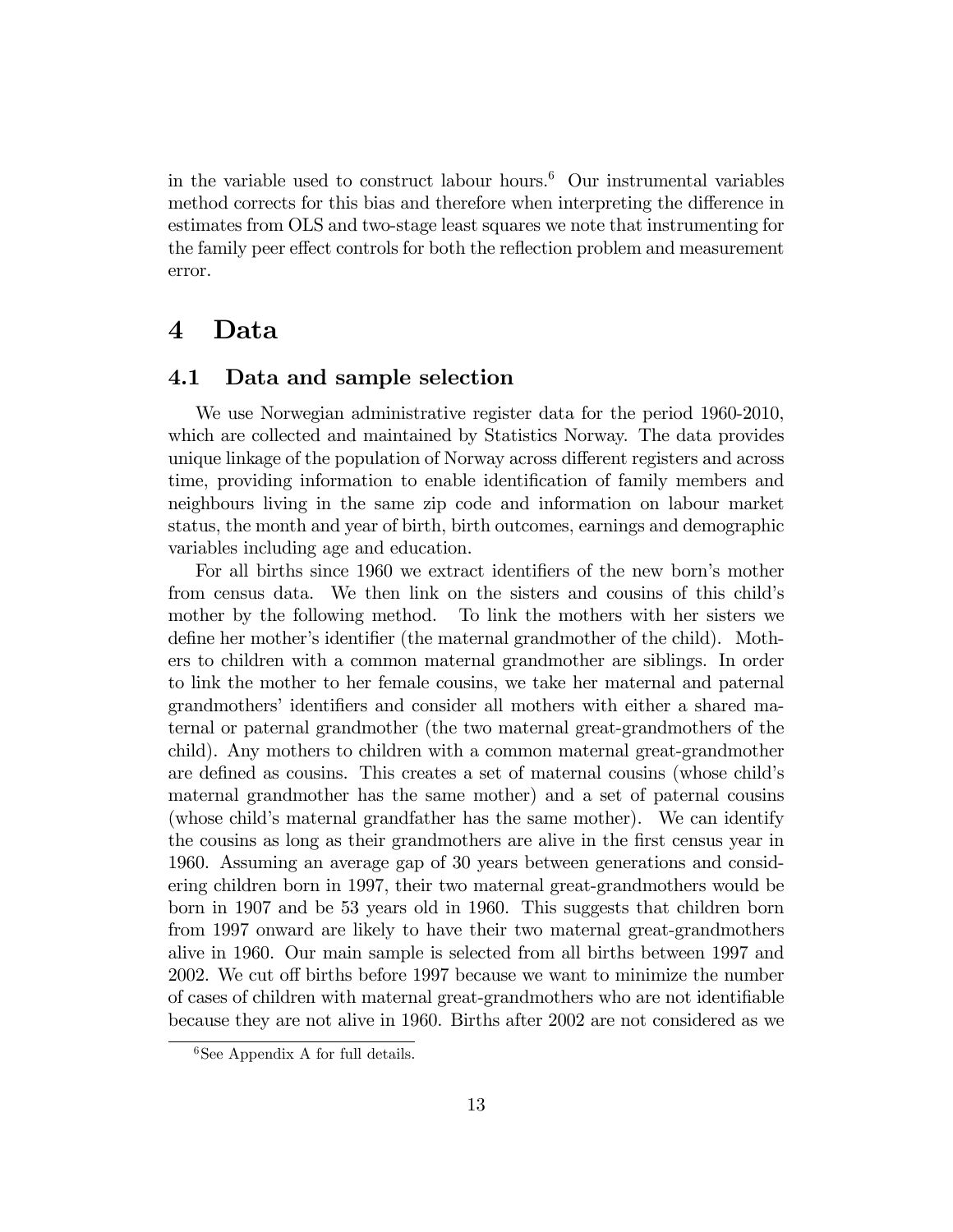in the variable used to construct labour hours.[6] Our instrumental variables method corrects for this bias and therefore when interpreting the difference in estimates from OLS and two-stage least squares we note that instrumenting for the family peer effect controls for both the reflection problem and measurement error.

# 4 Data

## 4.1 Data and sample selection

We use Norwegian administrative register data for the period 1960-2010, which are collected and maintained by Statistics Norway. The data provides unique linkage of the population of Norway across different registers and across time, providing information to enable identification of family members and neighbours living in the same zip code and information on labour market status, the month and year of birth, birth outcomes, earnings and demographic variables including age and education.

For all births since 1960 we extract identifiers of the new born's mother from census data. We then link on the sisters and cousins of this child's mother by the following method. To link the mothers with her sisters we define her mother's identifier (the maternal grandmother of the child). Mothers to children with a common maternal grandmother are siblings. In order to link the mother to her female cousins, we take her maternal and paternal grandmothers' identifiers and consider all mothers with either a shared maternal or paternal grandmother (the two maternal great-grandmothers of the child). Any mothers to children with a common maternal great-grandmother are defined as cousins. This creates a set of maternal cousins (whose child's maternal grandmother has the same mother) and a set of paternal cousins (whose child's maternal grandfather has the same mother). We can identify the cousins as long as their grandmothers are alive in the first census year in 1960. Assuming an average gap of 30 years between generations and considering children born in 1997, their two maternal great-grandmothers would be born in 1907 and be 53 years old in 1960. This suggests that children born from 1997 onward are likely to have their two maternal great-grandmothers alive in 1960. Our main sample is selected from all births between 1997 and 2002. We cut off births before 1997 because we want to minimize the number of cases of children with maternal great-grandmothers who are not identifiable because they are not alive in 1960. Births after 2002 are not considered as we

[6] See Appendix A for full details.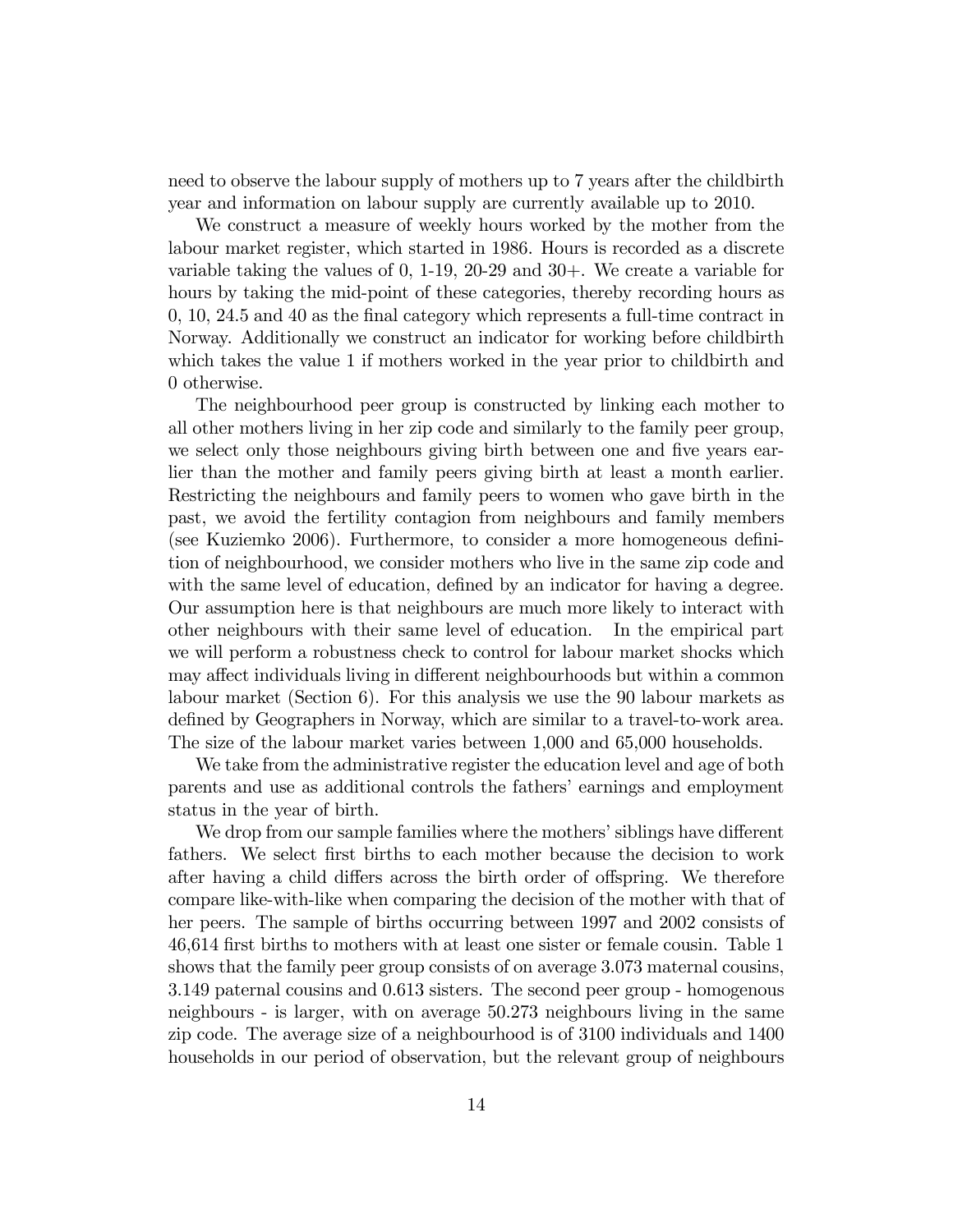need to observe the labour supply of mothers up to 7 years after the childbirth year and information on labour supply are currently available up to 2010.

We construct a measure of weekly hours worked by the mother from the labour market register, which started in 1986. Hours is recorded as a discrete variable taking the values of 0, 1-19, 20-29 and 30+. We create a variable for hours by taking the mid-point of these categories, thereby recording hours as 0, 10, 24.5 and 40 as the final category which represents a full-time contract in Norway. Additionally we construct an indicator for working before childbirth which takes the value 1 if mothers worked in the year prior to childbirth and 0 otherwise.

The neighbourhood peer group is constructed by linking each mother to all other mothers living in her zip code and similarly to the family peer group, we select only those neighbours giving birth between one and five years earlier than the mother and family peers giving birth at least a month earlier. Restricting the neighbours and family peers to women who gave birth in the past, we avoid the fertility contagion from neighbours and family members (see Kuziemko 2006). Furthermore, to consider a more homogeneous definition of neighbourhood, we consider mothers who live in the same zip code and with the same level of education, defined by an indicator for having a degree. Our assumption here is that neighbours are much more likely to interact with other neighbours with their same level of education. In the empirical part we will perform a robustness check to control for labour market shocks which may affect individuals living in different neighbourhoods but within a common labour market (Section 6). For this analysis we use the 90 labour markets as defined by Geographers in Norway, which are similar to a travel-to-work area. The size of the labour market varies between 1,000 and 65,000 households.

We take from the administrative register the education level and age of both parents and use as additional controls the fathers' earnings and employment status in the year of birth.

We drop from our sample families where the mothers' siblings have different fathers. We select first births to each mother because the decision to work after having a child differs across the birth order of offspring. We therefore compare like-with-like when comparing the decision of the mother with that of her peers. The sample of births occurring between 1997 and 2002 consists of 46,614 first births to mothers with at least one sister or female cousin. Table 1 shows that the family peer group consists of on average 3.073 maternal cousins, 3.149 paternal cousins and 0.613 sisters. The second peer group - homogenous neighbours - is larger, with on average 50.273 neighbours living in the same zip code. The average size of a neighbourhood is of 3100 individuals and 1400 households in our period of observation, but the relevant group of neighbours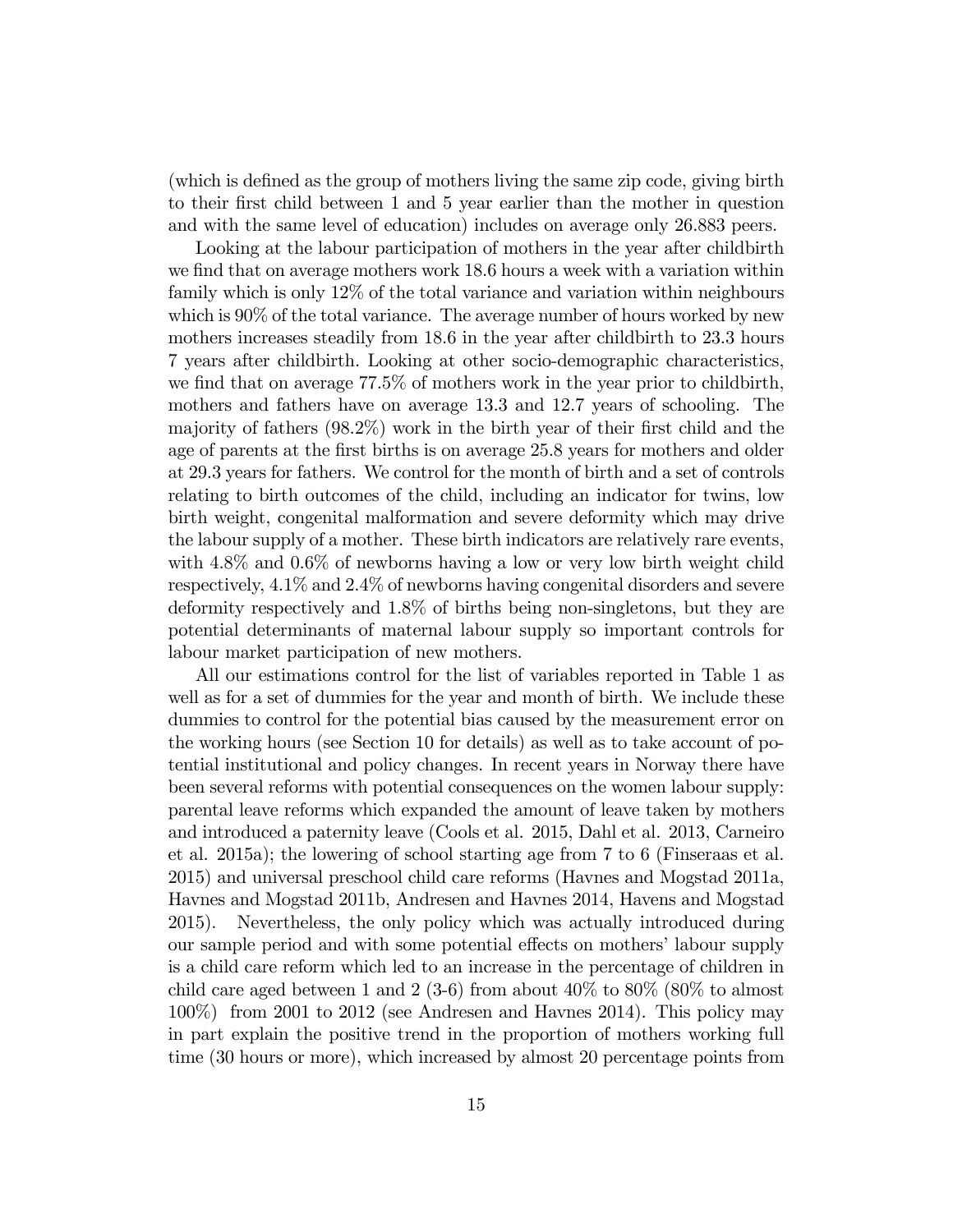(which is defined as the group of mothers living the same zip code, giving birth to their first child between 1 and 5 year earlier than the mother in question and with the same level of education) includes on average only 26.883 peers.

Looking at the labour participation of mothers in the year after childbirth we find that on average mothers work 18.6 hours a week with a variation within family which is only 12% of the total variance and variation within neighbours which is 90% of the total variance. The average number of hours worked by new mothers increases steadily from 18.6 in the year after childbirth to 23.3 hours 7 years after childbirth. Looking at other socio-demographic characteristics, we find that on average 77.5% of mothers work in the year prior to childbirth, mothers and fathers have on average 13.3 and 12.7 years of schooling. The majority of fathers (98.2%) work in the birth year of their first child and the age of parents at the first births is on average 25.8 years for mothers and older at 29.3 years for fathers. We control for the month of birth and a set of controls relating to birth outcomes of the child, including an indicator for twins, low birth weight, congenital malformation and severe deformity which may drive the labour supply of a mother. These birth indicators are relatively rare events, with 4.8% and 0.6% of newborns having a low or very low birth weight child respectively, 4.1% and 2.4% of newborns having congenital disorders and severe deformity respectively and 1.8% of births being non-singletons, but they are potential determinants of maternal labour supply so important controls for labour market participation of new mothers.

All our estimations control for the list of variables reported in Table 1 as well as for a set of dummies for the year and month of birth. We include these dummies to control for the potential bias caused by the measurement error on the working hours (see Section 10 for details) as well as to take account of potential institutional and policy changes. In recent years in Norway there have been several reforms with potential consequences on the women labour supply: parental leave reforms which expanded the amount of leave taken by mothers and introduced a paternity leave (Cools et al. 2015, Dahl et al. 2013, Carneiro et al. 2015a); the lowering of school starting age from 7 to 6 (Finseraas et al. 2015) and universal preschool child care reforms (Havnes and Mogstad 2011a, Havnes and Mogstad 2011b, Andresen and Havnes 2014, Havens and Mogstad 2015). Nevertheless, the only policy which was actually introduced during our sample period and with some potential effects on mothers' labour supply is a child care reform which led to an increase in the percentage of children in child care aged between 1 and 2 (3-6) from about 40% to 80% (80% to almost 100%) from 2001 to 2012 (see Andresen and Havnes 2014). This policy may in part explain the positive trend in the proportion of mothers working full time (30 hours or more), which increased by almost 20 percentage points from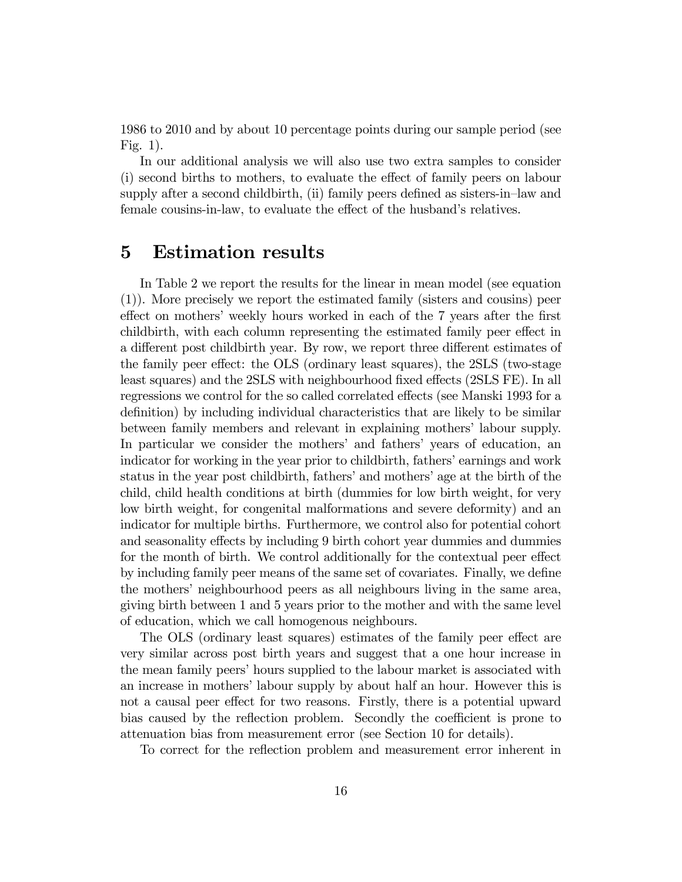1986 to 2010 and by about 10 percentage points during our sample period (see Fig. 1).

In our additional analysis we will also use two extra samples to consider (i) second births to mothers, to evaluate the effect of family peers on labour supply after a second childbirth, (ii) family peers defined as sisters-in–law and female cousins-in-law, to evaluate the effect of the husband's relatives.

# 5 Estimation results

In Table 2 we report the results for the linear in mean model (see equation (1)). More precisely we report the estimated family (sisters and cousins) peer effect on mothers' weekly hours worked in each of the 7 years after the first childbirth, with each column representing the estimated family peer effect in a different post childbirth year. By row, we report three different estimates of the family peer effect: the OLS (ordinary least squares), the 2SLS (two-stage least squares) and the 2SLS with neighbourhood fixed effects (2SLS FE). In all regressions we control for the so called correlated effects (see Manski 1993 for a definition) by including individual characteristics that are likely to be similar between family members and relevant in explaining mothers' labour supply. In particular we consider the mothers' and fathers' years of education, an indicator for working in the year prior to childbirth, fathers' earnings and work status in the year post childbirth, fathers' and mothers' age at the birth of the child, child health conditions at birth (dummies for low birth weight, for very low birth weight, for congenital malformations and severe deformity) and an indicator for multiple births. Furthermore, we control also for potential cohort and seasonality effects by including 9 birth cohort year dummies and dummies for the month of birth. We control additionally for the contextual peer effect by including family peer means of the same set of covariates. Finally, we define the mothers' neighbourhood peers as all neighbours living in the same area, giving birth between 1 and 5 years prior to the mother and with the same level of education, which we call homogenous neighbours.

The OLS (ordinary least squares) estimates of the family peer effect are very similar across post birth years and suggest that a one hour increase in the mean family peers' hours supplied to the labour market is associated with an increase in mothers' labour supply by about half an hour. However this is not a causal peer effect for two reasons. Firstly, there is a potential upward bias caused by the reflection problem. Secondly the coefficient is prone to attenuation bias from measurement error (see Section 10 for details).

To correct for the reflection problem and measurement error inherent in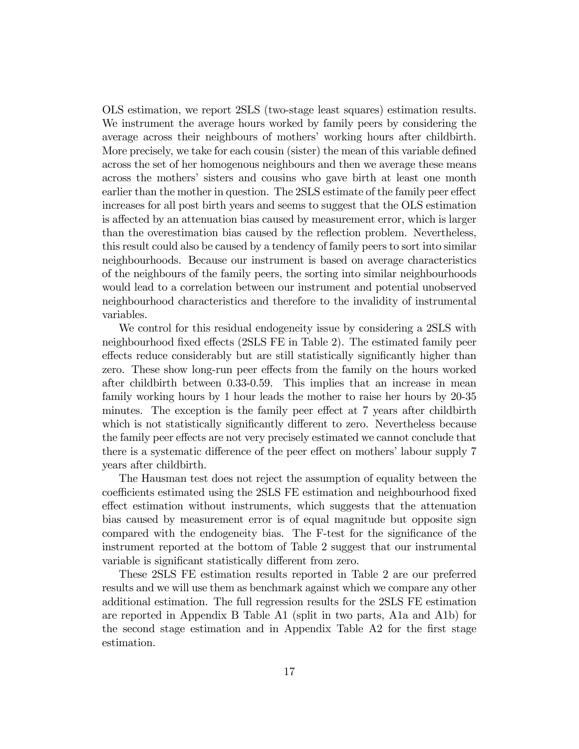OLS estimation, we report 2SLS (two-stage least squares) estimation results. We instrument the average hours worked by family peers by considering the average across their neighbours of mothers' working hours after childbirth. More precisely, we take for each cousin (sister) the mean of this variable defined across the set of her homogenous neighbours and then we average these means across the mothers' sisters and cousins who gave birth at least one month earlier than the mother in question. The 2SLS estimate of the family peer effect increases for all post birth years and seems to suggest that the OLS estimation is affected by an attenuation bias caused by measurement error, which is larger than the overestimation bias caused by the reflection problem. Nevertheless, this result could also be caused by a tendency of family peers to sort into similar neighbourhoods. Because our instrument is based on average characteristics of the neighbours of the family peers, the sorting into similar neighbourhoods would lead to a correlation between our instrument and potential unobserved neighbourhood characteristics and therefore to the invalidity of instrumental variables.

We control for this residual endogeneity issue by considering a 2SLS with neighbourhood fixed effects (2SLS FE in Table 2). The estimated family peer effects reduce considerably but are still statistically significantly higher than zero. These show long-run peer effects from the family on the hours worked after childbirth between 0.33-0.59. This implies that an increase in mean family working hours by 1 hour leads the mother to raise her hours by 20-35 minutes. The exception is the family peer effect at 7 years after childbirth which is not statistically significantly different to zero. Nevertheless because the family peer effects are not very precisely estimated we cannot conclude that there is a systematic difference of the peer effect on mothers' labour supply 7 years after childbirth.

The Hausman test does not reject the assumption of equality between the coefficients estimated using the 2SLS FE estimation and neighbourhood fixed effect estimation without instruments, which suggests that the attenuation bias caused by measurement error is of equal magnitude but opposite sign compared with the endogeneity bias. The F-test for the significance of the instrument reported at the bottom of Table 2 suggest that our instrumental variable is significant statistically different from zero.

These 2SLS FE estimation results reported in Table 2 are our preferred results and we will use them as benchmark against which we compare any other additional estimation. The full regression results for the 2SLS FE estimation are reported in Appendix B Table A1 (split in two parts, A1a and A1b) for the second stage estimation and in Appendix Table A2 for the first stage estimation.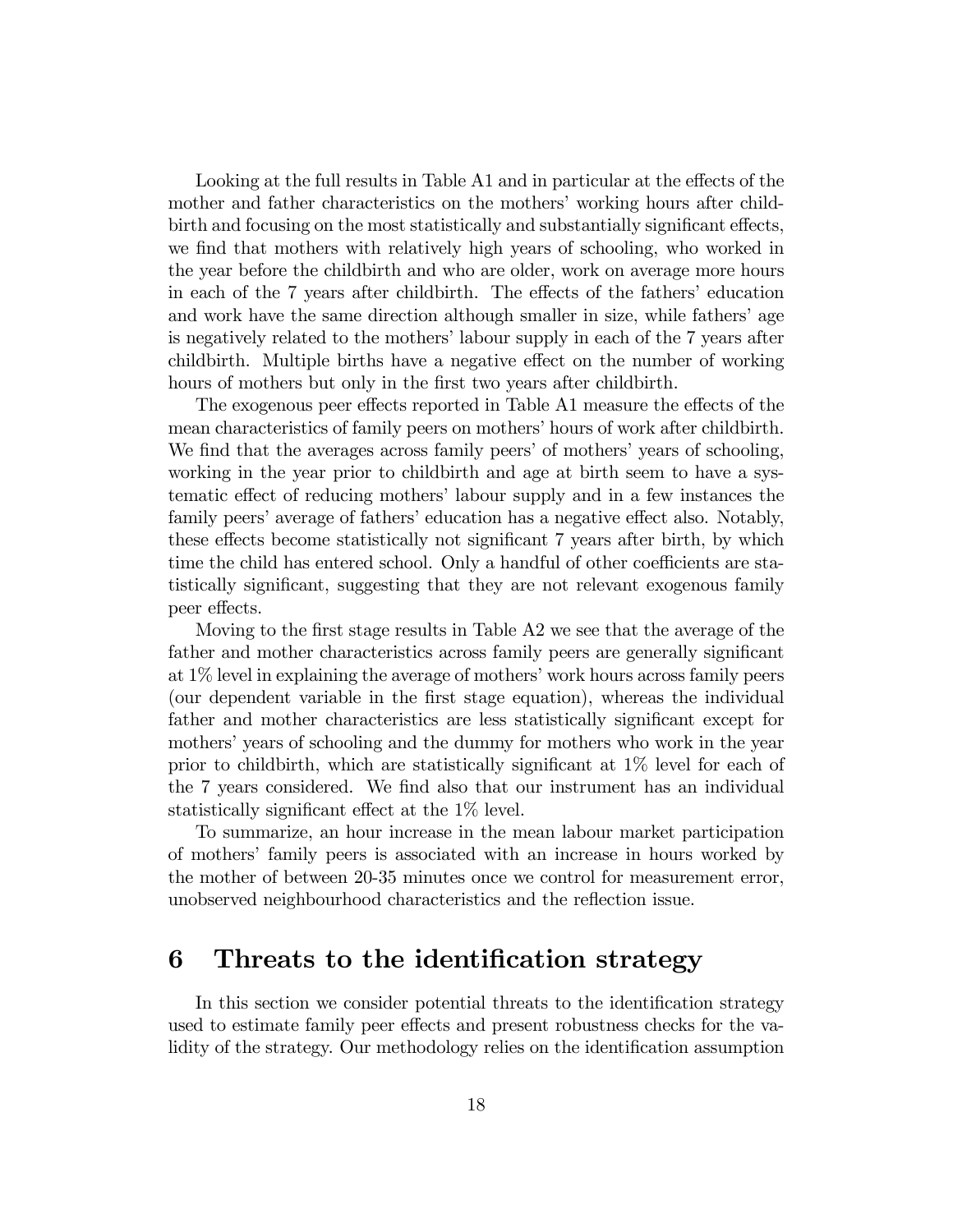Looking at the full results in Table A1 and in particular at the effects of the mother and father characteristics on the mothers' working hours after childbirth and focusing on the most statistically and substantially significant effects, we find that mothers with relatively high years of schooling, who worked in the year before the childbirth and who are older, work on average more hours in each of the 7 years after childbirth. The effects of the fathers' education and work have the same direction although smaller in size, while fathers' age is negatively related to the mothers' labour supply in each of the 7 years after childbirth. Multiple births have a negative effect on the number of working hours of mothers but only in the first two years after childbirth.

The exogenous peer effects reported in Table A1 measure the effects of the mean characteristics of family peers on mothers' hours of work after childbirth. We find that the averages across family peers' of mothers' years of schooling, working in the year prior to childbirth and age at birth seem to have a systematic effect of reducing mothers' labour supply and in a few instances the family peers' average of fathers' education has a negative effect also. Notably, these effects become statistically not significant 7 years after birth, by which time the child has entered school. Only a handful of other coefficients are statistically significant, suggesting that they are not relevant exogenous family peer effects.

Moving to the first stage results in Table A2 we see that the average of the father and mother characteristics across family peers are generally significant at 1% level in explaining the average of mothers' work hours across family peers (our dependent variable in the first stage equation), whereas the individual father and mother characteristics are less statistically significant except for mothers' years of schooling and the dummy for mothers who work in the year prior to childbirth, which are statistically significant at 1% level for each of the 7 years considered. We find also that our instrument has an individual statistically significant effect at the 1% level.

To summarize, an hour increase in the mean labour market participation of mothers' family peers is associated with an increase in hours worked by the mother of between 20-35 minutes once we control for measurement error, unobserved neighbourhood characteristics and the reflection issue.

# 6 Threats to the identification strategy

In this section we consider potential threats to the identification strategy used to estimate family peer effects and present robustness checks for the validity of the strategy. Our methodology relies on the identification assumption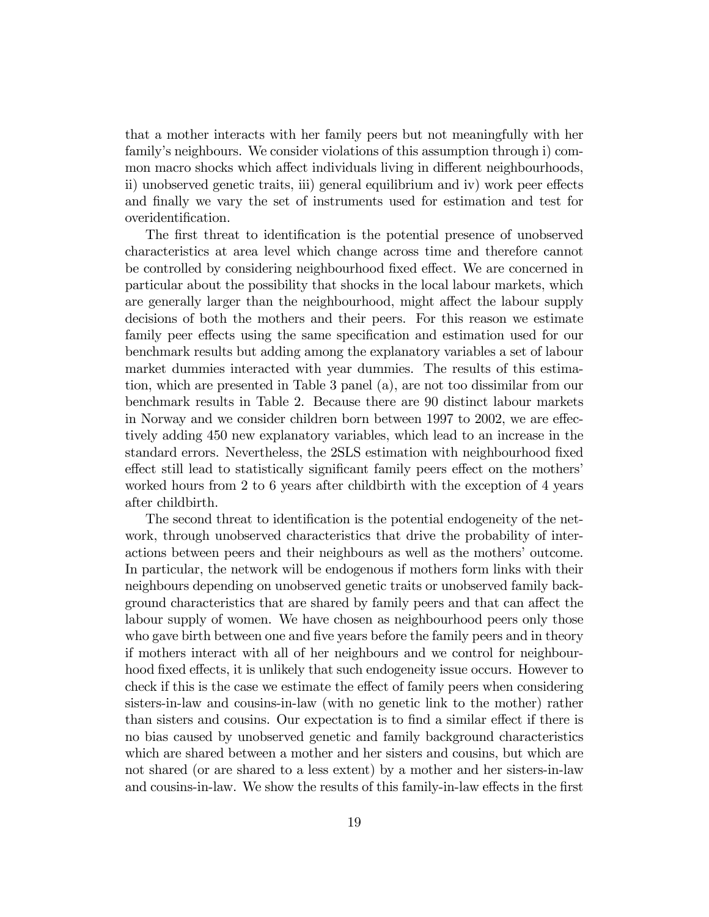that a mother interacts with her family peers but not meaningfully with her family's neighbours. We consider violations of this assumption through i) common macro shocks which affect individuals living in different neighbourhoods, ii) unobserved genetic traits, iii) general equilibrium and iv) work peer effects and finally we vary the set of instruments used for estimation and test for overidentification.

The first threat to identification is the potential presence of unobserved characteristics at area level which change across time and therefore cannot be controlled by considering neighbourhood fixed effect. We are concerned in particular about the possibility that shocks in the local labour markets, which are generally larger than the neighbourhood, might affect the labour supply decisions of both the mothers and their peers. For this reason we estimate family peer effects using the same specification and estimation used for our benchmark results but adding among the explanatory variables a set of labour market dummies interacted with year dummies. The results of this estimation, which are presented in Table 3 panel (a), are not too dissimilar from our benchmark results in Table 2. Because there are 90 distinct labour markets in Norway and we consider children born between 1997 to 2002, we are effectively adding 450 new explanatory variables, which lead to an increase in the standard errors. Nevertheless, the 2SLS estimation with neighbourhood fixed effect still lead to statistically significant family peers effect on the mothers' worked hours from 2 to 6 years after childbirth with the exception of 4 years after childbirth.

The second threat to identification is the potential endogeneity of the network, through unobserved characteristics that drive the probability of interactions between peers and their neighbours as well as the mothers' outcome. In particular, the network will be endogenous if mothers form links with their neighbours depending on unobserved genetic traits or unobserved family background characteristics that are shared by family peers and that can affect the labour supply of women. We have chosen as neighbourhood peers only those who gave birth between one and five years before the family peers and in theory if mothers interact with all of her neighbours and we control for neighbourhood fixed effects, it is unlikely that such endogeneity issue occurs. However to check if this is the case we estimate the effect of family peers when considering sisters-in-law and cousins-in-law (with no genetic link to the mother) rather than sisters and cousins. Our expectation is to find a similar effect if there is no bias caused by unobserved genetic and family background characteristics which are shared between a mother and her sisters and cousins, but which are not shared (or are shared to a less extent) by a mother and her sisters-in-law and cousins-in-law. We show the results of this family-in-law effects in the first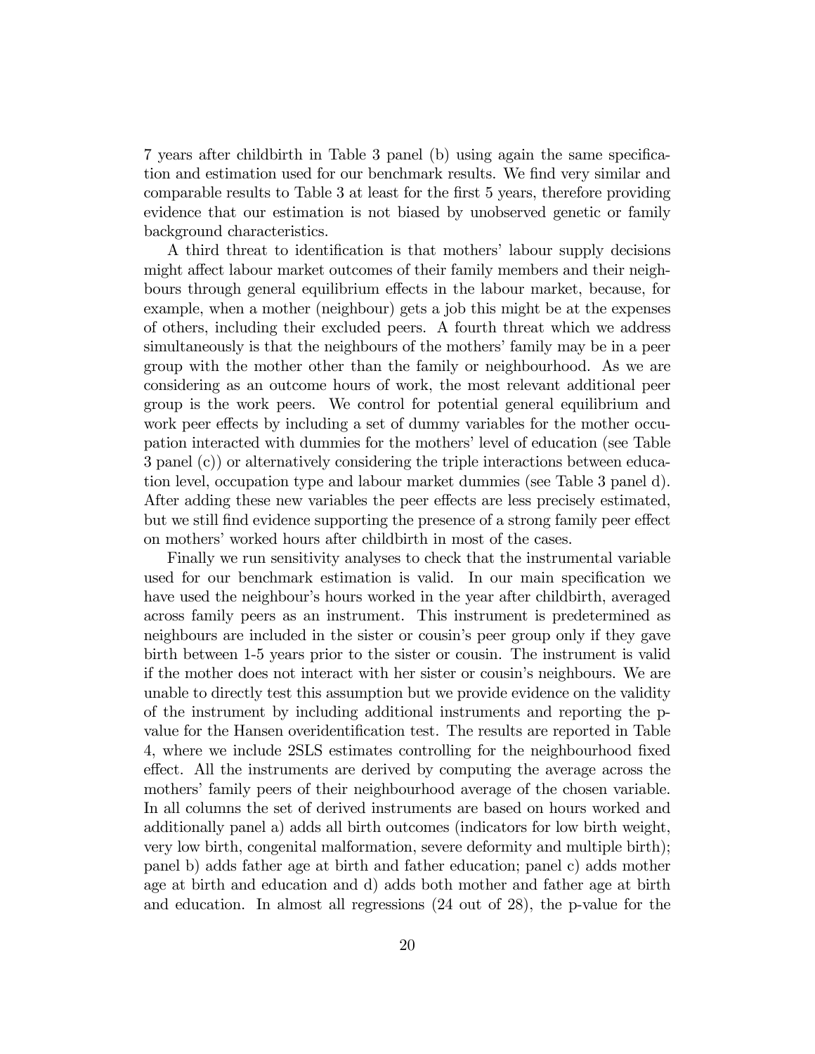7 years after childbirth in Table 3 panel (b) using again the same specification and estimation used for our benchmark results. We find very similar and comparable results to Table 3 at least for the first 5 years, therefore providing evidence that our estimation is not biased by unobserved genetic or family background characteristics.

A third threat to identification is that mothers' labour supply decisions might affect labour market outcomes of their family members and their neighbours through general equilibrium effects in the labour market, because, for example, when a mother (neighbour) gets a job this might be at the expenses of others, including their excluded peers. A fourth threat which we address simultaneously is that the neighbours of the mothers' family may be in a peer group with the mother other than the family or neighbourhood. As we are considering as an outcome hours of work, the most relevant additional peer group is the work peers. We control for potential general equilibrium and work peer effects by including a set of dummy variables for the mother occupation interacted with dummies for the mothers' level of education (see Table 3 panel (c)) or alternatively considering the triple interactions between education level, occupation type and labour market dummies (see Table 3 panel d). After adding these new variables the peer effects are less precisely estimated, but we still find evidence supporting the presence of a strong family peer effect on mothers' worked hours after childbirth in most of the cases.

Finally we run sensitivity analyses to check that the instrumental variable used for our benchmark estimation is valid. In our main specification we have used the neighbour's hours worked in the year after childbirth, averaged across family peers as an instrument. This instrument is predetermined as neighbours are included in the sister or cousin's peer group only if they gave birth between 1-5 years prior to the sister or cousin. The instrument is valid if the mother does not interact with her sister or cousin's neighbours. We are unable to directly test this assumption but we provide evidence on the validity of the instrument by including additional instruments and reporting the p-value for the Hansen overidentification test. The results are reported in Table 4, where we include 2SLS estimates controlling for the neighbourhood fixed effect. All the instruments are derived by computing the average across the mothers' family peers of their neighbourhood average of the chosen variable. In all columns the set of derived instruments are based on hours worked and additionally panel a) adds all birth outcomes (indicators for low birth weight, very low birth, congenital malformation, severe deformity and multiple birth); panel b) adds father age at birth and father education; panel c) adds mother age at birth and education and d) adds both mother and father age at birth and education. In almost all regressions (24 out of 28), the p-value for the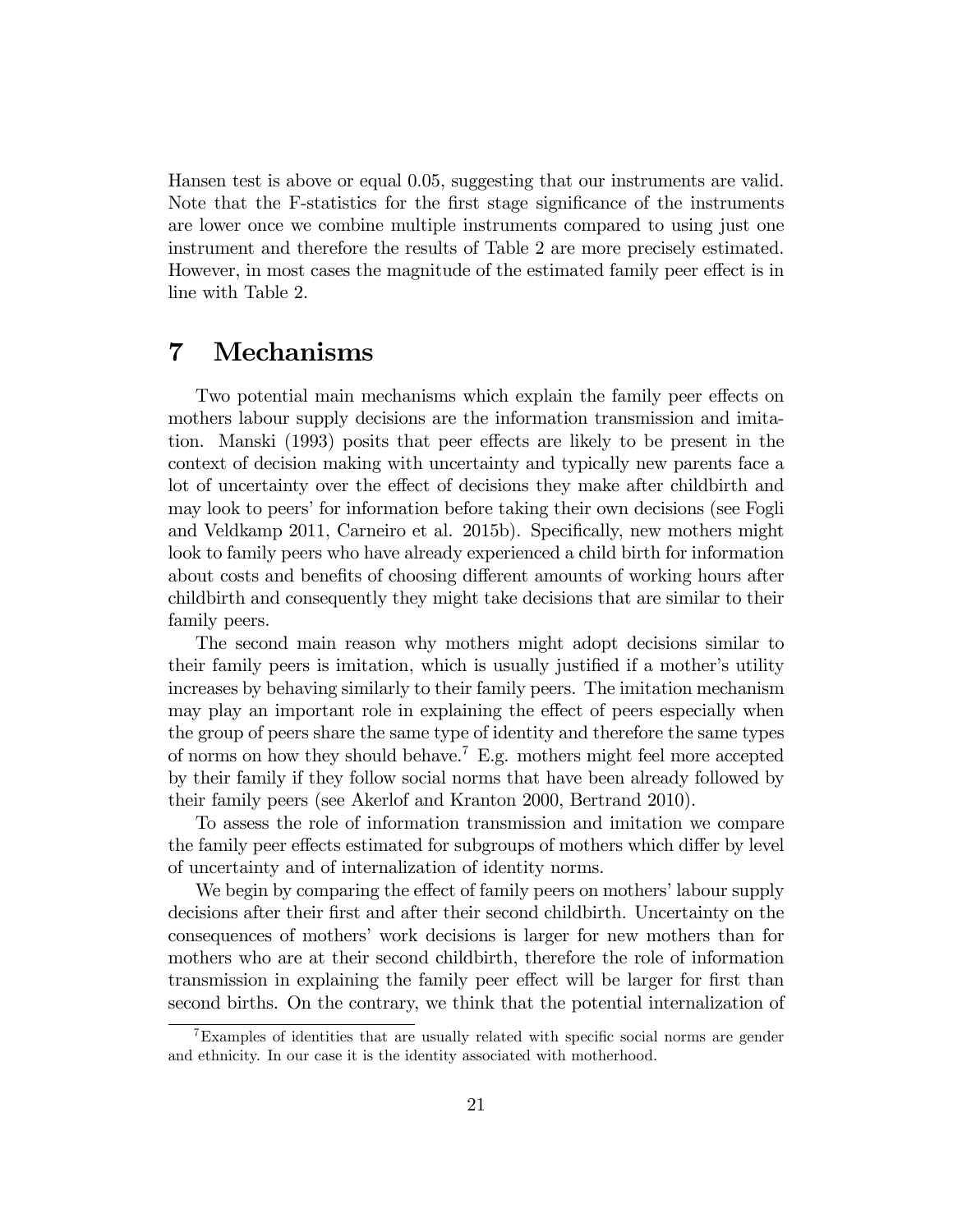Hansen test is above or equal 0.05, suggesting that our instruments are valid. Note that the F-statistics for the first stage significance of the instruments are lower once we combine multiple instruments compared to using just one instrument and therefore the results of Table 2 are more precisely estimated. However, in most cases the magnitude of the estimated family peer effect is in line with Table 2.

# 7 Mechanisms

Two potential main mechanisms which explain the family peer effects on mothers labour supply decisions are the information transmission and imitation. Manski (1993) posits that peer effects are likely to be present in the context of decision making with uncertainty and typically new parents face a lot of uncertainty over the effect of decisions they make after childbirth and may look to peers' for information before taking their own decisions (see Fogli and Veldkamp 2011, Carneiro et al. 2015b). Specifically, new mothers might look to family peers who have already experienced a child birth for information about costs and benefits of choosing different amounts of working hours after childbirth and consequently they might take decisions that are similar to their family peers.

The second main reason why mothers might adopt decisions similar to their family peers is imitation, which is usually justified if a mother's utility increases by behaving similarly to their family peers. The imitation mechanism may play an important role in explaining the effect of peers especially when the group of peers share the same type of identity and therefore the same types of norms on how they should behave.[7] E.g. mothers might feel more accepted by their family if they follow social norms that have been already followed by their family peers (see Akerlof and Kranton 2000, Bertrand 2010).

To assess the role of information transmission and imitation we compare the family peer effects estimated for subgroups of mothers which differ by level of uncertainty and of internalization of identity norms.

We begin by comparing the effect of family peers on mothers' labour supply decisions after their first and after their second childbirth. Uncertainty on the consequences of mothers' work decisions is larger for new mothers than for mothers who are at their second childbirth, therefore the role of information transmission in explaining the family peer effect will be larger for first than second births. On the contrary, we think that the potential internalization of

[7] Examples of identities that are usually related with specific social norms are gender and ethnicity. In our case it is the identity associated with motherhood.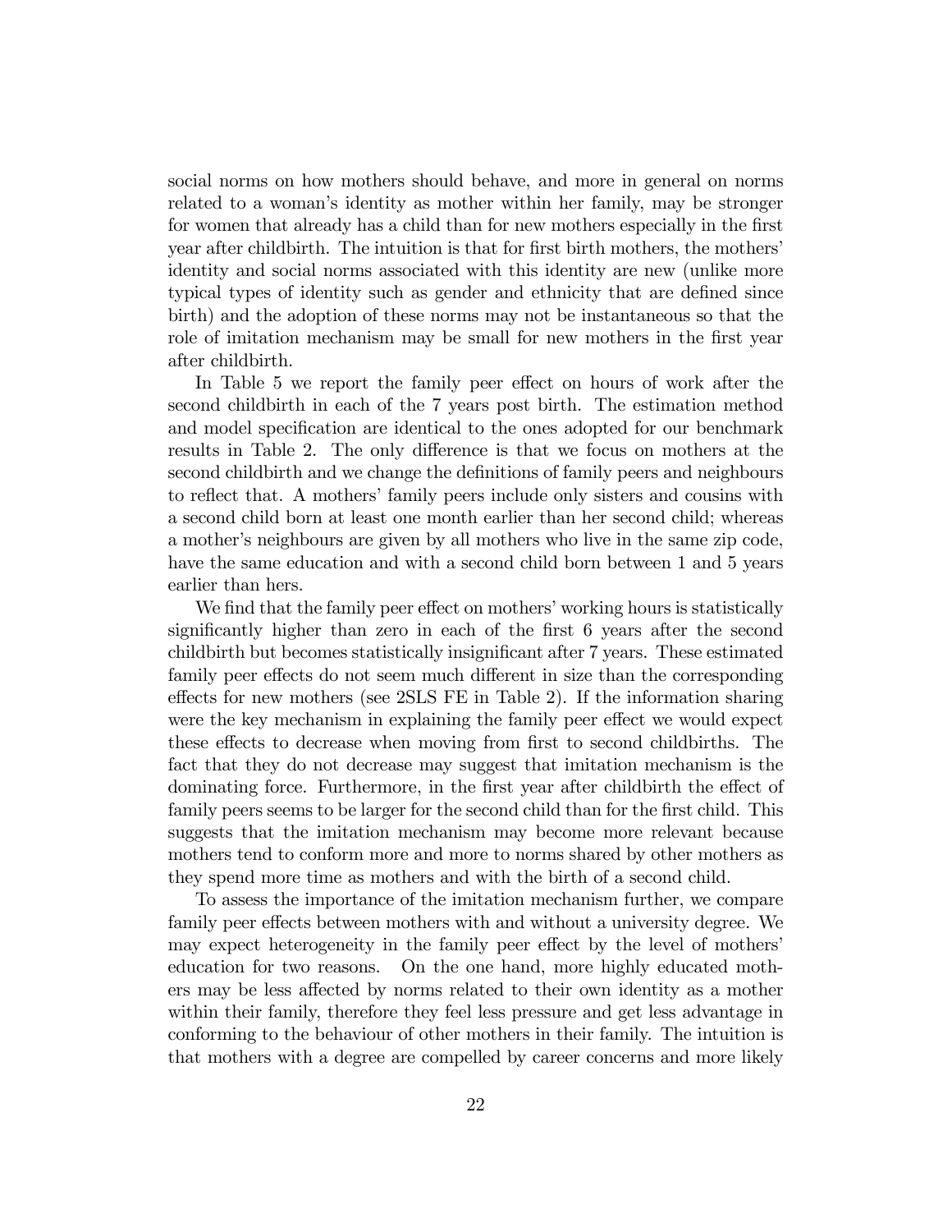social norms on how mothers should behave, and more in general on norms related to a woman's identity as mother within her family, may be stronger for women that already has a child than for new mothers especially in the first year after childbirth. The intuition is that for first birth mothers, the mothers' identity and social norms associated with this identity are new (unlike more typical types of identity such as gender and ethnicity that are defined since birth) and the adoption of these norms may not be instantaneous so that the role of imitation mechanism may be small for new mothers in the first year after childbirth.

In Table 5 we report the family peer effect on hours of work after the second childbirth in each of the 7 years post birth. The estimation method and model specification are identical to the ones adopted for our benchmark results in Table 2. The only difference is that we focus on mothers at the second childbirth and we change the definitions of family peers and neighbours to reflect that. A mothers' family peers include only sisters and cousins with a second child born at least one month earlier than her second child; whereas a mother's neighbours are given by all mothers who live in the same zip code, have the same education and with a second child born between 1 and 5 years earlier than hers.

We find that the family peer effect on mothers' working hours is statistically significantly higher than zero in each of the first 6 years after the second childbirth but becomes statistically insignificant after 7 years. These estimated family peer effects do not seem much different in size than the corresponding effects for new mothers (see 2SLS FE in Table 2). If the information sharing were the key mechanism in explaining the family peer effect we would expect these effects to decrease when moving from first to second childbirths. The fact that they do not decrease may suggest that imitation mechanism is the dominating force. Furthermore, in the first year after childbirth the effect of family peers seems to be larger for the second child than for the first child. This suggests that the imitation mechanism may become more relevant because mothers tend to conform more and more to norms shared by other mothers as they spend more time as mothers and with the birth of a second child.

To assess the importance of the imitation mechanism further, we compare family peer effects between mothers with and without a university degree. We may expect heterogeneity in the family peer effect by the level of mothers' education for two reasons. On the one hand, more highly educated mothers may be less affected by norms related to their own identity as a mother within their family, therefore they feel less pressure and get less advantage in conforming to the behaviour of other mothers in their family. The intuition is that mothers with a degree are compelled by career concerns and more likely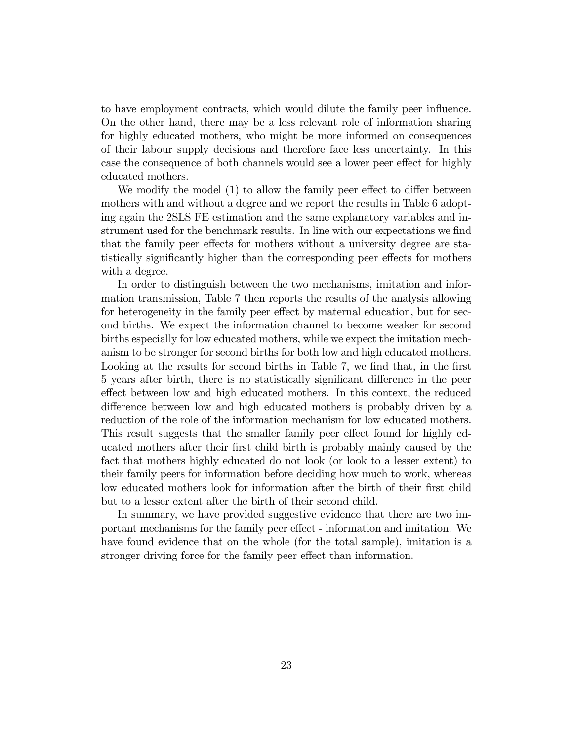to have employment contracts, which would dilute the family peer influence. On the other hand, there may be a less relevant role of information sharing for highly educated mothers, who might be more informed on consequences of their labour supply decisions and therefore face less uncertainty. In this case the consequence of both channels would see a lower peer effect for highly educated mothers.

We modify the model (1) to allow the family peer effect to differ between mothers with and without a degree and we report the results in Table 6 adopting again the 2SLS FE estimation and the same explanatory variables and instrument used for the benchmark results. In line with our expectations we find that the family peer effects for mothers without a university degree are statistically significantly higher than the corresponding peer effects for mothers with a degree.

In order to distinguish between the two mechanisms, imitation and information transmission, Table 7 then reports the results of the analysis allowing for heterogeneity in the family peer effect by maternal education, but for second births. We expect the information channel to become weaker for second births especially for low educated mothers, while we expect the imitation mechanism to be stronger for second births for both low and high educated mothers. Looking at the results for second births in Table 7, we find that, in the first 5 years after birth, there is no statistically significant difference in the peer effect between low and high educated mothers. In this context, the reduced difference between low and high educated mothers is probably driven by a reduction of the role of the information mechanism for low educated mothers. This result suggests that the smaller family peer effect found for highly educated mothers after their first child birth is probably mainly caused by the fact that mothers highly educated do not look (or look to a lesser extent) to their family peers for information before deciding how much to work, whereas low educated mothers look for information after the birth of their first child but to a lesser extent after the birth of their second child.

In summary, we have provided suggestive evidence that there are two important mechanisms for the family peer effect - information and imitation. We have found evidence that on the whole (for the total sample), imitation is a stronger driving force for the family peer effect than information.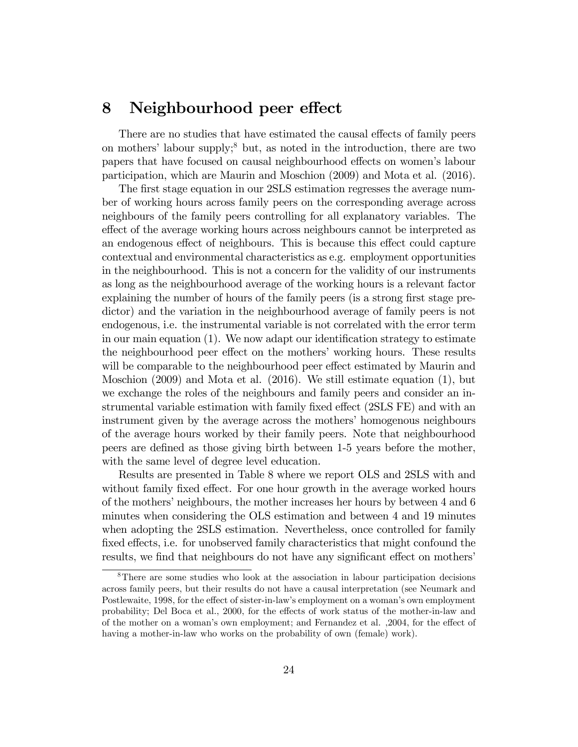# 8 Neighbourhood peer effect

There are no studies that have estimated the causal effects of family peers on mothers' labour supply;[8] but, as noted in the introduction, there are two papers that have focused on causal neighbourhood effects on women's labour participation, which are Maurin and Moschion (2009) and Mota et al. (2016).

The first stage equation in our 2SLS estimation regresses the average number of working hours across family peers on the corresponding average across neighbours of the family peers controlling for all explanatory variables. The effect of the average working hours across neighbours cannot be interpreted as an endogenous effect of neighbours. This is because this effect could capture contextual and environmental characteristics as e.g. employment opportunities in the neighbourhood. This is not a concern for the validity of our instruments as long as the neighbourhood average of the working hours is a relevant factor explaining the number of hours of the family peers (is a strong first stage predictor) and the variation in the neighbourhood average of family peers is not endogenous, i.e. the instrumental variable is not correlated with the error term in our main equation (1). We now adapt our identification strategy to estimate the neighbourhood peer effect on the mothers' working hours. These results will be comparable to the neighbourhood peer effect estimated by Maurin and Moschion (2009) and Mota et al. (2016). We still estimate equation (1), but we exchange the roles of the neighbours and family peers and consider an instrumental variable estimation with family fixed effect (2SLS FE) and with an instrument given by the average across the mothers' homogenous neighbours of the average hours worked by their family peers. Note that neighbourhood peers are defined as those giving birth between 1-5 years before the mother, with the same level of degree level education.

Results are presented in Table 8 where we report OLS and 2SLS with and without family fixed effect. For one hour growth in the average worked hours of the mothers' neighbours, the mother increases her hours by between 4 and 6 minutes when considering the OLS estimation and between 4 and 19 minutes when adopting the 2SLS estimation. Nevertheless, once controlled for family fixed effects, i.e. for unobserved family characteristics that might confound the results, we find that neighbours do not have any significant effect on mothers'

[8]There are some studies who look at the association in labour participation decisions across family peers, but their results do not have a causal interpretation (see Neumark and Postlewaite, 1998, for the effect of sister-in-law's employment on a woman's own employment probability; Del Boca et al., 2000, for the effects of work status of the mother-in-law and of the mother on a woman's own employment; and Fernandez et al. ,2004, for the effect of having a mother-in-law who works on the probability of own (female) work).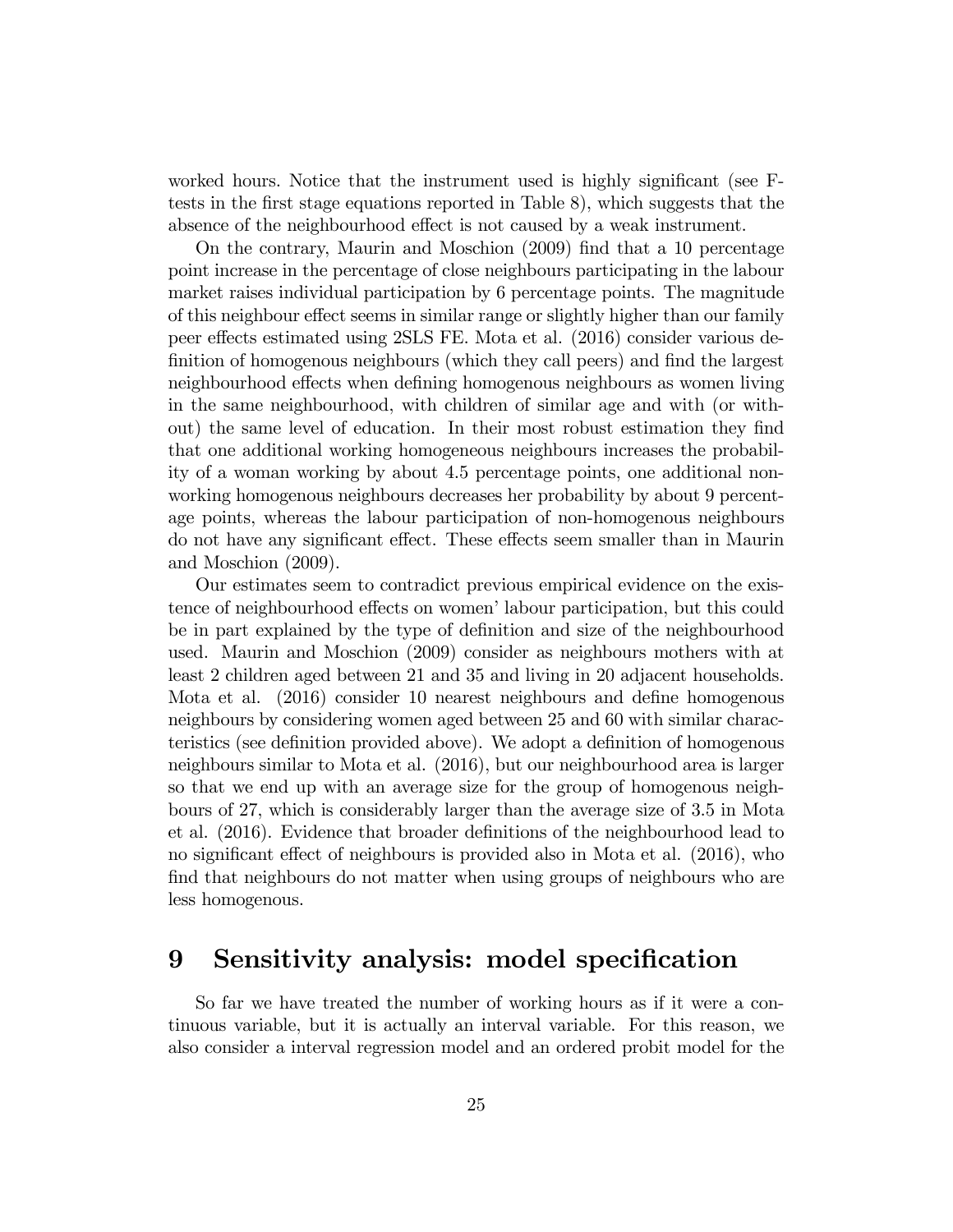worked hours. Notice that the instrument used is highly significant (see F-tests in the first stage equations reported in Table 8), which suggests that the absence of the neighbourhood effect is not caused by a weak instrument.

On the contrary, Maurin and Moschion (2009) find that a 10 percentage point increase in the percentage of close neighbours participating in the labour market raises individual participation by 6 percentage points. The magnitude of this neighbour effect seems in similar range or slightly higher than our family peer effects estimated using 2SLS FE. Mota et al. (2016) consider various definition of homogenous neighbours (which they call peers) and find the largest neighbourhood effects when defining homogenous neighbours as women living in the same neighbourhood, with children of similar age and with (or without) the same level of education. In their most robust estimation they find that one additional working homogeneous neighbours increases the probability of a woman working by about 4.5 percentage points, one additional non-working homogenous neighbours decreases her probability by about 9 percentage points, whereas the labour participation of non-homogenous neighbours do not have any significant effect. These effects seem smaller than in Maurin and Moschion (2009).

Our estimates seem to contradict previous empirical evidence on the existence of neighbourhood effects on women' labour participation, but this could be in part explained by the type of definition and size of the neighbourhood used. Maurin and Moschion (2009) consider as neighbours mothers with at least 2 children aged between 21 and 35 and living in 20 adjacent households. Mota et al. (2016) consider 10 nearest neighbours and define homogenous neighbours by considering women aged between 25 and 60 with similar characteristics (see definition provided above). We adopt a definition of homogenous neighbours similar to Mota et al. (2016), but our neighbourhood area is larger so that we end up with an average size for the group of homogenous neighbours of 27, which is considerably larger than the average size of 3.5 in Mota et al. (2016). Evidence that broader definitions of the neighbourhood lead to no significant effect of neighbours is provided also in Mota et al. (2016), who find that neighbours do not matter when using groups of neighbours who are less homogenous.

# 9 Sensitivity analysis: model specification

So far we have treated the number of working hours as if it were a continuous variable, but it is actually an interval variable. For this reason, we also consider a interval regression model and an ordered probit model for the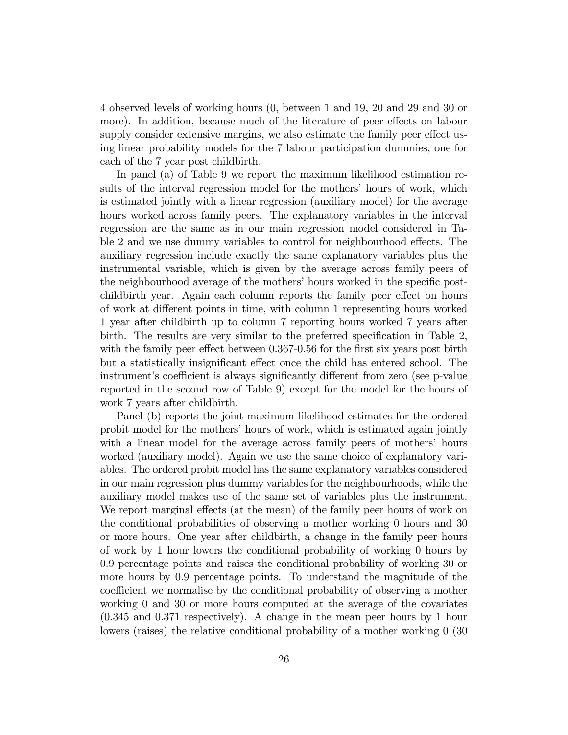4 observed levels of working hours (0, between 1 and 19, 20 and 29 and 30 or more). In addition, because much of the literature of peer effects on labour supply consider extensive margins, we also estimate the family peer effect using linear probability models for the 7 labour participation dummies, one for each of the 7 year post childbirth.

In panel (a) of Table 9 we report the maximum likelihood estimation results of the interval regression model for the mothers' hours of work, which is estimated jointly with a linear regression (auxiliary model) for the average hours worked across family peers. The explanatory variables in the interval regression are the same as in our main regression model considered in Table 2 and we use dummy variables to control for neighbourhood effects. The auxiliary regression include exactly the same explanatory variables plus the instrumental variable, which is given by the average across family peers of the neighbourhood average of the mothers' hours worked in the specific post-childbirth year. Again each column reports the family peer effect on hours of work at different points in time, with column 1 representing hours worked 1 year after childbirth up to column 7 reporting hours worked 7 years after birth. The results are very similar to the preferred specification in Table 2, with the family peer effect between 0.367-0.56 for the first six years post birth but a statistically insignificant effect once the child has entered school. The instrument's coefficient is always significantly different from zero (see p-value reported in the second row of Table 9) except for the model for the hours of work 7 years after childbirth.

Panel (b) reports the joint maximum likelihood estimates for the ordered probit model for the mothers' hours of work, which is estimated again jointly with a linear model for the average across family peers of mothers' hours worked (auxiliary model). Again we use the same choice of explanatory variables. The ordered probit model has the same explanatory variables considered in our main regression plus dummy variables for the neighbourhoods, while the auxiliary model makes use of the same set of variables plus the instrument. We report marginal effects (at the mean) of the family peer hours of work on the conditional probabilities of observing a mother working 0 hours and 30 or more hours. One year after childbirth, a change in the family peer hours of work by 1 hour lowers the conditional probability of working 0 hours by 0.9 percentage points and raises the conditional probability of working 30 or more hours by 0.9 percentage points. To understand the magnitude of the coefficient we normalise by the conditional probability of observing a mother working 0 and 30 or more hours computed at the average of the covariates (0.345 and 0.371 respectively). A change in the mean peer hours by 1 hour lowers (raises) the relative conditional probability of a mother working 0 (30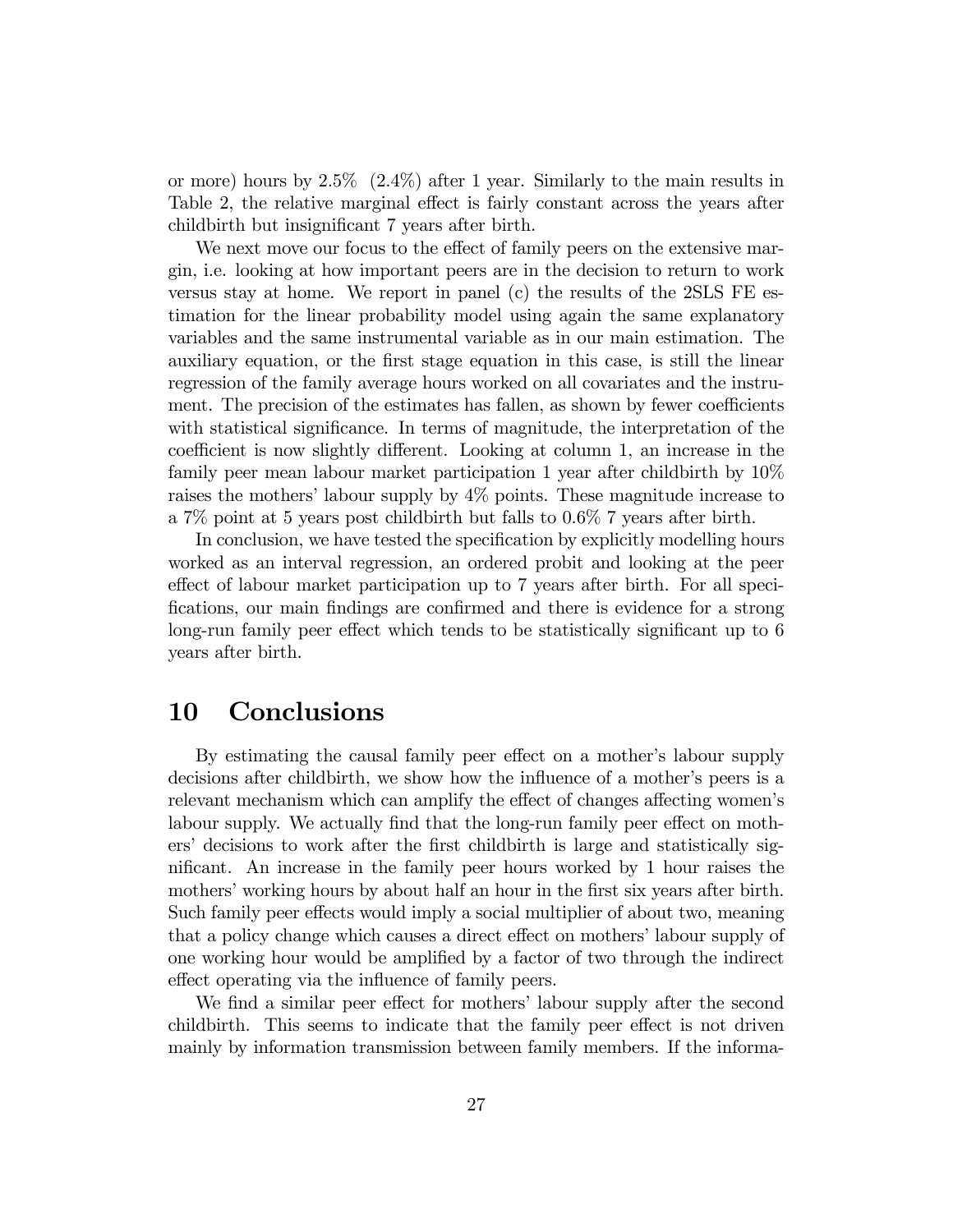or more) hours by 2.5% (2.4%) after 1 year. Similarly to the main results in Table 2, the relative marginal effect is fairly constant across the years after childbirth but insignificant 7 years after birth.

We next move our focus to the effect of family peers on the extensive margin, i.e. looking at how important peers are in the decision to return to work versus stay at home. We report in panel (c) the results of the 2SLS FE estimation for the linear probability model using again the same explanatory variables and the same instrumental variable as in our main estimation. The auxiliary equation, or the first stage equation in this case, is still the linear regression of the family average hours worked on all covariates and the instrument. The precision of the estimates has fallen, as shown by fewer coefficients with statistical significance. In terms of magnitude, the interpretation of the coefficient is now slightly different. Looking at column 1, an increase in the family peer mean labour market participation 1 year after childbirth by 10% raises the mothers' labour supply by 4% points. These magnitude increase to a 7% point at 5 years post childbirth but falls to 0.6% 7 years after birth.

In conclusion, we have tested the specification by explicitly modelling hours worked as an interval regression, an ordered probit and looking at the peer effect of labour market participation up to 7 years after birth. For all specifications, our main findings are confirmed and there is evidence for a strong long-run family peer effect which tends to be statistically significant up to 6 years after birth.

# 10 Conclusions

By estimating the causal family peer effect on a mother's labour supply decisions after childbirth, we show how the influence of a mother's peers is a relevant mechanism which can amplify the effect of changes affecting women's labour supply. We actually find that the long-run family peer effect on mothers' decisions to work after the first childbirth is large and statistically significant. An increase in the family peer hours worked by 1 hour raises the mothers' working hours by about half an hour in the first six years after birth. Such family peer effects would imply a social multiplier of about two, meaning that a policy change which causes a direct effect on mothers' labour supply of one working hour would be amplified by a factor of two through the indirect effect operating via the influence of family peers.

We find a similar peer effect for mothers' labour supply after the second childbirth. This seems to indicate that the family peer effect is not driven mainly by information transmission between family members. If the informa-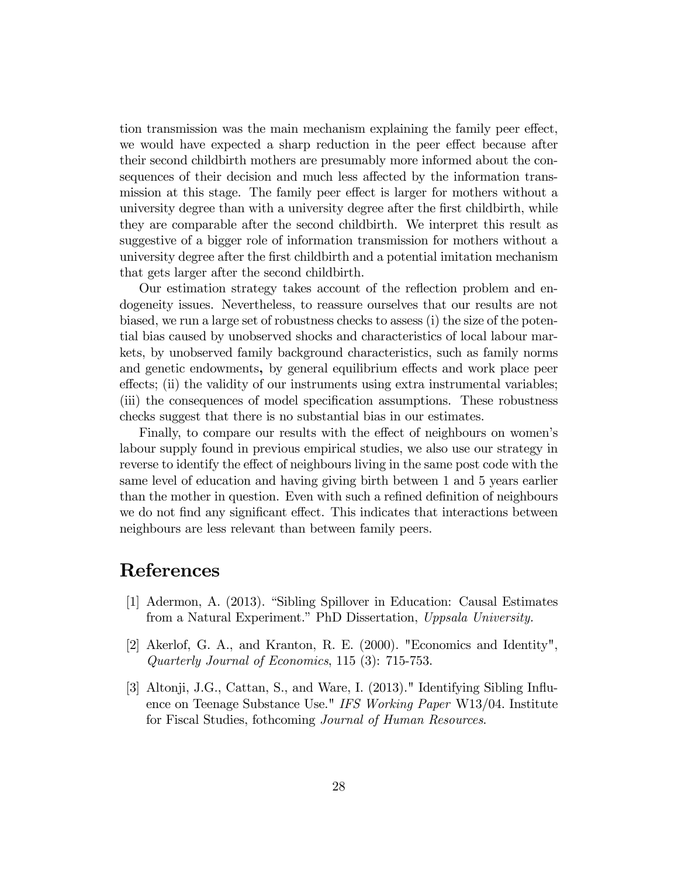tion transmission was the main mechanism explaining the family peer effect, we would have expected a sharp reduction in the peer effect because after their second childbirth mothers are presumably more informed about the consequences of their decision and much less affected by the information transmission at this stage. The family peer effect is larger for mothers without a university degree than with a university degree after the first childbirth, while they are comparable after the second childbirth. We interpret this result as suggestive of a bigger role of information transmission for mothers without a university degree after the first childbirth and a potential imitation mechanism that gets larger after the second childbirth.

Our estimation strategy takes account of the reflection problem and endogeneity issues. Nevertheless, to reassure ourselves that our results are not biased, we run a large set of robustness checks to assess (i) the size of the potential bias caused by unobserved shocks and characteristics of local labour markets, by unobserved family background characteristics, such as family norms and genetic endowments**,** by general equilibrium effects and work place peer effects; (ii) the validity of our instruments using extra instrumental variables; (iii) the consequences of model specification assumptions. These robustness checks suggest that there is no substantial bias in our estimates.

Finally, to compare our results with the effect of neighbours on women's labour supply found in previous empirical studies, we also use our strategy in reverse to identify the effect of neighbours living in the same post code with the same level of education and having giving birth between 1 and 5 years earlier than the mother in question. Even with such a refined definition of neighbours we do not find any significant effect. This indicates that interactions between neighbours are less relevant than between family peers.

# References

[1] Adermon, A. (2013). "Sibling Spillover in Education: Causal Estimates from a Natural Experiment." PhD Dissertation, *Uppsala University.*

[2] Akerlof, G. A., and Kranton, R. E. (2000). "Economics and Identity", *Quarterly Journal of Economics*, 115 (3): 715-753.

[3] Altonji, J.G., Cattan, S., and Ware, I. (2013)." Identifying Sibling Influence on Teenage Substance Use." *IFS Working Paper* W13/04. Institute for Fiscal Studies, fothcoming *Journal of Human Resources*.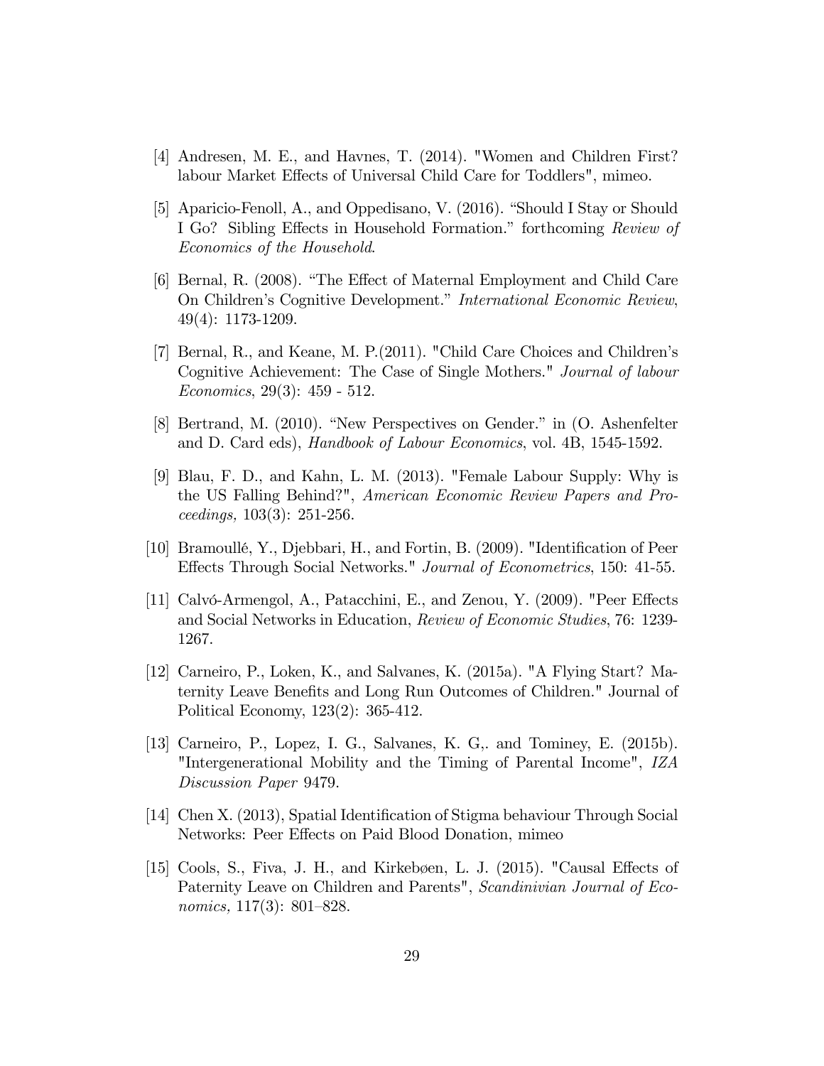[4] Andresen, M. E., and Havnes, T. (2014). "Women and Children First? labour Market Effects of Universal Child Care for Toddlers", mimeo.

[5] Aparicio-Fenoll, A., and Oppedisano, V. (2016). "Should I Stay or Should I Go? Sibling Effects in Household Formation." forthcoming *Review of Economics of the Household*.

[6] Bernal, R. (2008). "The Effect of Maternal Employment and Child Care On Children's Cognitive Development." *International Economic Review*, 49(4): 1173-1209.

[7] Bernal, R., and Keane, M. P.(2011). "Child Care Choices and Children's Cognitive Achievement: The Case of Single Mothers." *Journal of labour Economics*, 29(3): 459 - 512.

[8] Bertrand, M. (2010). "New Perspectives on Gender." in (O. Ashenfelter and D. Card eds), *Handbook of Labour Economics*, vol. 4B, 1545-1592.

[9] Blau, F. D., and Kahn, L. M. (2013). "Female Labour Supply: Why is the US Falling Behind?", *American Economic Review Papers and Proceedings,* 103(3): 251-256.

[10] Bramoullé, Y., Djebbari, H., and Fortin, B. (2009). "Identification of Peer Effects Through Social Networks." *Journal of Econometrics*, 150: 41-55.

[11] Calvó-Armengol, A., Patacchini, E., and Zenou, Y. (2009). "Peer Effects and Social Networks in Education, *Review of Economic Studies*, 76: 1239-1267.

[12] Carneiro, P., Loken, K., and Salvanes, K. (2015a). "A Flying Start? Maternity Leave Benefits and Long Run Outcomes of Children." Journal of Political Economy, 123(2): 365-412.

[13] Carneiro, P., Lopez, I. G., Salvanes, K. G,. and Tominey, E. (2015b). "Intergenerational Mobility and the Timing of Parental Income", *IZA Discussion Paper* 9479.

[14] Chen X. (2013), Spatial Identification of Stigma behaviour Through Social Networks: Peer Effects on Paid Blood Donation, mimeo

[15] Cools, S., Fiva, J. H., and Kirkebøen, L. J. (2015). "Causal Effects of Paternity Leave on Children and Parents", *Scandinivian Journal of Economics,* 117(3): 801–828.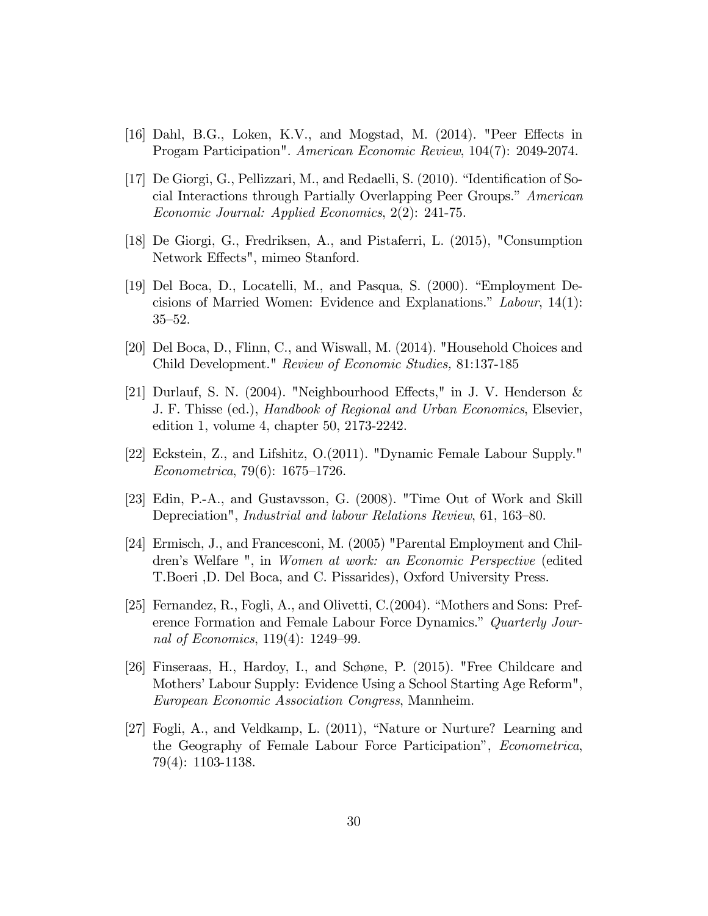[16] Dahl, B.G., Loken, K.V., and Mogstad, M. (2014). "Peer Effects in Progam Participation". *American Economic Review*, 104(7): 2049-2074.

[17] De Giorgi, G., Pellizzari, M., and Redaelli, S. (2010). "Identification of Social Interactions through Partially Overlapping Peer Groups." *American Economic Journal: Applied Economics*, 2(2): 241-75.

[18] De Giorgi, G., Fredriksen, A., and Pistaferri, L. (2015), "Consumption Network Effects", mimeo Stanford.

[19] Del Boca, D., Locatelli, M., and Pasqua, S. (2000). "Employment Decisions of Married Women: Evidence and Explanations." *Labour*, 14(1): 35–52.

[20] Del Boca, D., Flinn, C., and Wiswall, M. (2014). "Household Choices and Child Development." *Review of Economic Studies,* 81:137-185

[21] Durlauf, S. N. (2004). "Neighbourhood Effects," in J. V. Henderson & J. F. Thisse (ed.), *Handbook of Regional and Urban Economics*, Elsevier, edition 1, volume 4, chapter 50, 2173-2242.

[22] Eckstein, Z., and Lifshitz, O.(2011). "Dynamic Female Labour Supply." *Econometrica*, 79(6): 1675–1726.

[23] Edin, P.-A., and Gustavsson, G. (2008). "Time Out of Work and Skill Depreciation", *Industrial and labour Relations Review*, 61, 163–80.

[24] Ermisch, J., and Francesconi, M. (2005) "Parental Employment and Children's Welfare ", in *Women at work: an Economic Perspective* (edited T.Boeri ,D. Del Boca, and C. Pissarides), Oxford University Press.

[25] Fernandez, R., Fogli, A., and Olivetti, C.(2004). "Mothers and Sons: Preference Formation and Female Labour Force Dynamics." *Quarterly Journal of Economics*, 119(4): 1249–99.

[26] Finseraas, H., Hardoy, I., and Schøne, P. (2015). "Free Childcare and Mothers' Labour Supply: Evidence Using a School Starting Age Reform", *European Economic Association Congress*, Mannheim.

[27] Fogli, A., and Veldkamp, L. (2011), "Nature or Nurture? Learning and the Geography of Female Labour Force Participation", *Econometrica*, 79(4): 1103-1138.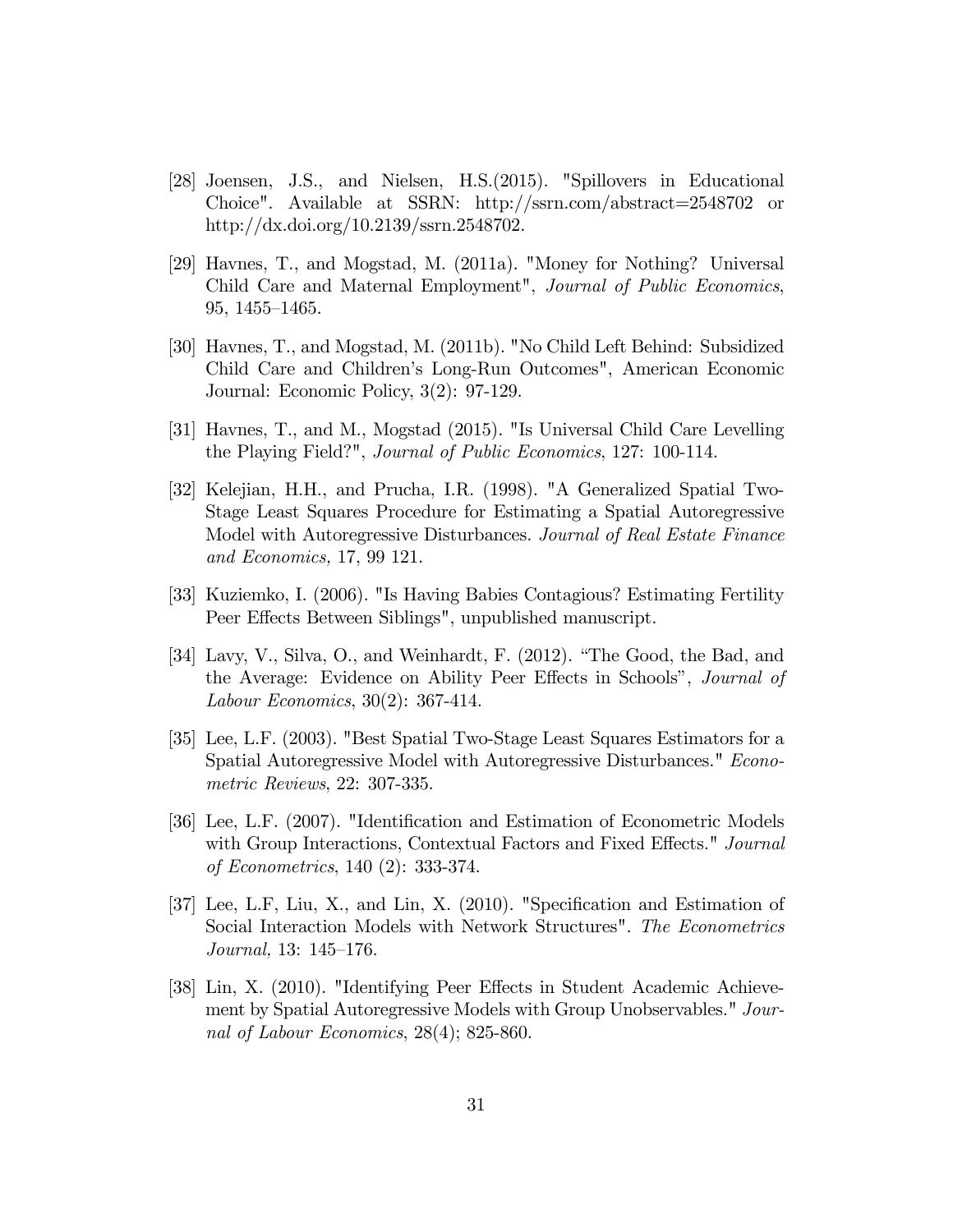[28] Joensen, J.S., and Nielsen, H.S.(2015). "Spillovers in Educational Choice". Available at SSRN: http://ssrn.com/abstract=2548702 or http://dx.doi.org/10.2139/ssrn.2548702.

[29] Havnes, T., and Mogstad, M. (2011a). "Money for Nothing? Universal Child Care and Maternal Employment", *Journal of Public Economics*, 95, 1455–1465.

[30] Havnes, T., and Mogstad, M. (2011b). "No Child Left Behind: Subsidized Child Care and Children's Long-Run Outcomes", American Economic Journal: Economic Policy, 3(2): 97-129.

[31] Havnes, T., and M., Mogstad (2015). "Is Universal Child Care Levelling the Playing Field?", *Journal of Public Economics*, 127: 100-114.

[32] Kelejian, H.H., and Prucha, I.R. (1998). "A Generalized Spatial Two-Stage Least Squares Procedure for Estimating a Spatial Autoregressive Model with Autoregressive Disturbances. *Journal of Real Estate Finance and Economics,* 17, 99 121.

[33] Kuziemko, I. (2006). "Is Having Babies Contagious? Estimating Fertility Peer Effects Between Siblings", unpublished manuscript.

[34] Lavy, V., Silva, O., and Weinhardt, F. (2012). "The Good, the Bad, and the Average: Evidence on Ability Peer Effects in Schools", *Journal of Labour Economics*, 30(2): 367-414.

[35] Lee, L.F. (2003). "Best Spatial Two-Stage Least Squares Estimators for a Spatial Autoregressive Model with Autoregressive Disturbances." *Econometric Reviews*, 22: 307-335.

[36] Lee, L.F. (2007). "Identification and Estimation of Econometric Models with Group Interactions, Contextual Factors and Fixed Effects." *Journal of Econometrics*, 140 (2): 333-374.

[37] Lee, L.F, Liu, X., and Lin, X. (2010). "Specification and Estimation of Social Interaction Models with Network Structures". *The Econometrics Journal,* 13: 145–176.

[38] Lin, X. (2010). "Identifying Peer Effects in Student Academic Achievement by Spatial Autoregressive Models with Group Unobservables." *Journal of Labour Economics*, 28(4); 825-860.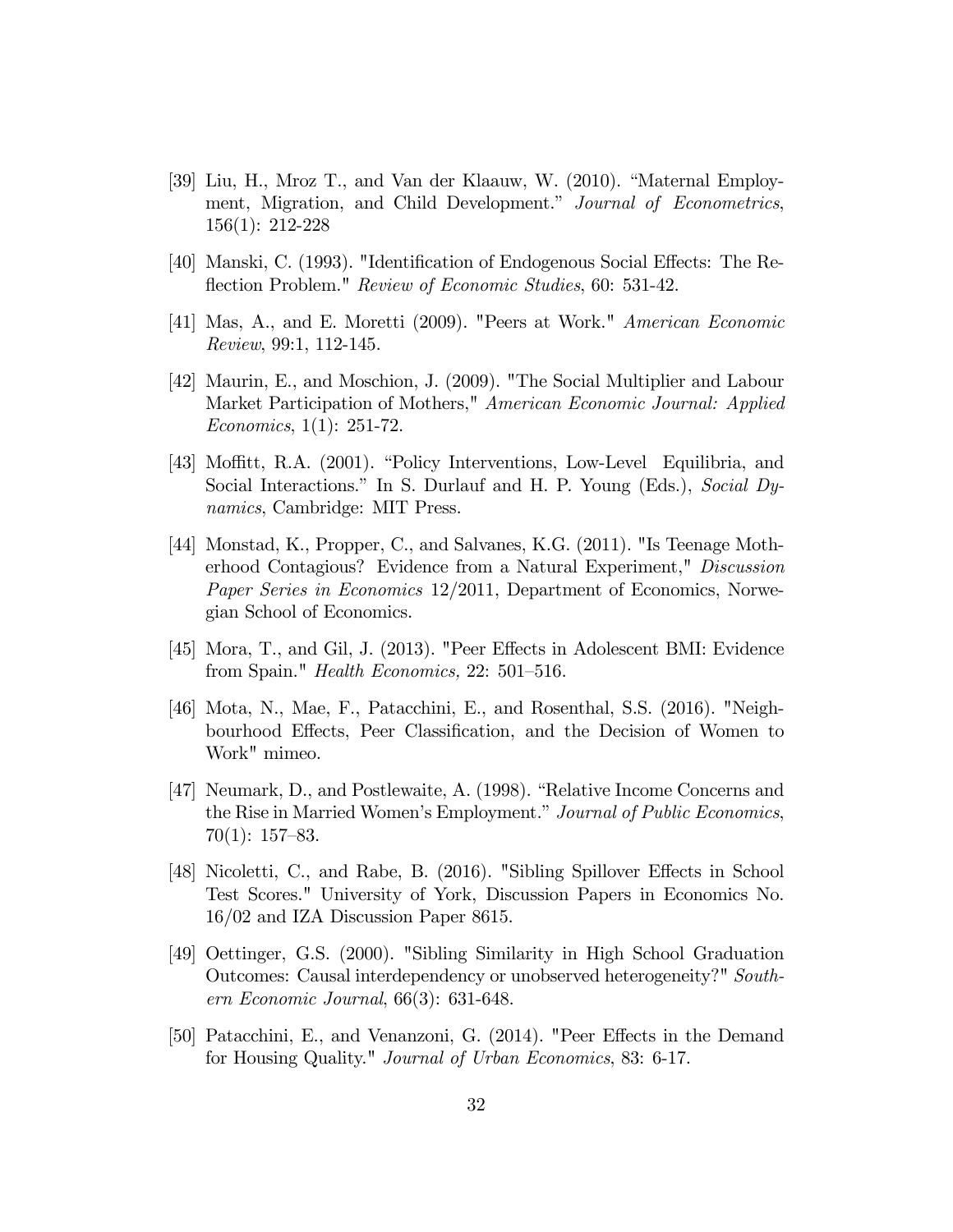[39] Liu, H., Mroz T., and Van der Klaauw, W. (2010). "Maternal Employment, Migration, and Child Development." *Journal of Econometrics*, 156(1): 212-228

[40] Manski, C. (1993). "Identification of Endogenous Social Effects: The Reflection Problem." *Review of Economic Studies*, 60: 531-42.

[41] Mas, A., and E. Moretti (2009). "Peers at Work." *American Economic Review*, 99:1, 112-145.

[42] Maurin, E., and Moschion, J. (2009). "The Social Multiplier and Labour Market Participation of Mothers," *American Economic Journal: Applied Economics*, 1(1): 251-72.

[43] Moffitt, R.A. (2001). "Policy Interventions, Low-Level Equilibria, and Social Interactions." In S. Durlauf and H. P. Young (Eds.), *Social Dynamics*, Cambridge: MIT Press.

[44] Monstad, K., Propper, C., and Salvanes, K.G. (2011). "Is Teenage Motherhood Contagious? Evidence from a Natural Experiment," *Discussion Paper Series in Economics* 12/2011, Department of Economics, Norwegian School of Economics.

[45] Mora, T., and Gil, J. (2013). "Peer Effects in Adolescent BMI: Evidence from Spain." *Health Economics,* 22: 501–516.

[46] Mota, N., Mae, F., Patacchini, E., and Rosenthal, S.S. (2016). "Neighbourhood Effects, Peer Classification, and the Decision of Women to Work" mimeo.

[47] Neumark, D., and Postlewaite, A. (1998). "Relative Income Concerns and the Rise in Married Women's Employment." *Journal of Public Economics*, 70(1): 157–83.

[48] Nicoletti, C., and Rabe, B. (2016). "Sibling Spillover Effects in School Test Scores." University of York, Discussion Papers in Economics No. 16/02 and IZA Discussion Paper 8615.

[49] Oettinger, G.S. (2000). "Sibling Similarity in High School Graduation Outcomes: Causal interdependency or unobserved heterogeneity?" *Southern Economic Journal*, 66(3): 631-648.

[50] Patacchini, E., and Venanzoni, G. (2014). "Peer Effects in the Demand for Housing Quality." *Journal of Urban Economics*, 83: 6-17.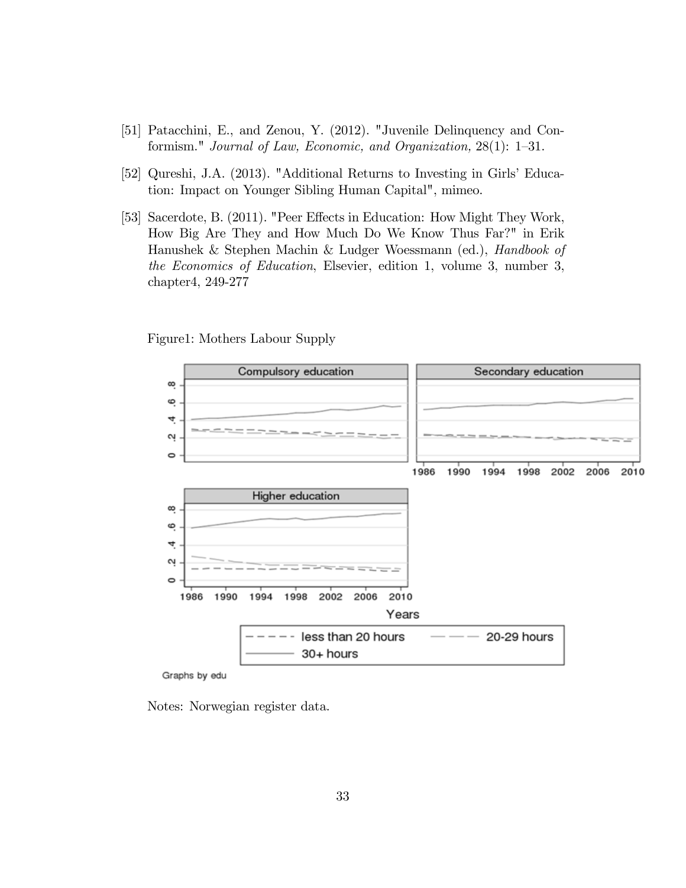[51] Patacchini, E., and Zenou, Y. (2012). "Juvenile Delinquency and Conformism." *Journal of Law, Economic, and Organization*, 28(1): 1–31.

[52] Qureshi, J.A. (2013). "Additional Returns to Investing in Girls' Education: Impact on Younger Sibling Human Capital", mimeo.

[53] Sacerdote, B. (2011). "Peer Effects in Education: How Might They Work, How Big Are They and How Much Do We Know Thus Far?" in Erik Hanushek & Stephen Machin & Ludger Woessmann (ed.), *Handbook of the Economics of Education*, Elsevier, edition 1, volume 3, number 3, chapter4, 249-277

Figure1: Mothers Labour Supply

Notes: Norwegian register data.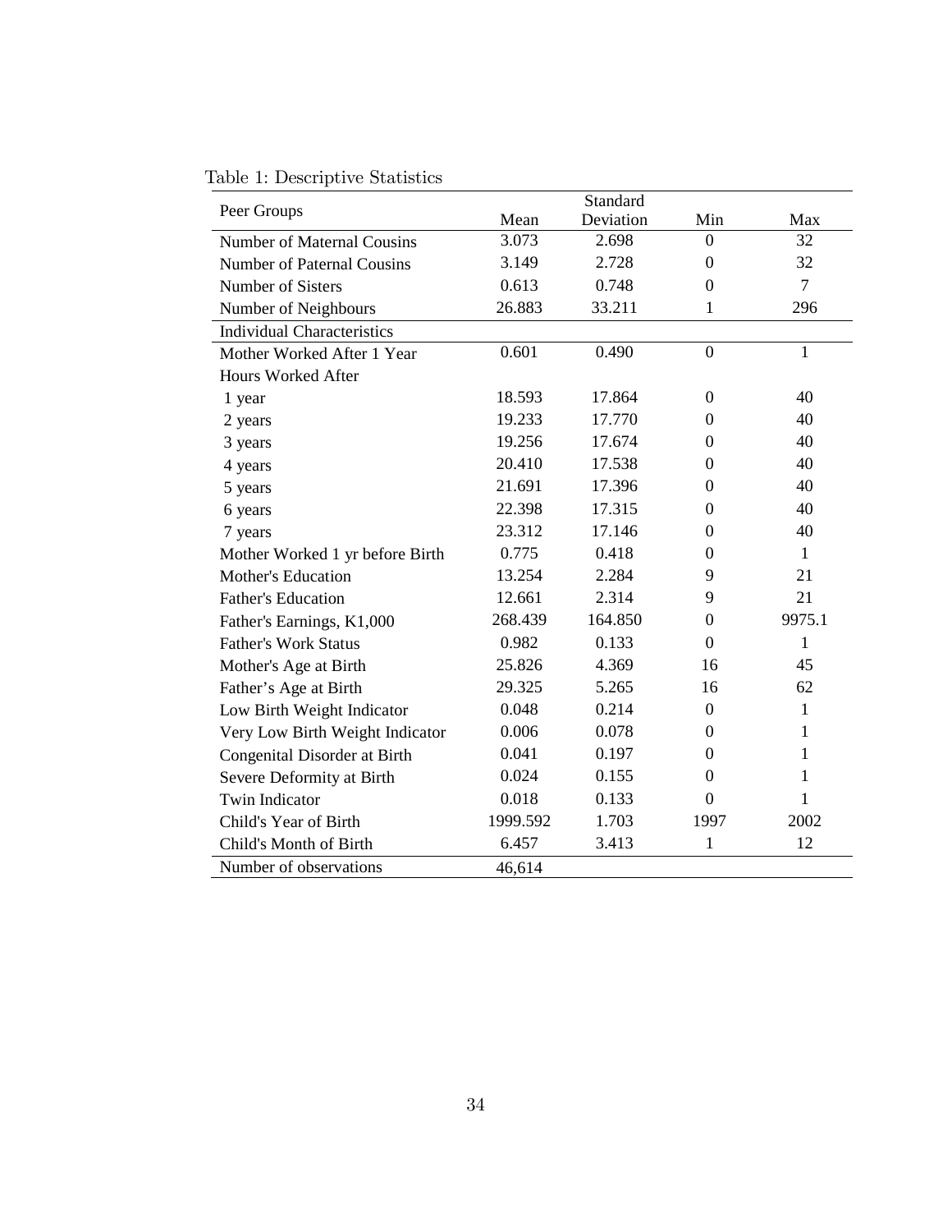Table 1: Descriptive Statistics

| Peer Groups | Mean | Standard Deviation | Min | Max |
|---|---|---|---|---|
| Number of Maternal Cousins | 3.073 | 2.698 | 0 | 32 |
| Number of Paternal Cousins | 3.149 | 2.728 | 0 | 32 |
| Number of Sisters | 0.613 | 0.748 | 0 | 7 |
| Number of Neighbours | 26.883 | 33.211 | 1 | 296 |
| **Individual Characteristics** | | | | |
| Mother Worked After 1 Year | 0.601 | 0.490 | 0 | 1 |
| Hours Worked After | | | | |
| 1 year | 18.593 | 17.864 | 0 | 40 |
| 2 years | 19.233 | 17.770 | 0 | 40 |
| 3 years | 19.256 | 17.674 | 0 | 40 |
| 4 years | 20.410 | 17.538 | 0 | 40 |
| 5 years | 21.691 | 17.396 | 0 | 40 |
| 6 years | 22.398 | 17.315 | 0 | 40 |
| 7 years | 23.312 | 17.146 | 0 | 40 |
| Mother Worked 1 yr before Birth | 0.775 | 0.418 | 0 | 1 |
| Mother's Education | 13.254 | 2.284 | 9 | 21 |
| Father's Education | 12.661 | 2.314 | 9 | 21 |
| Father's Earnings, K1,000 | 268.439 | 164.850 | 0 | 9975.1 |
| Father's Work Status | 0.982 | 0.133 | 0 | 1 |
| Mother's Age at Birth | 25.826 | 4.369 | 16 | 45 |
| Father's Age at Birth | 29.325 | 5.265 | 16 | 62 |
| Low Birth Weight Indicator | 0.048 | 0.214 | 0 | 1 |
| Very Low Birth Weight Indicator | 0.006 | 0.078 | 0 | 1 |
| Congenital Disorder at Birth | 0.041 | 0.197 | 0 | 1 |
| Severe Deformity at Birth | 0.024 | 0.155 | 0 | 1 |
| Twin Indicator | 0.018 | 0.133 | 0 | 1 |
| Child's Year of Birth | 1999.592 | 1.703 | 1997 | 2002 |
| Child's Month of Birth | 6.457 | 3.413 | 1 | 12 |
| Number of observations | 46,614 | | | |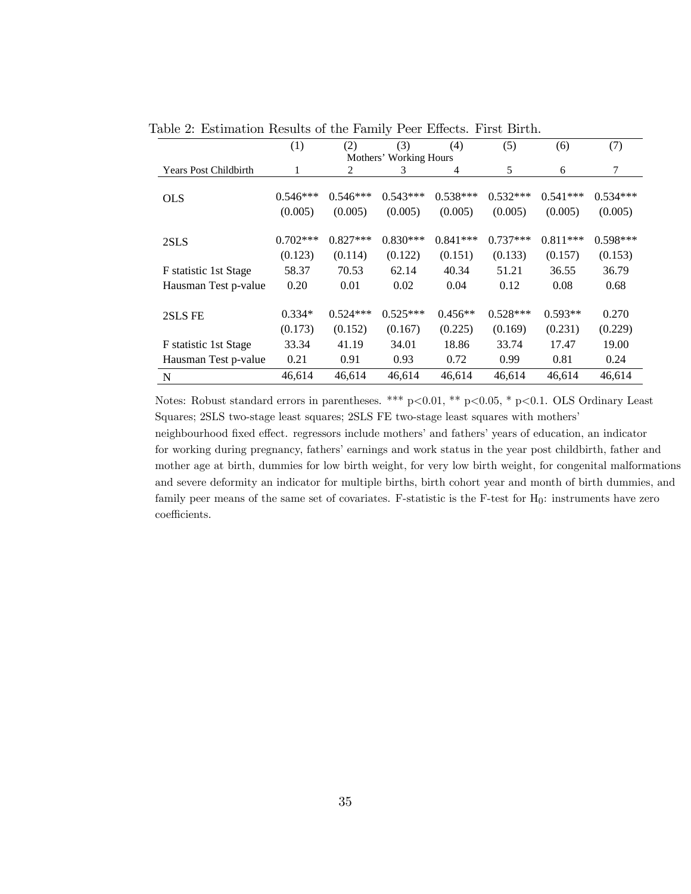Table 2: Estimation Results of the Family Peer Effects. First Birth.

| | (1) | (2) | (3) | (4) | (5) | (6) | (7) |
|---|---|---|---|---|---|---|---|
| | | | Mothers' Working Hours | | | | |
| Years Post Childbirth | 1 | 2 | 3 | 4 | 5 | 6 | 7 |
| OLS | 0.546*** | 0.546*** | 0.543*** | 0.538*** | 0.532*** | 0.541*** | 0.534*** |
| | (0.005) | (0.005) | (0.005) | (0.005) | (0.005) | (0.005) | (0.005) |
| 2SLS | 0.702*** | 0.827*** | 0.830*** | 0.841*** | 0.737*** | 0.811*** | 0.598*** |
| | (0.123) | (0.114) | (0.122) | (0.151) | (0.133) | (0.157) | (0.153) |
| F statistic 1st Stage | 58.37 | 70.53 | 62.14 | 40.34 | 51.21 | 36.55 | 36.79 |
| Hausman Test p-value | 0.20 | 0.01 | 0.02 | 0.04 | 0.12 | 0.08 | 0.68 |
| 2SLS FE | 0.334* | 0.524*** | 0.525*** | 0.456** | 0.528*** | 0.593** | 0.270 |
| | (0.173) | (0.152) | (0.167) | (0.225) | (0.169) | (0.231) | (0.229) |
| F statistic 1st Stage | 33.34 | 41.19 | 34.01 | 18.86 | 33.74 | 17.47 | 19.00 |
| Hausman Test p-value | 0.21 | 0.91 | 0.93 | 0.72 | 0.99 | 0.81 | 0.24 |
| N | 46,614 | 46,614 | 46,614 | 46,614 | 46,614 | 46,614 | 46,614 |

Notes: Robust standard errors in parentheses. *** $p<0.01$, ** $p<0.05$, * $p<0.1$. OLS Ordinary Least Squares; 2SLS two-stage least squares; 2SLS FE two-stage least squares with mothers' neighbourhood fixed effect. regressors include mothers' and fathers' years of education, an indicator for working during pregnancy, fathers' earnings and work status in the year post childbirth, father and mother age at birth, dummies for low birth weight, for very low birth weight, for congenital malformations and severe deformity an indicator for multiple births, birth cohort year and month of birth dummies, and family peer means of the same set of covariates. F-statistic is the F-test for $H_0$: instruments have zero coefficients.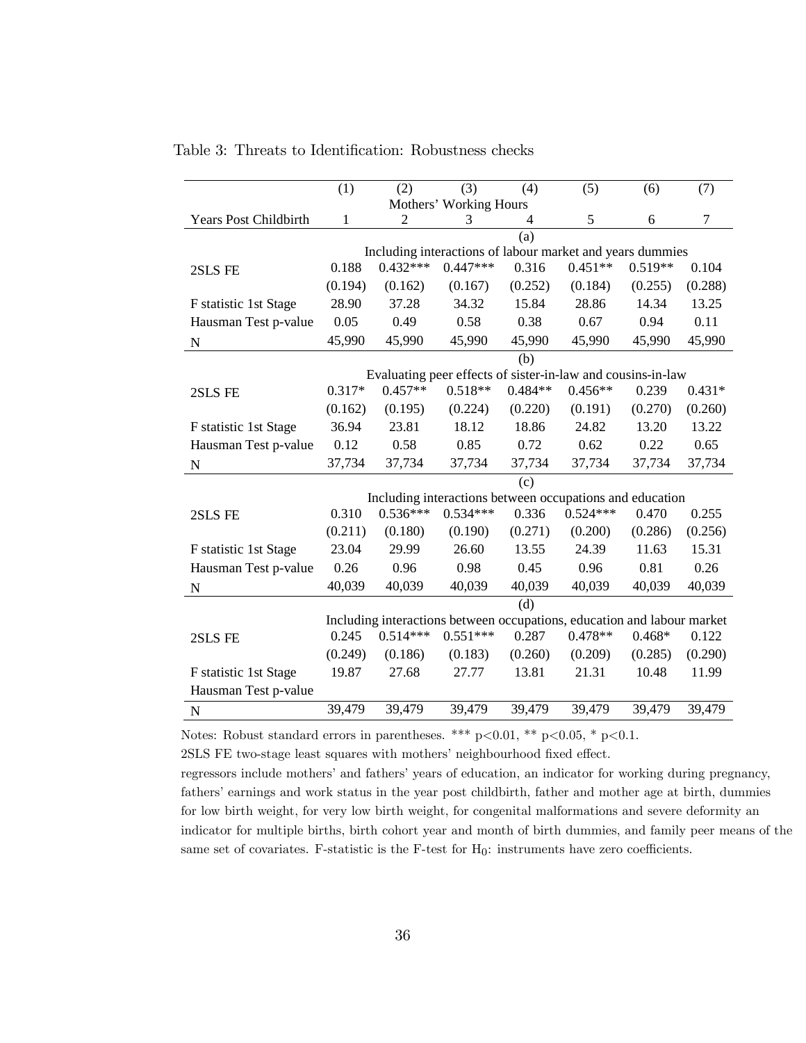Table 3: Threats to Identification: Robustness checks

| | (1) | (2) | (3) | (4) | (5) | (6) | (7) |
|---|---|---|---|---|---|---|---|
| | Mothers' Working Hours | | | | | | |
| Years Post Childbirth | 1 | 2 | 3 | 4 | 5 | 6 | 7 |
| | (a) | | | | | | |
| | Including interactions of labour market and years dummies | | | | | | |
| 2SLS FE | 0.188 | 0.432*** | 0.447*** | 0.316 | 0.451** | 0.519** | 0.104 |
| | (0.194) | (0.162) | (0.167) | (0.252) | (0.184) | (0.255) | (0.288) |
| F statistic 1st Stage | 28.90 | 37.28 | 34.32 | 15.84 | 28.86 | 14.34 | 13.25 |
| Hausman Test p-value | 0.05 | 0.49 | 0.58 | 0.38 | 0.67 | 0.94 | 0.11 |
| N | 45,990 | 45,990 | 45,990 | 45,990 | 45,990 | 45,990 | 45,990 |
| | (b) | | | | | | |
| | Evaluating peer effects of sister-in-law and cousins-in-law | | | | | | |
| 2SLS FE | 0.317* | 0.457** | 0.518** | 0.484** | 0.456** | 0.239 | 0.431* |
| | (0.162) | (0.195) | (0.224) | (0.220) | (0.191) | (0.270) | (0.260) |
| F statistic 1st Stage | 36.94 | 23.81 | 18.12 | 18.86 | 24.82 | 13.20 | 13.22 |
| Hausman Test p-value | 0.12 | 0.58 | 0.85 | 0.72 | 0.62 | 0.22 | 0.65 |
| N | 37,734 | 37,734 | 37,734 | 37,734 | 37,734 | 37,734 | 37,734 |
| | (c) | | | | | | |
| | Including interactions between occupations and education | | | | | | |
| 2SLS FE | 0.310 | 0.536*** | 0.534*** | 0.336 | 0.524*** | 0.470 | 0.255 |
| | (0.211) | (0.180) | (0.190) | (0.271) | (0.200) | (0.286) | (0.256) |
| F statistic 1st Stage | 23.04 | 29.99 | 26.60 | 13.55 | 24.39 | 11.63 | 15.31 |
| Hausman Test p-value | 0.26 | 0.96 | 0.98 | 0.45 | 0.96 | 0.81 | 0.26 |
| N | 40,039 | 40,039 | 40,039 | 40,039 | 40,039 | 40,039 | 40,039 |
| | (d) | | | | | | |
| | Including interactions between occupations, education and labour market | | | | | | |
| 2SLS FE | 0.245 | 0.514*** | 0.551*** | 0.287 | 0.478** | 0.468* | 0.122 |
| | (0.249) | (0.186) | (0.183) | (0.260) | (0.209) | (0.285) | (0.290) |
| F statistic 1st Stage | 19.87 | 27.68 | 27.77 | 13.81 | 21.31 | 10.48 | 11.99 |
| Hausman Test p-value | | | | | | | |
| N | 39,479 | 39,479 | 39,479 | 39,479 | 39,479 | 39,479 | 39,479 |

Notes: Robust standard errors in parentheses. *** $p<0.01$, ** $p<0.05$, * $p<0.1$.

2SLS FE two-stage least squares with mothers' neighbourhood fixed effect.

regressors include mothers' and fathers' years of education, an indicator for working during pregnancy, fathers' earnings and work status in the year post childbirth, father and mother age at birth, dummies for low birth weight, for very low birth weight, for congenital malformations and severe deformity an indicator for multiple births, birth cohort year and month of birth dummies, and family peer means of the same set of covariates. F-statistic is the F-test for $H_0$: instruments have zero coefficients.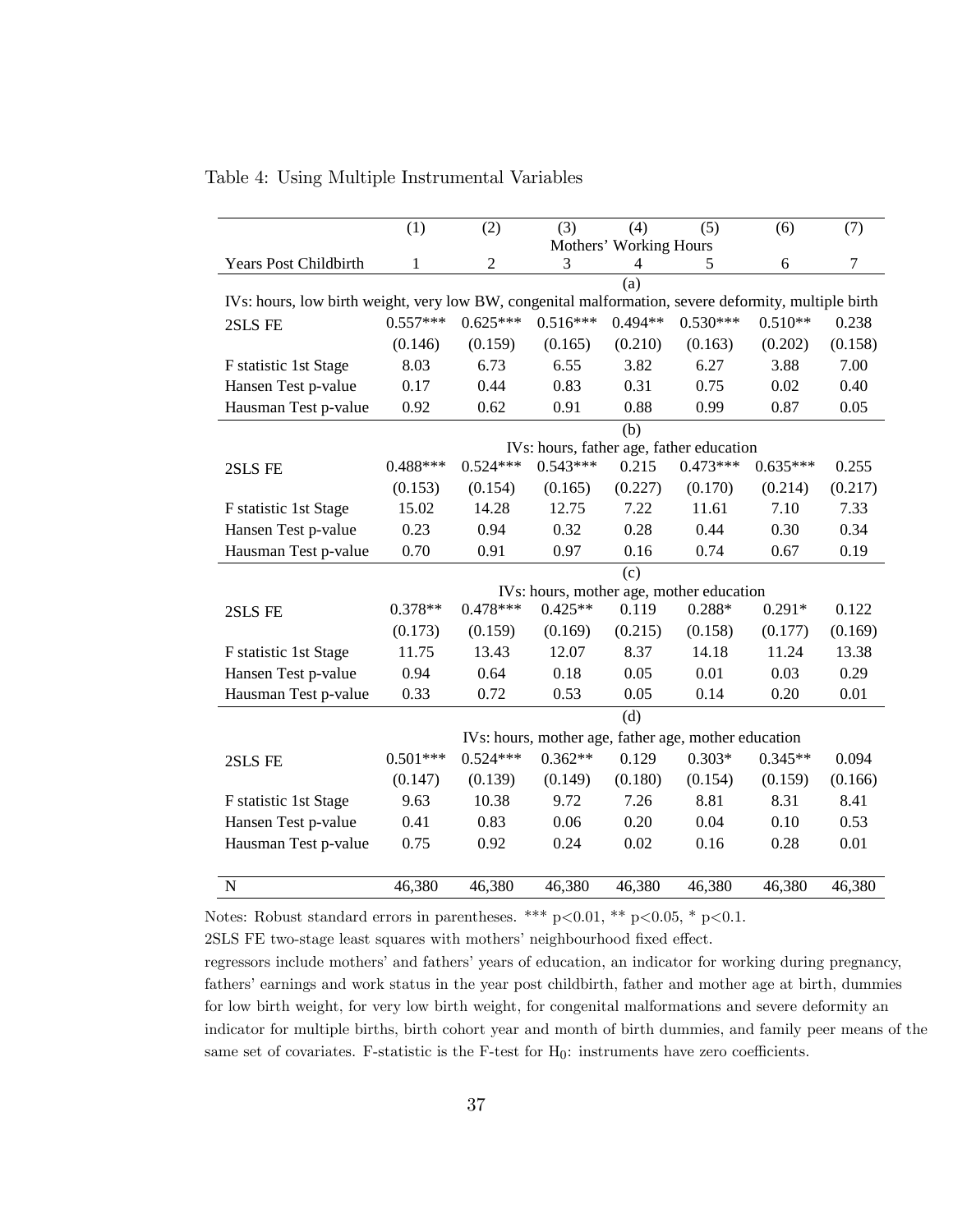Table 4: Using Multiple Instrumental Variables

| | (1) | (2) | (3) | (4) | (5) | (6) | (7) |
|---|---|---|---|---|---|---|---|
| | Mothers' Working Hours | | | | | | |
| Years Post Childbirth | 1 | 2 | 3 | 4 | 5 | 6 | 7 |
| (a) | | | | | | | |
| IVs: hours, low birth weight, very low BW, congenital malformation, severe deformity, multiple birth | | | | | | | |
| 2SLS FE | 0.557*** | 0.625*** | 0.516*** | 0.494** | 0.530*** | 0.510** | 0.238 |
| | (0.146) | (0.159) | (0.165) | (0.210) | (0.163) | (0.202) | (0.158) |
| F statistic 1st Stage | 8.03 | 6.73 | 6.55 | 3.82 | 6.27 | 3.88 | 7.00 |
| Hansen Test p-value | 0.17 | 0.44 | 0.83 | 0.31 | 0.75 | 0.02 | 0.40 |
| Hausman Test p-value | 0.92 | 0.62 | 0.91 | 0.88 | 0.99 | 0.87 | 0.05 |
| (b) | | | | | | | |
| IVs: hours, father age, father education | | | | | | | |
| 2SLS FE | 0.488*** | 0.524*** | 0.543*** | 0.215 | 0.473*** | 0.635*** | 0.255 |
| | (0.153) | (0.154) | (0.165) | (0.227) | (0.170) | (0.214) | (0.217) |
| F statistic 1st Stage | 15.02 | 14.28 | 12.75 | 7.22 | 11.61 | 7.10 | 7.33 |
| Hansen Test p-value | 0.23 | 0.94 | 0.32 | 0.28 | 0.44 | 0.30 | 0.34 |
| Hausman Test p-value | 0.70 | 0.91 | 0.97 | 0.16 | 0.74 | 0.67 | 0.19 |
| (c) | | | | | | | |
| IVs: hours, mother age, mother education | | | | | | | |
| 2SLS FE | 0.378** | 0.478*** | 0.425** | 0.119 | 0.288* | 0.291* | 0.122 |
| | (0.173) | (0.159) | (0.169) | (0.215) | (0.158) | (0.177) | (0.169) |
| F statistic 1st Stage | 11.75 | 13.43 | 12.07 | 8.37 | 14.18 | 11.24 | 13.38 |
| Hansen Test p-value | 0.94 | 0.64 | 0.18 | 0.05 | 0.01 | 0.03 | 0.29 |
| Hausman Test p-value | 0.33 | 0.72 | 0.53 | 0.05 | 0.14 | 0.20 | 0.01 |
| (d) | | | | | | | |
| IVs: hours, mother age, father age, mother education | | | | | | | |
| 2SLS FE | 0.501*** | 0.524*** | 0.362** | 0.129 | 0.303* | 0.345** | 0.094 |
| | (0.147) | (0.139) | (0.149) | (0.180) | (0.154) | (0.159) | (0.166) |
| F statistic 1st Stage | 9.63 | 10.38 | 9.72 | 7.26 | 8.81 | 8.31 | 8.41 |
| Hansen Test p-value | 0.41 | 0.83 | 0.06 | 0.20 | 0.04 | 0.10 | 0.53 |
| Hausman Test p-value | 0.75 | 0.92 | 0.24 | 0.02 | 0.16 | 0.28 | 0.01 |
| N | 46,380 | 46,380 | 46,380 | 46,380 | 46,380 | 46,380 | 46,380 |

Notes: Robust standard errors in parentheses. *** p<0.01, ** p<0.05, * p<0.1.

2SLS FE two-stage least squares with mothers' neighbourhood fixed effect.

regressors include mothers' and fathers' years of education, an indicator for working during pregnancy, fathers' earnings and work status in the year post childbirth, father and mother age at birth, dummies for low birth weight, for very low birth weight, for congenital malformations and severe deformity an indicator for multiple births, birth cohort year and month of birth dummies, and family peer means of the same set of covariates. F-statistic is the F-test for $H_0$: instruments have zero coefficients.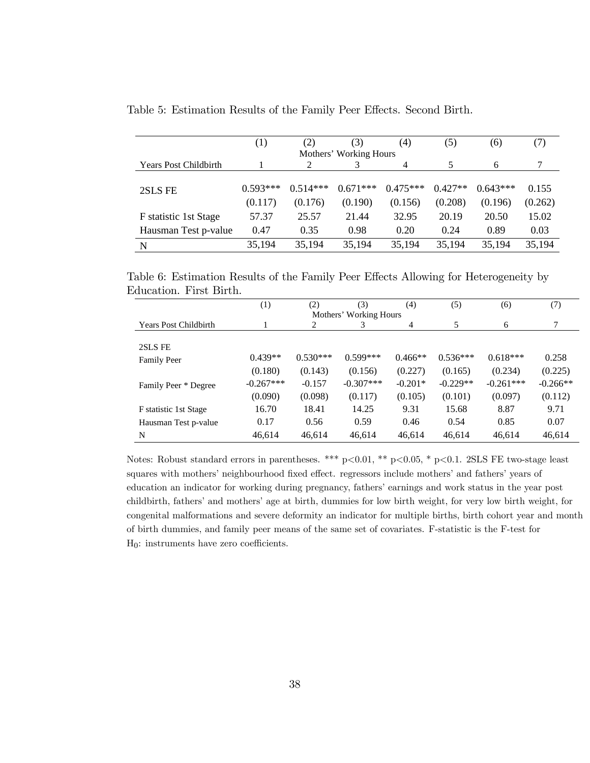Table 5: Estimation Results of the Family Peer Effects. Second Birth.

| | (1) | (2) | (3) | (4) | (5) | (6) | (7) |
|---|---|---|---|---|---|---|---|
| | | | Mothers' Working Hours | | | | |
| Years Post Childbirth | 1 | 2 | 3 | 4 | 5 | 6 | 7 |
| 2SLS FE | 0.593*** | 0.514*** | 0.671*** | 0.475*** | 0.427** | 0.643*** | 0.155 |
| | (0.117) | (0.176) | (0.190) | (0.156) | (0.208) | (0.196) | (0.262) |
| F statistic 1st Stage | 57.37 | 25.57 | 21.44 | 32.95 | 20.19 | 20.50 | 15.02 |
| Hausman Test p-value | 0.47 | 0.35 | 0.98 | 0.20 | 0.24 | 0.89 | 0.03 |
| N | 35,194 | 35,194 | 35,194 | 35,194 | 35,194 | 35,194 | 35,194 |

Table 6: Estimation Results of the Family Peer Effects Allowing for Heterogeneity by Education. First Birth.

| | (1) | (2) | (3) | (4) | (5) | (6) | (7) |
|---|---|---|---|---|---|---|---|
| | | | Mothers' Working Hours | | | | |
| Years Post Childbirth | 1 | 2 | 3 | 4 | 5 | 6 | 7 |
| 2SLS FE | | | | | | | |
| Family Peer | 0.439** | 0.530*** | 0.599*** | 0.466** | 0.536*** | 0.618*** | 0.258 |
| | (0.180) | (0.143) | (0.156) | (0.227) | (0.165) | (0.234) | (0.225) |
| Family Peer * Degree | -0.267*** | -0.157 | -0.307*** | -0.201* | -0.229** | -0.261*** | -0.266** |
| | (0.090) | (0.098) | (0.117) | (0.105) | (0.101) | (0.097) | (0.112) |
| F statistic 1st Stage | 16.70 | 18.41 | 14.25 | 9.31 | 15.68 | 8.87 | 9.71 |
| Hausman Test p-value | 0.17 | 0.56 | 0.59 | 0.46 | 0.54 | 0.85 | 0.07 |
| N | 46,614 | 46,614 | 46,614 | 46,614 | 46,614 | 46,614 | 46,614 |

Notes: Robust standard errors in parentheses. *** $p<0.01$, ** $p<0.05$, * $p<0.1$. 2SLS FE two-stage least squares with mothers' neighbourhood fixed effect. regressors include mothers' and fathers' years of education an indicator for working during pregnancy, fathers' earnings and work status in the year post childbirth, fathers' and mothers' age at birth, dummies for low birth weight, for very low birth weight, for congenital malformations and severe deformity an indicator for multiple births, birth cohort year and month of birth dummies, and family peer means of the same set of covariates. F-statistic is the F-test for $H_0$: instruments have zero coefficients.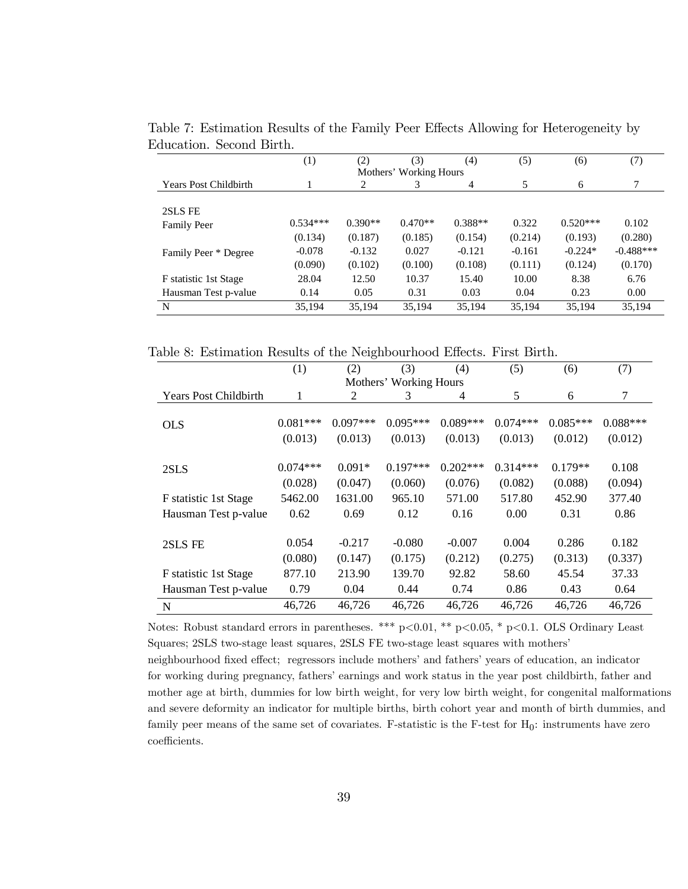Table 7: Estimation Results of the Family Peer Effects Allowing for Heterogeneity by Education. Second Birth.

| | (1) | (2) | (3) | (4) | (5) | (6) | (7) |
|---|---|---|---|---|---|---|---|
| | Mothers' Working Hours | | | | | | |
| Years Post Childbirth | 1 | 2 | 3 | 4 | 5 | 6 | 7 |
| 2SLS FE | | | | | | | |
| Family Peer | 0.534*** | 0.390** | 0.470** | 0.388** | 0.322 | 0.520*** | 0.102 |
| | (0.134) | (0.187) | (0.185) | (0.154) | (0.214) | (0.193) | (0.280) |
| Family Peer * Degree | -0.078 | -0.132 | 0.027 | -0.121 | -0.161 | -0.224* | -0.488*** |
| | (0.090) | (0.102) | (0.100) | (0.108) | (0.111) | (0.124) | (0.170) |
| F statistic 1st Stage | 28.04 | 12.50 | 10.37 | 15.40 | 10.00 | 8.38 | 6.76 |
| Hausman Test p-value | 0.14 | 0.05 | 0.31 | 0.03 | 0.04 | 0.23 | 0.00 |
| N | 35,194 | 35,194 | 35,194 | 35,194 | 35,194 | 35,194 | 35,194 |

Table 8: Estimation Results of the Neighbourhood Effects. First Birth.

| | (1) | (2) | (3) | (4) | (5) | (6) | (7) |
|---|---|---|---|---|---|---|---|
| | Mothers' Working Hours | | | | | | |
| Years Post Childbirth | 1 | 2 | 3 | 4 | 5 | 6 | 7 |
| OLS | 0.081*** | 0.097*** | 0.095*** | 0.089*** | 0.074*** | 0.085*** | 0.088*** |
| | (0.013) | (0.013) | (0.013) | (0.013) | (0.013) | (0.012) | (0.012) |
| 2SLS | 0.074*** | 0.091* | 0.197*** | 0.202*** | 0.314*** | 0.179** | 0.108 |
| | (0.028) | (0.047) | (0.060) | (0.076) | (0.082) | (0.088) | (0.094) |
| F statistic 1st Stage | 5462.00 | 1631.00 | 965.10 | 571.00 | 517.80 | 452.90 | 377.40 |
| Hausman Test p-value | 0.62 | 0.69 | 0.12 | 0.16 | 0.00 | 0.31 | 0.86 |
| 2SLS FE | 0.054 | -0.217 | -0.080 | -0.007 | 0.004 | 0.286 | 0.182 |
| | (0.080) | (0.147) | (0.175) | (0.212) | (0.275) | (0.313) | (0.337) |
| F statistic 1st Stage | 877.10 | 213.90 | 139.70 | 92.82 | 58.60 | 45.54 | 37.33 |
| Hausman Test p-value | 0.79 | 0.04 | 0.44 | 0.74 | 0.86 | 0.43 | 0.64 |
| N | 46,726 | 46,726 | 46,726 | 46,726 | 46,726 | 46,726 | 46,726 |

Notes: Robust standard errors in parentheses. *** $p<0.01$, ** $p<0.05$, * $p<0.1$. OLS Ordinary Least Squares; 2SLS two-stage least squares, 2SLS FE two-stage least squares with mothers' neighbourhood fixed effect; regressors include mothers' and fathers' years of education, an indicator for working during pregnancy, fathers' earnings and work status in the year post childbirth, father and mother age at birth, dummies for low birth weight, for very low birth weight, for congenital malformations and severe deformity an indicator for multiple births, birth cohort year and month of birth dummies, and family peer means of the same set of covariates. F-statistic is the F-test for $H_0$: instruments have zero coefficients.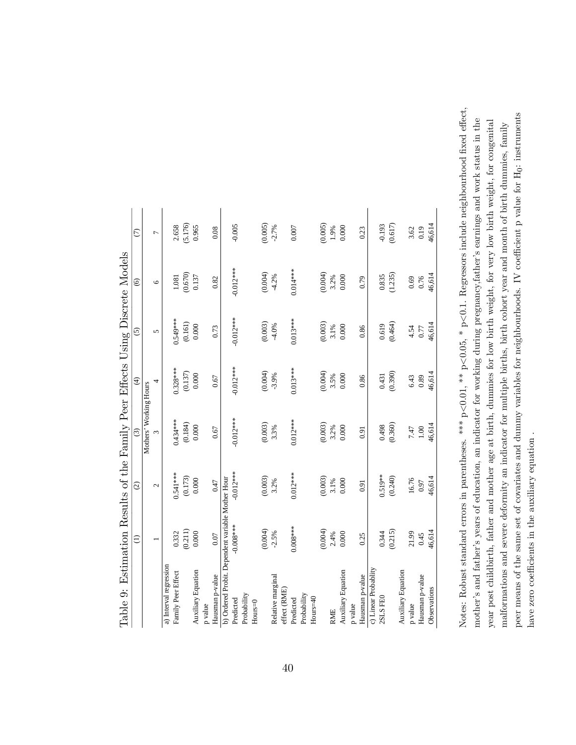Table 9: Estimation Results of the Family Peer Effects Using Discrete Models

| | (1) | (2) | (3) | (4) | (5) | (6) | (7) |
|---|---|---|---|---|---|---|---|
| | | | Mothers' Working Hours | | | | |
| | 1 | 2 | 3 | 4 | 5 | 6 | 7 |
| a) Interval regression | | | | | | | |
| Family Peer Effect | 0.332 | 0.541*** | 0.434*** | 0.328*** | 0.549*** | 1.081 | 2.658 |
| | (0.211) | (0.173) | (0.184) | (0.137) | (0.161) | (0.670) | (5.176) |
| Auxiliary Equation p value | 0.000 | 0.000 | 0.000 | 0.000 | 0.000 | 0.137 | 0.965 |
| Hausman p-value | 0.07 | 0.47 | 0.67 | 0.67 | 0.73 | 0.82 | 0.08 |
| b) Ordered Probit. Dependent variable Mother Hour | | | | | | | |
| Predicted Probability Hours=0 | -0.008*** | -0.012*** | -0.012*** | -0.012*** | -0.012*** | -0.012*** | -0.005 |
| | (0.004) | (0.003) | (0.003) | (0.004) | (0.003) | (0.004) | (0.005) |
| Relative marginal effect (RME) | -2.5% | 3.2% | 3.3% | -3.9% | -4.0% | -4.2% | -2.7% |
| Predicted Probability Hours=40 | 0.008*** | 0.012*** | 0.012*** | 0.013*** | 0.013*** | 0.014*** | 0.007 |
| | (0.004) | (0.003) | (0.003) | (0.004) | (0.003) | (0.004) | (0.005) |
| RME | 2.4% | 3.1% | 3.2% | 3.5% | 3.1% | 3.2% | 1.9% |
| Auxiliary Equation p value | 0.000 | 0.000 | 0.000 | 0.000 | 0.000 | 0.000 | 0.000 |
| Hausman p-value | 0.25 | 0.91 | 0.91 | 0.86 | 0.86 | 0.79 | 0.23 |
| c) Linear Probablity | | | | | | | |
| 2SLS FEO | 0.344 | 0.519** | 0.498 | 0.431 | 0.619 | 0.835 | -0.193 |
| | (0.215) | (0.240) | (0.360) | (0.390) | (0.464) | (1.235) | (0.617) |
| Auxiliary Equation p value | 21.99 | 16.76 | 7.47 | 6.43 | 4.54 | 0.69 | 3.62 |
| Hausman p-value | 0.45 | 0.97 | 1.00 | 0.89 | 0.77 | 0.76 | 0.19 |
| Observations | 46,614 | 46,614 | 46,614 | 46,614 | 46,614 | 46,614 | 46,614 |

Notes: Robust standard errors in parentheses. *** p<0.01, ** p<0.05, * p<0.1. Regressors include neighbourhood fixed effect, mother's and father's years of education, an indicator for working during pregnancy,father's earnings and work status in the year post childbirth, father and mother age at birth, dummies for low birth weight, for very low birth weight, for congenital malformations and severe deformity an indicator for multiple births, birth cohort year and month of birth dummies, family peer means of the same set of covariates and dummy variables for neighbourhoods. IV coefficient p value for $H_0$: instruments have zero coefficients in the auxiliary equation .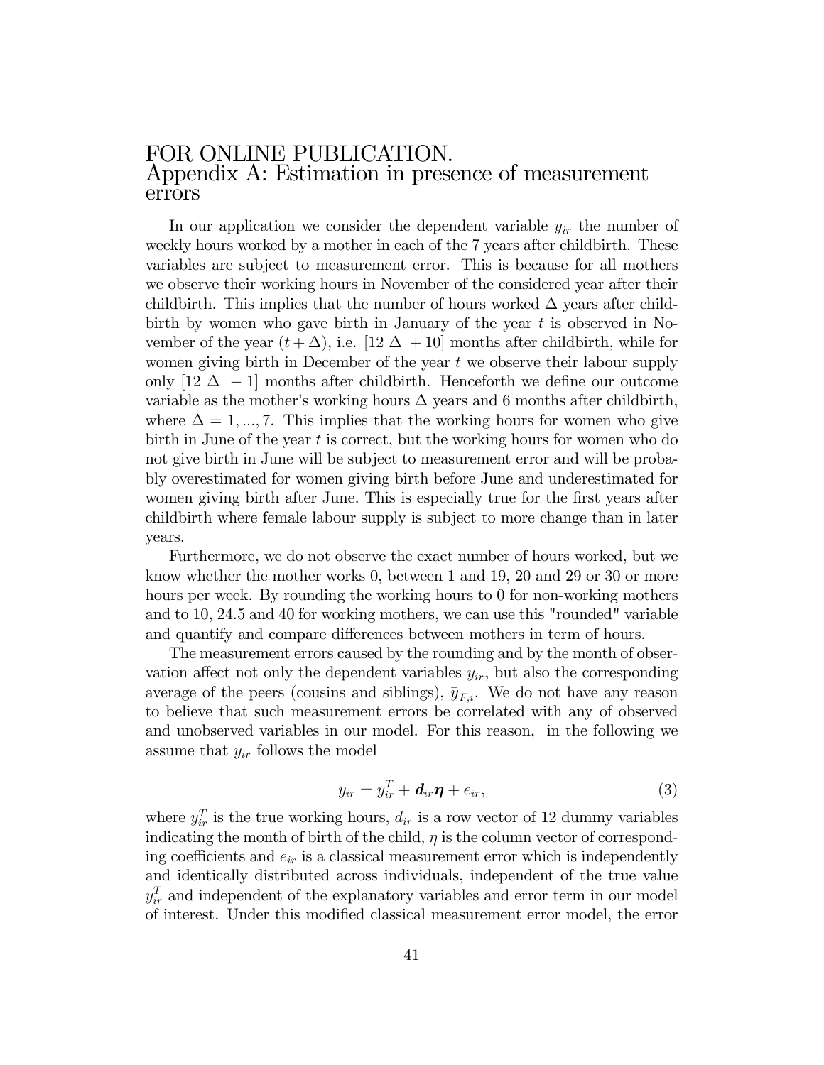# FOR ONLINE PUBLICATION.
# Appendix A: Estimation in presence of measurement errors

In our application we consider the dependent variable $y_{ir}$ the number of weekly hours worked by a mother in each of the 7 years after childbirth. These variables are subject to measurement error. This is because for all mothers we observe their working hours in November of the considered year after their childbirth. This implies that the number of hours worked $\Delta$ years after childbirth by women who gave birth in January of the year $t$ is observed in November of the year $(t + \Delta)$, i.e. $[12\ \Delta\ + 10]$ months after childbirth, while for women giving birth in December of the year $t$ we observe their labour supply only $[12\ \Delta\ - 1]$ months after childbirth. Henceforth we define our outcome variable as the mother's working hours $\Delta$ years and 6 months after childbirth, where $\Delta = 1, ..., 7$. This implies that the working hours for women who give birth in June of the year $t$ is correct, but the working hours for women who do not give birth in June will be subject to measurement error and will be probably overestimated for women giving birth before June and underestimated for women giving birth after June. This is especially true for the first years after childbirth where female labour supply is subject to more change than in later years.

Furthermore, we do not observe the exact number of hours worked, but we know whether the mother works 0, between 1 and 19, 20 and 29 or 30 or more hours per week. By rounding the working hours to 0 for non-working mothers and to 10, 24.5 and 40 for working mothers, we can use this "rounded" variable and quantify and compare differences between mothers in term of hours.

The measurement errors caused by the rounding and by the month of observation affect not only the dependent variables $y_{ir}$, but also the corresponding average of the peers (cousins and siblings), $\bar{y}_{F,i}$. We do not have any reason to believe that such measurement errors be correlated with any of observed and unobserved variables in our model. For this reason, in the following we assume that $y_{ir}$ follows the model

$$y_{ir} = y_{ir}^T + \boldsymbol{d}_{ir}\boldsymbol{\eta} + e_{ir}, \tag{3}$$

where $y_{ir}^T$ is the true working hours, $d_{ir}$ is a row vector of 12 dummy variables indicating the month of birth of the child, $\eta$ is the column vector of corresponding coefficients and $e_{ir}$ is a classical measurement error which is independently and identically distributed across individuals, independent of the true value $y_{ir}^T$ and independent of the explanatory variables and error term in our model of interest. Under this modified classical measurement error model, the error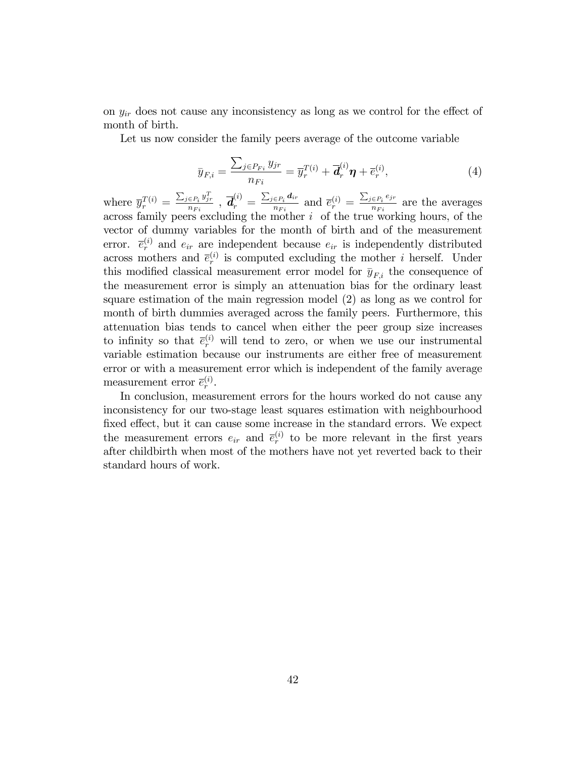on $y_{ir}$ does not cause any inconsistency as long as we control for the effect of month of birth.

Let us now consider the family peers average of the outcome variable

$$\bar{y}_{F,i} = \frac{\sum_{j \in P_{Fi}} y_{jr}}{n_{Fi}} = \overline{y}_r^{T(i)} + \overline{\boldsymbol{d}}_r^{(i)} \boldsymbol{\eta} + \overline{e}_r^{(i)}, \tag{4}$$

where $\overline{y}_r^{T(i)} = \frac{\sum_{j \in P_i} y_{jr}^T}{n_{Fi}}$ , $\overline{\boldsymbol{d}}_r^{(i)} = \frac{\sum_{j \in P_i} \boldsymbol{d}_{ir}}{n_{Fi}}$ and $\overline{e}_r^{(i)} = \frac{\sum_{j \in P_i} e_{jr}}{n_{Fi}}$ are the averages across family peers excluding the mother $i$ of the true working hours, of the vector of dummy variables for the month of birth and of the measurement error. $\overline{e}_r^{(i)}$ and $e_{ir}$ are independent because $e_{ir}$ is independently distributed across mothers and $\overline{e}_r^{(i)}$ is computed excluding the mother $i$ herself. Under this modified classical measurement error model for $\bar{y}_{F,i}$ the consequence of the measurement error is simply an attenuation bias for the ordinary least square estimation of the main regression model (2) as long as we control for month of birth dummies averaged across the family peers. Furthermore, this attenuation bias tends to cancel when either the peer group size increases to infinity so that $\overline{e}_r^{(i)}$ will tend to zero, or when we use our instrumental variable estimation because our instruments are either free of measurement error or with a measurement error which is independent of the family average measurement error $\overline{e}_r^{(i)}$.

In conclusion, measurement errors for the hours worked do not cause any inconsistency for our two-stage least squares estimation with neighbourhood fixed effect, but it can cause some increase in the standard errors. We expect the measurement errors $e_{ir}$ and $\overline{e}_r^{(i)}$ to be more relevant in the first years after childbirth when most of the mothers have not yet reverted back to their standard hours of work.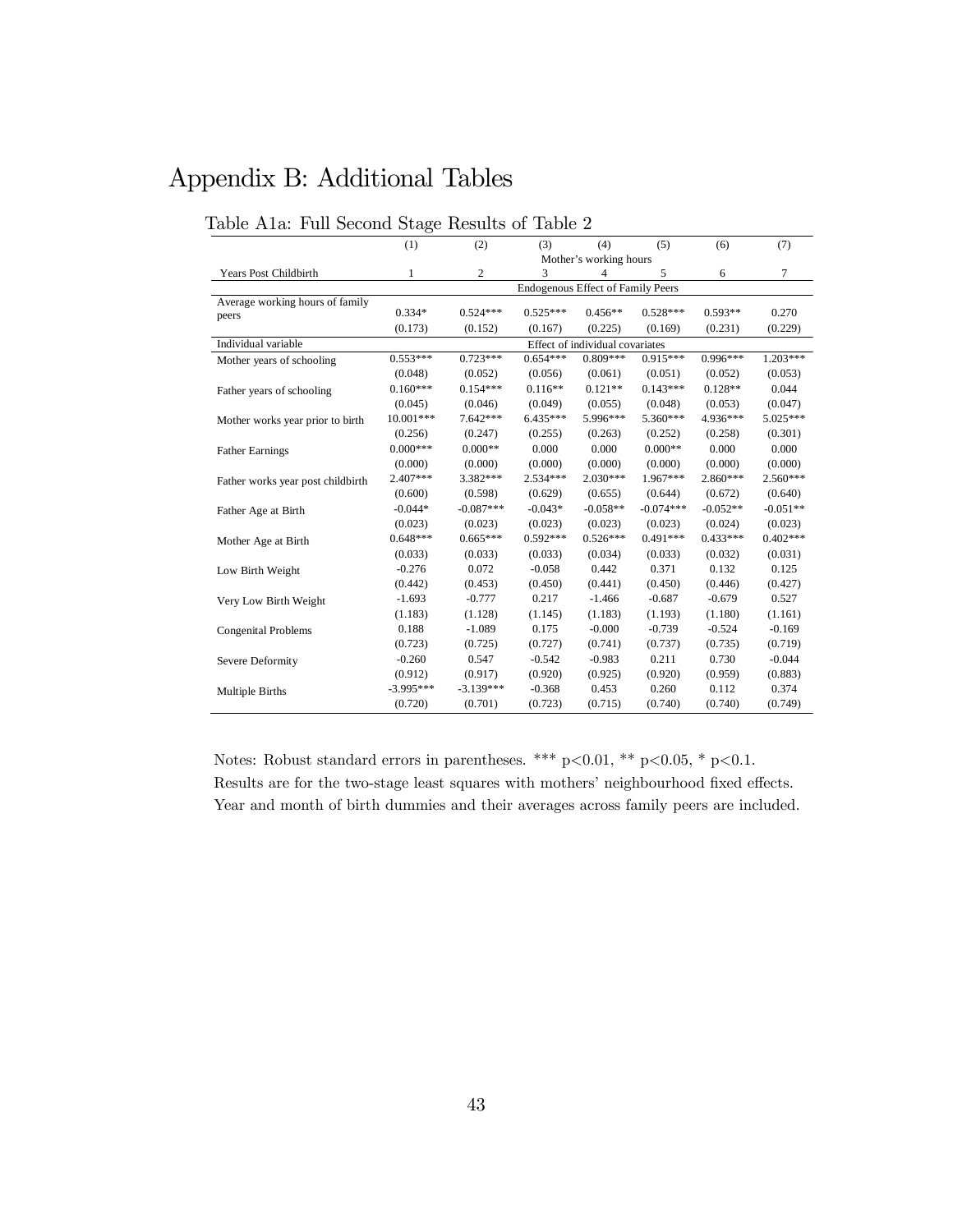# Appendix B: Additional Tables

Table A1a: Full Second Stage Results of Table 2

| | (1) | (2) | (3) | (4) | (5) | (6) | (7) |
|---|---|---|---|---|---|---|---|
| | Mother's working hours | | | | | | |
| Years Post Childbirth | 1 | 2 | 3 | 4 | 5 | 6 | 7 |
| | Endogenous Effect of Family Peers | | | | | | |
| Average working hours of family peers | 0.334* | 0.524*** | 0.525*** | 0.456** | 0.528*** | 0.593** | 0.270 |
| | (0.173) | (0.152) | (0.167) | (0.225) | (0.169) | (0.231) | (0.229) |
| Individual variable | Effect of individual covariates | | | | | | |
| Mother years of schooling | 0.553*** | 0.723*** | 0.654*** | 0.809*** | 0.915*** | 0.996*** | 1.203*** |
| | (0.048) | (0.052) | (0.056) | (0.061) | (0.051) | (0.052) | (0.053) |
| Father years of schooling | 0.160*** | 0.154*** | 0.116** | 0.121** | 0.143*** | 0.128** | 0.044 |
| | (0.045) | (0.046) | (0.049) | (0.055) | (0.048) | (0.053) | (0.047) |
| Mother works year prior to birth | 10.001*** | 7.642*** | 6.435*** | 5.996*** | 5.360*** | 4.936*** | 5.025*** |
| | (0.256) | (0.247) | (0.255) | (0.263) | (0.252) | (0.258) | (0.301) |
| Father Earnings | 0.000*** | 0.000** | 0.000 | 0.000 | 0.000** | 0.000 | 0.000 |
| | (0.000) | (0.000) | (0.000) | (0.000) | (0.000) | (0.000) | (0.000) |
| Father works year post childbirth | 2.407*** | 3.382*** | 2.534*** | 2.030*** | 1.967*** | 2.860*** | 2.560*** |
| | (0.600) | (0.598) | (0.629) | (0.655) | (0.644) | (0.672) | (0.640) |
| Father Age at Birth | -0.044* | -0.087*** | -0.043* | -0.058** | -0.074*** | -0.052** | -0.051** |
| | (0.023) | (0.023) | (0.023) | (0.023) | (0.023) | (0.024) | (0.023) |
| Mother Age at Birth | 0.648*** | 0.665*** | 0.592*** | 0.526*** | 0.491*** | 0.433*** | 0.402*** |
| | (0.033) | (0.033) | (0.033) | (0.034) | (0.033) | (0.032) | (0.031) |
| Low Birth Weight | -0.276 | 0.072 | -0.058 | 0.442 | 0.371 | 0.132 | 0.125 |
| | (0.442) | (0.453) | (0.450) | (0.441) | (0.450) | (0.446) | (0.427) |
| Very Low Birth Weight | -1.693 | -0.777 | 0.217 | -1.466 | -0.687 | -0.679 | 0.527 |
| | (1.183) | (1.128) | (1.145) | (1.183) | (1.193) | (1.180) | (1.161) |
| Congenital Problems | 0.188 | -1.089 | 0.175 | -0.000 | -0.739 | -0.524 | -0.169 |
| | (0.723) | (0.725) | (0.727) | (0.741) | (0.737) | (0.735) | (0.719) |
| Severe Deformity | -0.260 | 0.547 | -0.542 | -0.983 | 0.211 | 0.730 | -0.044 |
| | (0.912) | (0.917) | (0.920) | (0.925) | (0.920) | (0.959) | (0.883) |
| Multiple Births | -3.995*** | -3.139*** | -0.368 | 0.453 | 0.260 | 0.112 | 0.374 |
| | (0.720) | (0.701) | (0.723) | (0.715) | (0.740) | (0.740) | (0.749) |

Notes: Robust standard errors in parentheses. *** p<0.01, ** p<0.05, * p<0.1.
Results are for the two-stage least squares with mothers' neighbourhood fixed effects.
Year and month of birth dummies and their averages across family peers are included.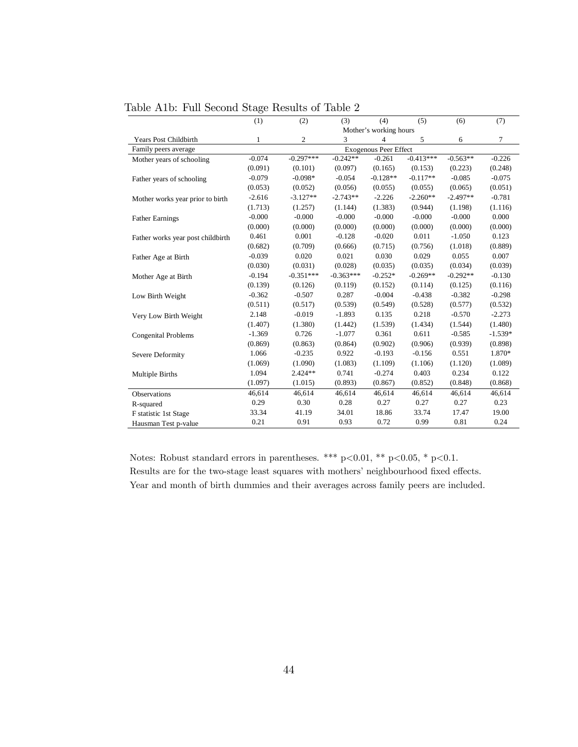Table A1b: Full Second Stage Results of Table 2

| | (1) | (2) | (3) | (4) | (5) | (6) | (7) |
|---|---|---|---|---|---|---|---|
| | Mother's working hours | | | | | | |
| Years Post Childbirth | 1 | 2 | 3 | 4 | 5 | 6 | 7 |
| Family peers average | Exogenous Peer Effect | | | | | | |
| Mother years of schooling | -0.074 | -0.297*** | -0.242** | -0.261 | -0.413*** | -0.563** | -0.226 |
| | (0.091) | (0.101) | (0.097) | (0.165) | (0.153) | (0.223) | (0.248) |
| Father years of schooling | -0.079 | -0.098* | -0.054 | -0.128** | -0.117** | -0.085 | -0.075 |
| | (0.053) | (0.052) | (0.056) | (0.055) | (0.055) | (0.065) | (0.051) |
| Mother works year prior to birth | -2.616 | -3.127** | -2.743** | -2.226 | -2.260** | -2.497** | -0.781 |
| | (1.713) | (1.257) | (1.144) | (1.383) | (0.944) | (1.198) | (1.116) |
| Father Earnings | -0.000 | -0.000 | -0.000 | -0.000 | -0.000 | -0.000 | 0.000 |
| | (0.000) | (0.000) | (0.000) | (0.000) | (0.000) | (0.000) | (0.000) |
| Father works year post childbirth | 0.461 | 0.001 | -0.128 | -0.020 | 0.011 | -1.050 | 0.123 |
| | (0.682) | (0.709) | (0.666) | (0.715) | (0.756) | (1.018) | (0.889) |
| Father Age at Birth | -0.039 | 0.020 | 0.021 | 0.030 | 0.029 | 0.055 | 0.007 |
| | (0.030) | (0.031) | (0.028) | (0.035) | (0.035) | (0.034) | (0.039) |
| Mother Age at Birth | -0.194 | -0.351*** | -0.363*** | -0.252* | -0.269** | -0.292** | -0.130 |
| | (0.139) | (0.126) | (0.119) | (0.152) | (0.114) | (0.125) | (0.116) |
| Low Birth Weight | -0.362 | -0.507 | 0.287 | -0.004 | -0.438 | -0.382 | -0.298 |
| | (0.511) | (0.517) | (0.539) | (0.549) | (0.528) | (0.577) | (0.532) |
| Very Low Birth Weight | 2.148 | -0.019 | -1.893 | 0.135 | 0.218 | -0.570 | -2.273 |
| | (1.407) | (1.380) | (1.442) | (1.539) | (1.434) | (1.544) | (1.480) |
| Congenital Problems | -1.369 | 0.726 | -1.077 | 0.361 | 0.611 | -0.585 | -1.539* |
| | (0.869) | (0.863) | (0.864) | (0.902) | (0.906) | (0.939) | (0.898) |
| Severe Deformity | 1.066 | -0.235 | 0.922 | -0.193 | -0.156 | 0.551 | 1.870* |
| | (1.069) | (1.090) | (1.083) | (1.109) | (1.106) | (1.120) | (1.089) |
| Multiple Births | 1.094 | 2.424** | 0.741 | -0.274 | 0.403 | 0.234 | 0.122 |
| | (1.097) | (1.015) | (0.893) | (0.867) | (0.852) | (0.848) | (0.868) |
| Observations | 46,614 | 46,614 | 46,614 | 46,614 | 46,614 | 46,614 | 46,614 |
| R-squared | 0.29 | 0.30 | 0.28 | 0.27 | 0.27 | 0.27 | 0.23 |
| F statistic 1st Stage | 33.34 | 41.19 | 34.01 | 18.86 | 33.74 | 17.47 | 19.00 |
| Hausman Test p-value | 0.21 | 0.91 | 0.93 | 0.72 | 0.99 | 0.81 | 0.24 |

Notes: Robust standard errors in parentheses. *** $p<0.01$, ** $p<0.05$, * $p<0.1$.
Results are for the two-stage least squares with mothers' neighbourhood fixed effects.
Year and month of birth dummies and their averages across family peers are included.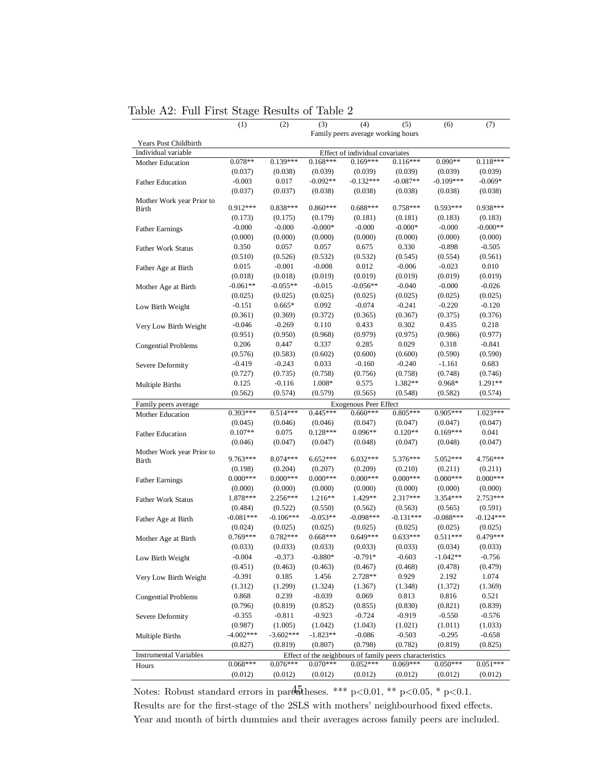Table A2: Full First Stage Results of Table 2

| | (1) | (2) | (3) | (4) | (5) | (6) | (7) |
|---|---|---|---|---|---|---|---|
| | Family peers average working hours | | | | | | |
| Years Post Childbirth | | | | | | | |
| Individual variable | Effect of individual covariates | | | | | | |
| Mother Education | 0.078** | 0.139*** | 0.168*** | 0.169*** | 0.116*** | 0.090** | 0.118*** |
| | (0.037) | (0.038) | (0.039) | (0.039) | (0.039) | (0.039) | (0.039) |
| Father Education | -0.003 | 0.017 | -0.092** | -0.132*** | -0.087** | -0.109*** | -0.069* |
| | (0.037) | (0.037) | (0.038) | (0.038) | (0.038) | (0.038) | (0.038) |
| Mother Work year Prior to Birth | 0.912*** | 0.838*** | 0.860*** | 0.688*** | 0.758*** | 0.593*** | 0.938*** |
| | (0.173) | (0.175) | (0.179) | (0.181) | (0.181) | (0.183) | (0.183) |
| Father Earnings | -0.000 | -0.000 | -0.000* | -0.000 | -0.000* | -0.000 | -0.000** |
| | (0.000) | (0.000) | (0.000) | (0.000) | (0.000) | (0.000) | (0.000) |
| Father Work Status | 0.350 | 0.057 | 0.057 | 0.675 | 0.330 | -0.898 | -0.505 |
| | (0.510) | (0.526) | (0.532) | (0.532) | (0.545) | (0.554) | (0.561) |
| Father Age at Birth | 0.015 | -0.001 | -0.008 | 0.012 | -0.006 | -0.023 | 0.010 |
| | (0.018) | (0.018) | (0.019) | (0.019) | (0.019) | (0.019) | (0.019) |
| Mother Age at Birth | -0.061** | -0.055** | -0.015 | -0.056** | -0.040 | -0.000 | -0.026 |
| | (0.025) | (0.025) | (0.025) | (0.025) | (0.025) | (0.025) | (0.025) |
| Low Birth Weight | -0.151 | 0.665* | 0.092 | -0.074 | -0.241 | -0.220 | -0.120 |
| | (0.361) | (0.369) | (0.372) | (0.365) | (0.367) | (0.375) | (0.376) |
| Very Low Birth Weight | -0.046 | -0.269 | 0.110 | 0.433 | 0.302 | 0.435 | 0.218 |
| | (0.951) | (0.950) | (0.968) | (0.979) | (0.975) | (0.986) | (0.977) |
| Congential Problems | 0.206 | 0.447 | 0.337 | 0.285 | 0.029 | 0.318 | -0.841 |
| | (0.576) | (0.583) | (0.602) | (0.600) | (0.600) | (0.590) | (0.590) |
| Severe Deformity | -0.419 | -0.243 | 0.033 | -0.160 | -0.240 | -1.161 | 0.683 |
| | (0.727) | (0.735) | (0.758) | (0.756) | (0.758) | (0.748) | (0.746) |
| Multiple Births | 0.125 | -0.116 | 1.008* | 0.575 | 1.382** | 0.968* | 1.291** |
| | (0.562) | (0.574) | (0.579) | (0.565) | (0.548) | (0.582) | (0.574) |
| Family peers average | Exogenous Peer Effect | | | | | | |
| Mother Education | 0.393*** | 0.514*** | 0.445*** | 0.660*** | 0.805*** | 0.905*** | 1.023*** |
| | (0.045) | (0.046) | (0.046) | (0.047) | (0.047) | (0.047) | (0.047) |
| Father Education | 0.107** | 0.075 | 0.128*** | 0.096** | 0.120** | 0.169*** | 0.041 |
| | (0.046) | (0.047) | (0.047) | (0.048) | (0.047) | (0.048) | (0.047) |
| Mother Work year Prior to Birth | 9.763*** | 8.074*** | 6.652*** | 6.032*** | 5.376*** | 5.052*** | 4.756*** |
| | (0.198) | (0.204) | (0.207) | (0.209) | (0.210) | (0.211) | (0.211) |
| Father Earnings | 0.000*** | 0.000*** | 0.000*** | 0.000*** | 0.000*** | 0.000*** | 0.000*** |
| | (0.000) | (0.000) | (0.000) | (0.000) | (0.000) | (0.000) | (0.000) |
| Father Work Status | 1.878*** | 2.256*** | 1.216** | 1.429** | 2.317*** | 3.354*** | 2.753*** |
| | (0.484) | (0.522) | (0.550) | (0.562) | (0.563) | (0.565) | (0.591) |
| Father Age at Birth | -0.081*** | -0.106*** | -0.053** | -0.098*** | -0.131*** | -0.088*** | -0.124*** |
| | (0.024) | (0.025) | (0.025) | (0.025) | (0.025) | (0.025) | (0.025) |
| Mother Age at Birth | 0.769*** | 0.782*** | 0.668*** | 0.649*** | 0.633*** | 0.511*** | 0.479*** |
| | (0.033) | (0.033) | (0.033) | (0.033) | (0.033) | (0.034) | (0.033) |
| Low Birth Weight | -0.004 | -0.373 | -0.880* | -0.791* | -0.603 | -1.042** | -0.756 |
| | (0.451) | (0.463) | (0.463) | (0.467) | (0.468) | (0.478) | (0.479) |
| Very Low Birth Weight | -0.391 | 0.185 | 1.456 | 2.728** | 0.929 | 2.192 | 1.074 |
| | (1.312) | (1.299) | (1.324) | (1.367) | (1.348) | (1.372) | (1.369) |
| Congential Problems | 0.868 | 0.239 | -0.039 | 0.069 | 0.813 | 0.816 | 0.521 |
| | (0.796) | (0.819) | (0.852) | (0.855) | (0.830) | (0.821) | (0.839) |
| Severe Deformity | -0.355 | -0.811 | -0.923 | -0.724 | -0.919 | -0.550 | -0.576 |
| | (0.987) | (1.005) | (1.042) | (1.043) | (1.021) | (1.011) | (1.033) |
| Multiple Births | -4.002*** | -3.602*** | -1.823** | -0.086 | -0.503 | -0.295 | -0.658 |
| | (0.827) | (0.819) | (0.807) | (0.798) | (0.782) | (0.819) | (0.825) |
| Instrumental Variables | Effect of the neighbours of family peers characteristics | | | | | | |
| Hours | 0.068*** | 0.076*** | 0.070*** | 0.052*** | 0.069*** | 0.050*** | 0.051*** |
| | (0.012) | (0.012) | (0.012) | (0.012) | (0.012) | (0.012) | (0.012) |

Notes: Robust standard errors in parentheses. *** p<0.01, ** p<0.05, * p<0.1.
Results are for the first-stage of the 2SLS with mothers' neighbourhood fixed effects.
Year and month of birth dummies and their averages across family peers are included.